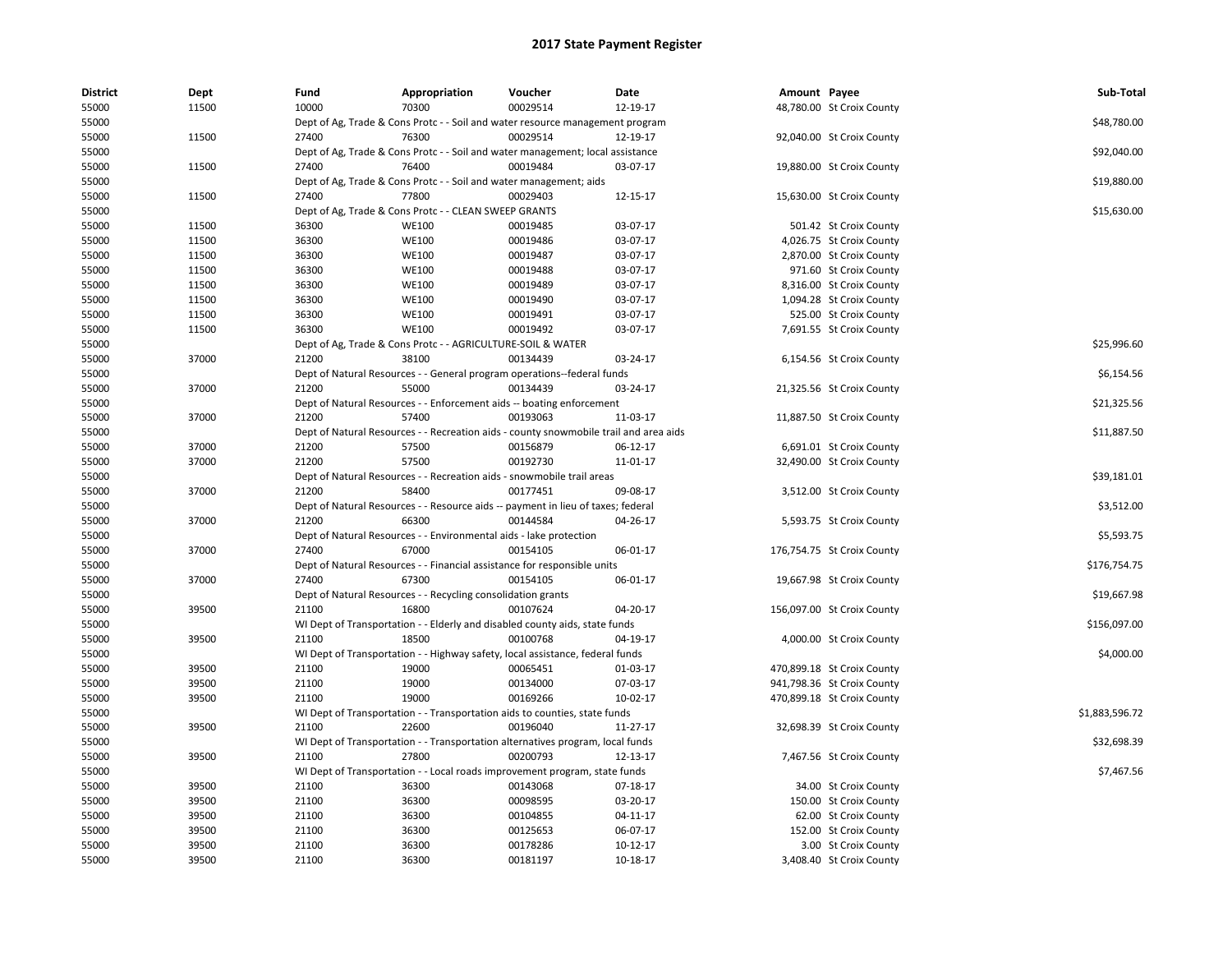# 2017 State Payment Register

| District | Dept | Fund | Appropriation | Voucher | Date | Amount | Payee | Sub-Total |
|---|---|---|---|---|---|---|---|---|
| 55000 | 11500 | 10000 | 70300 | 00029514 | 12-19-17 | 48,780.00 | St Croix County | |
| 55000 | | Dept of Ag, Trade & Cons Protc - - Soil and water resource management program | | | | | | $48,780.00 |
| 55000 | 11500 | 27400 | 76300 | 00029514 | 12-19-17 | 92,040.00 | St Croix County | |
| 55000 | | Dept of Ag, Trade & Cons Protc - - Soil and water management; local assistance | | | | | | $92,040.00 |
| 55000 | 11500 | 27400 | 76400 | 00019484 | 03-07-17 | 19,880.00 | St Croix County | |
| 55000 | | Dept of Ag, Trade & Cons Protc - - Soil and water management; aids | | | | | | $19,880.00 |
| 55000 | 11500 | 27400 | 77800 | 00029403 | 12-15-17 | 15,630.00 | St Croix County | |
| 55000 | | Dept of Ag, Trade & Cons Protc - - CLEAN SWEEP GRANTS | | | | | | $15,630.00 |
| 55000 | 11500 | 36300 | WE100 | 00019485 | 03-07-17 | 501.42 | St Croix County | |
| 55000 | 11500 | 36300 | WE100 | 00019486 | 03-07-17 | 4,026.75 | St Croix County | |
| 55000 | 11500 | 36300 | WE100 | 00019487 | 03-07-17 | 2,870.00 | St Croix County | |
| 55000 | 11500 | 36300 | WE100 | 00019488 | 03-07-17 | 971.60 | St Croix County | |
| 55000 | 11500 | 36300 | WE100 | 00019489 | 03-07-17 | 8,316.00 | St Croix County | |
| 55000 | 11500 | 36300 | WE100 | 00019490 | 03-07-17 | 1,094.28 | St Croix County | |
| 55000 | 11500 | 36300 | WE100 | 00019491 | 03-07-17 | 525.00 | St Croix County | |
| 55000 | 11500 | 36300 | WE100 | 00019492 | 03-07-17 | 7,691.55 | St Croix County | |
| 55000 | | Dept of Ag, Trade & Cons Protc - - AGRICULTURE-SOIL & WATER | | | | | | $25,996.60 |
| 55000 | 37000 | 21200 | 38100 | 00134439 | 03-24-17 | 6,154.56 | St Croix County | |
| 55000 | | Dept of Natural Resources - - General program operations--federal funds | | | | | | $6,154.56 |
| 55000 | 37000 | 21200 | 55000 | 00134439 | 03-24-17 | 21,325.56 | St Croix County | |
| 55000 | | Dept of Natural Resources - - Enforcement aids -- boating enforcement | | | | | | $21,325.56 |
| 55000 | 37000 | 21200 | 57400 | 00193063 | 11-03-17 | 11,887.50 | St Croix County | |
| 55000 | | Dept of Natural Resources - - Recreation aids - county snowmobile trail and area aids | | | | | | $11,887.50 |
| 55000 | 37000 | 21200 | 57500 | 00156879 | 06-12-17 | 6,691.01 | St Croix County | |
| 55000 | 37000 | 21200 | 57500 | 00192730 | 11-01-17 | 32,490.00 | St Croix County | |
| 55000 | | Dept of Natural Resources - - Recreation aids - snowmobile trail areas | | | | | | $39,181.01 |
| 55000 | 37000 | 21200 | 58400 | 00177451 | 09-08-17 | 3,512.00 | St Croix County | |
| 55000 | | Dept of Natural Resources - - Resource aids -- payment in lieu of taxes; federal | | | | | | $3,512.00 |
| 55000 | 37000 | 21200 | 66300 | 00144584 | 04-26-17 | 5,593.75 | St Croix County | |
| 55000 | | Dept of Natural Resources - - Environmental aids - lake protection | | | | | | $5,593.75 |
| 55000 | 37000 | 27400 | 67000 | 00154105 | 06-01-17 | 176,754.75 | St Croix County | |
| 55000 | | Dept of Natural Resources - - Financial assistance for responsible units | | | | | | $176,754.75 |
| 55000 | 37000 | 27400 | 67300 | 00154105 | 06-01-17 | 19,667.98 | St Croix County | |
| 55000 | | Dept of Natural Resources - - Recycling consolidation grants | | | | | | $19,667.98 |
| 55000 | 39500 | 21100 | 16800 | 00107624 | 04-20-17 | 156,097.00 | St Croix County | |
| 55000 | | WI Dept of Transportation - - Elderly and disabled county aids, state funds | | | | | | $156,097.00 |
| 55000 | 39500 | 21100 | 18500 | 00100768 | 04-19-17 | 4,000.00 | St Croix County | |
| 55000 | | WI Dept of Transportation - - Highway safety, local assistance, federal funds | | | | | | $4,000.00 |
| 55000 | 39500 | 21100 | 19000 | 00065451 | 01-03-17 | 470,899.18 | St Croix County | |
| 55000 | 39500 | 21100 | 19000 | 00134000 | 07-03-17 | 941,798.36 | St Croix County | |
| 55000 | 39500 | 21100 | 19000 | 00169266 | 10-02-17 | 470,899.18 | St Croix County | |
| 55000 | | WI Dept of Transportation - - Transportation aids to counties, state funds | | | | | | $1,883,596.72 |
| 55000 | 39500 | 21100 | 22600 | 00196040 | 11-27-17 | 32,698.39 | St Croix County | |
| 55000 | | WI Dept of Transportation - - Transportation alternatives program, local funds | | | | | | $32,698.39 |
| 55000 | 39500 | 21100 | 27800 | 00200793 | 12-13-17 | 7,467.56 | St Croix County | |
| 55000 | | WI Dept of Transportation - - Local roads improvement program, state funds | | | | | | $7,467.56 |
| 55000 | 39500 | 21100 | 36300 | 00143068 | 07-18-17 | 34.00 | St Croix County | |
| 55000 | 39500 | 21100 | 36300 | 00098595 | 03-20-17 | 150.00 | St Croix County | |
| 55000 | 39500 | 21100 | 36300 | 00104855 | 04-11-17 | 62.00 | St Croix County | |
| 55000 | 39500 | 21100 | 36300 | 00125653 | 06-07-17 | 152.00 | St Croix County | |
| 55000 | 39500 | 21100 | 36300 | 00178286 | 10-12-17 | 3.00 | St Croix County | |
| 55000 | 39500 | 21100 | 36300 | 00181197 | 10-18-17 | 3,408.40 | St Croix County | |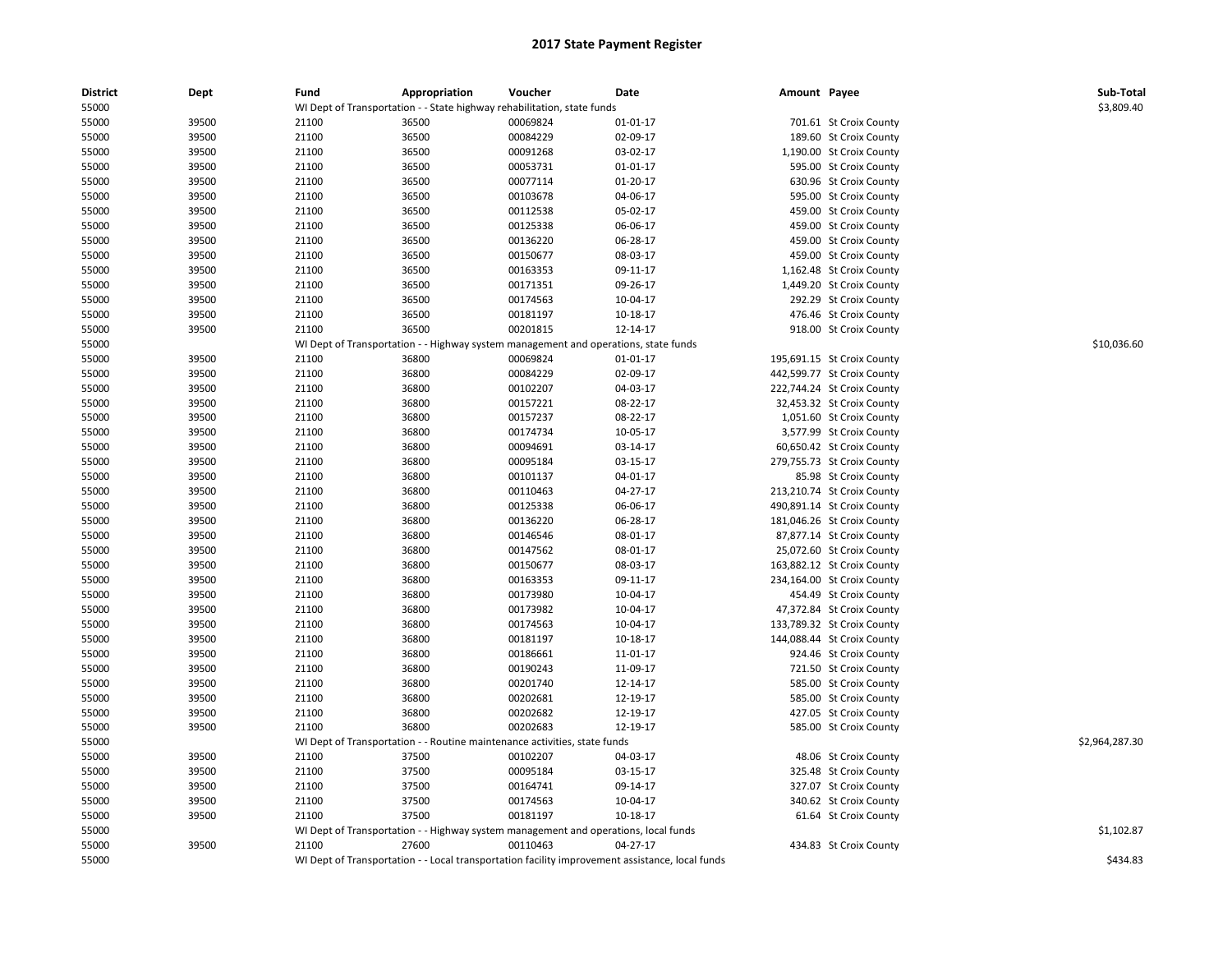# 2017 State Payment Register

| District | Dept | Fund | Appropriation | Voucher | Date | Amount | Payee | Sub-Total |
|---|---|---|---|---|---|---|---|---|
| 55000 | | WI Dept of Transportation - - State highway rehabilitation, state funds | | | | | | $3,809.40 |
| 55000 | 39500 | 21100 | 36500 | 00069824 | 01-01-17 | 701.61 | St Croix County | |
| 55000 | 39500 | 21100 | 36500 | 00084229 | 02-09-17 | 189.60 | St Croix County | |
| 55000 | 39500 | 21100 | 36500 | 00091268 | 03-02-17 | 1,190.00 | St Croix County | |
| 55000 | 39500 | 21100 | 36500 | 00053731 | 01-01-17 | 595.00 | St Croix County | |
| 55000 | 39500 | 21100 | 36500 | 00077114 | 01-20-17 | 630.96 | St Croix County | |
| 55000 | 39500 | 21100 | 36500 | 00103678 | 04-06-17 | 595.00 | St Croix County | |
| 55000 | 39500 | 21100 | 36500 | 00112538 | 05-02-17 | 459.00 | St Croix County | |
| 55000 | 39500 | 21100 | 36500 | 00125338 | 06-06-17 | 459.00 | St Croix County | |
| 55000 | 39500 | 21100 | 36500 | 00136220 | 06-28-17 | 459.00 | St Croix County | |
| 55000 | 39500 | 21100 | 36500 | 00150677 | 08-03-17 | 459.00 | St Croix County | |
| 55000 | 39500 | 21100 | 36500 | 00163353 | 09-11-17 | 1,162.48 | St Croix County | |
| 55000 | 39500 | 21100 | 36500 | 00171351 | 09-26-17 | 1,449.20 | St Croix County | |
| 55000 | 39500 | 21100 | 36500 | 00174563 | 10-04-17 | 292.29 | St Croix County | |
| 55000 | 39500 | 21100 | 36500 | 00181197 | 10-18-17 | 476.46 | St Croix County | |
| 55000 | 39500 | 21100 | 36500 | 00201815 | 12-14-17 | 918.00 | St Croix County | |
| 55000 | | WI Dept of Transportation - - Highway system management and operations, state funds | | | | | | $10,036.60 |
| 55000 | 39500 | 21100 | 36800 | 00069824 | 01-01-17 | 195,691.15 | St Croix County | |
| 55000 | 39500 | 21100 | 36800 | 00084229 | 02-09-17 | 442,599.77 | St Croix County | |
| 55000 | 39500 | 21100 | 36800 | 00102207 | 04-03-17 | 222,744.24 | St Croix County | |
| 55000 | 39500 | 21100 | 36800 | 00157221 | 08-22-17 | 32,453.32 | St Croix County | |
| 55000 | 39500 | 21100 | 36800 | 00157237 | 08-22-17 | 1,051.60 | St Croix County | |
| 55000 | 39500 | 21100 | 36800 | 00174734 | 10-05-17 | 3,577.99 | St Croix County | |
| 55000 | 39500 | 21100 | 36800 | 00094691 | 03-14-17 | 60,650.42 | St Croix County | |
| 55000 | 39500 | 21100 | 36800 | 00095184 | 03-15-17 | 279,755.73 | St Croix County | |
| 55000 | 39500 | 21100 | 36800 | 00101137 | 04-01-17 | 85.98 | St Croix County | |
| 55000 | 39500 | 21100 | 36800 | 00110463 | 04-27-17 | 213,210.74 | St Croix County | |
| 55000 | 39500 | 21100 | 36800 | 00125338 | 06-06-17 | 490,891.14 | St Croix County | |
| 55000 | 39500 | 21100 | 36800 | 00136220 | 06-28-17 | 181,046.26 | St Croix County | |
| 55000 | 39500 | 21100 | 36800 | 00146546 | 08-01-17 | 87,877.14 | St Croix County | |
| 55000 | 39500 | 21100 | 36800 | 00147562 | 08-01-17 | 25,072.60 | St Croix County | |
| 55000 | 39500 | 21100 | 36800 | 00150677 | 08-03-17 | 163,882.12 | St Croix County | |
| 55000 | 39500 | 21100 | 36800 | 00163353 | 09-11-17 | 234,164.00 | St Croix County | |
| 55000 | 39500 | 21100 | 36800 | 00173980 | 10-04-17 | 454.49 | St Croix County | |
| 55000 | 39500 | 21100 | 36800 | 00173982 | 10-04-17 | 47,372.84 | St Croix County | |
| 55000 | 39500 | 21100 | 36800 | 00174563 | 10-04-17 | 133,789.32 | St Croix County | |
| 55000 | 39500 | 21100 | 36800 | 00181197 | 10-18-17 | 144,088.44 | St Croix County | |
| 55000 | 39500 | 21100 | 36800 | 00186661 | 11-01-17 | 924.46 | St Croix County | |
| 55000 | 39500 | 21100 | 36800 | 00190243 | 11-09-17 | 721.50 | St Croix County | |
| 55000 | 39500 | 21100 | 36800 | 00201740 | 12-14-17 | 585.00 | St Croix County | |
| 55000 | 39500 | 21100 | 36800 | 00202681 | 12-19-17 | 585.00 | St Croix County | |
| 55000 | 39500 | 21100 | 36800 | 00202682 | 12-19-17 | 427.05 | St Croix County | |
| 55000 | 39500 | 21100 | 36800 | 00202683 | 12-19-17 | 585.00 | St Croix County | |
| 55000 | | WI Dept of Transportation - - Routine maintenance activities, state funds | | | | | | $2,964,287.30 |
| 55000 | 39500 | 21100 | 37500 | 00102207 | 04-03-17 | 48.06 | St Croix County | |
| 55000 | 39500 | 21100 | 37500 | 00095184 | 03-15-17 | 325.48 | St Croix County | |
| 55000 | 39500 | 21100 | 37500 | 00164741 | 09-14-17 | 327.07 | St Croix County | |
| 55000 | 39500 | 21100 | 37500 | 00174563 | 10-04-17 | 340.62 | St Croix County | |
| 55000 | 39500 | 21100 | 37500 | 00181197 | 10-18-17 | 61.64 | St Croix County | |
| 55000 | | WI Dept of Transportation - - Highway system management and operations, local funds | | | | | | $1,102.87 |
| 55000 | 39500 | 21100 | 27600 | 00110463 | 04-27-17 | 434.83 | St Croix County | |
| 55000 | | WI Dept of Transportation - - Local transportation facility improvement assistance, local funds | | | | | | $434.83 |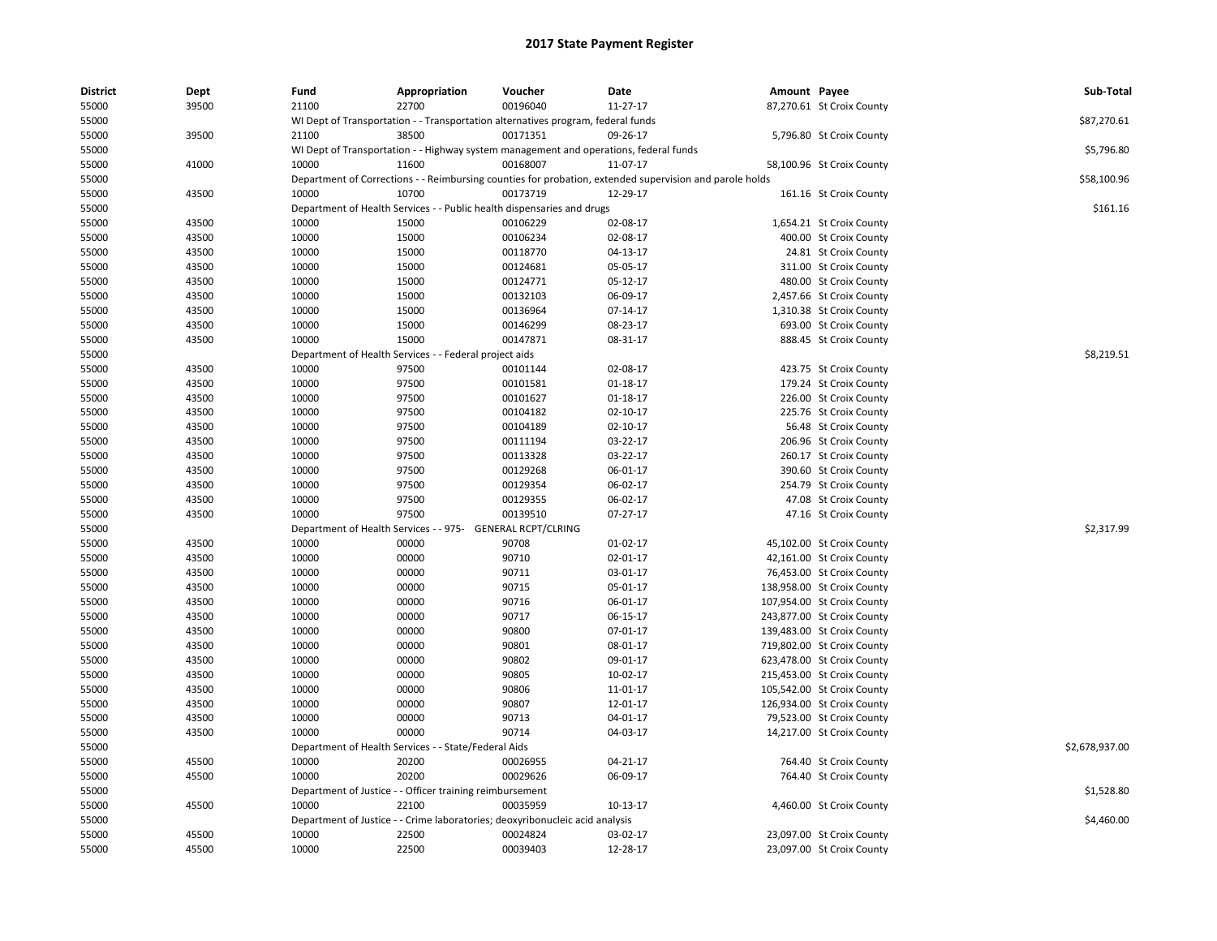# 2017 State Payment Register

| District | Dept | Fund | Appropriation | Voucher | Date | Amount | Payee | Sub-Total |
|---|---|---|---|---|---|---|---|---|
| 55000 | 39500 | 21100 | 22700 | 00196040 | 11-27-17 | 87,270.61 | St Croix County | |
| 55000 | | WI Dept of Transportation - - Transportation alternatives program, federal funds | | | | | | $87,270.61 |
| 55000 | 39500 | 21100 | 38500 | 00171351 | 09-26-17 | 5,796.80 | St Croix County | |
| 55000 | | WI Dept of Transportation - - Highway system management and operations, federal funds | | | | | | $5,796.80 |
| 55000 | 41000 | 10000 | 11600 | 00168007 | 11-07-17 | 58,100.96 | St Croix County | |
| 55000 | | Department of Corrections - - Reimbursing counties for probation, extended supervision and parole holds | | | | | | $58,100.96 |
| 55000 | 43500 | 10000 | 10700 | 00173719 | 12-29-17 | 161.16 | St Croix County | |
| 55000 | | Department of Health Services - - Public health dispensaries and drugs | | | | | | $161.16 |
| 55000 | 43500 | 10000 | 15000 | 00106229 | 02-08-17 | 1,654.21 | St Croix County | |
| 55000 | 43500 | 10000 | 15000 | 00106234 | 02-08-17 | 400.00 | St Croix County | |
| 55000 | 43500 | 10000 | 15000 | 00118770 | 04-13-17 | 24.81 | St Croix County | |
| 55000 | 43500 | 10000 | 15000 | 00124681 | 05-05-17 | 311.00 | St Croix County | |
| 55000 | 43500 | 10000 | 15000 | 00124771 | 05-12-17 | 480.00 | St Croix County | |
| 55000 | 43500 | 10000 | 15000 | 00132103 | 06-09-17 | 2,457.66 | St Croix County | |
| 55000 | 43500 | 10000 | 15000 | 00136964 | 07-14-17 | 1,310.38 | St Croix County | |
| 55000 | 43500 | 10000 | 15000 | 00146299 | 08-23-17 | 693.00 | St Croix County | |
| 55000 | 43500 | 10000 | 15000 | 00147871 | 08-31-17 | 888.45 | St Croix County | |
| 55000 | | Department of Health Services - - Federal project aids | | | | | | $8,219.51 |
| 55000 | 43500 | 10000 | 97500 | 00101144 | 02-08-17 | 423.75 | St Croix County | |
| 55000 | 43500 | 10000 | 97500 | 00101581 | 01-18-17 | 179.24 | St Croix County | |
| 55000 | 43500 | 10000 | 97500 | 00101627 | 01-18-17 | 226.00 | St Croix County | |
| 55000 | 43500 | 10000 | 97500 | 00104182 | 02-10-17 | 225.76 | St Croix County | |
| 55000 | 43500 | 10000 | 97500 | 00104189 | 02-10-17 | 56.48 | St Croix County | |
| 55000 | 43500 | 10000 | 97500 | 00111194 | 03-22-17 | 206.96 | St Croix County | |
| 55000 | 43500 | 10000 | 97500 | 00113328 | 03-22-17 | 260.17 | St Croix County | |
| 55000 | 43500 | 10000 | 97500 | 00129268 | 06-01-17 | 390.60 | St Croix County | |
| 55000 | 43500 | 10000 | 97500 | 00129354 | 06-02-17 | 254.79 | St Croix County | |
| 55000 | 43500 | 10000 | 97500 | 00129355 | 06-02-17 | 47.08 | St Croix County | |
| 55000 | 43500 | 10000 | 97500 | 00139510 | 07-27-17 | 47.16 | St Croix County | |
| 55000 | | Department of Health Services - - 975- GENERAL RCPT/CLRING | | | | | | $2,317.99 |
| 55000 | 43500 | 10000 | 00000 | 90708 | 01-02-17 | 45,102.00 | St Croix County | |
| 55000 | 43500 | 10000 | 00000 | 90710 | 02-01-17 | 42,161.00 | St Croix County | |
| 55000 | 43500 | 10000 | 00000 | 90711 | 03-01-17 | 76,453.00 | St Croix County | |
| 55000 | 43500 | 10000 | 00000 | 90715 | 05-01-17 | 138,958.00 | St Croix County | |
| 55000 | 43500 | 10000 | 00000 | 90716 | 06-01-17 | 107,954.00 | St Croix County | |
| 55000 | 43500 | 10000 | 00000 | 90717 | 06-15-17 | 243,877.00 | St Croix County | |
| 55000 | 43500 | 10000 | 00000 | 90800 | 07-01-17 | 139,483.00 | St Croix County | |
| 55000 | 43500 | 10000 | 00000 | 90801 | 08-01-17 | 719,802.00 | St Croix County | |
| 55000 | 43500 | 10000 | 00000 | 90802 | 09-01-17 | 623,478.00 | St Croix County | |
| 55000 | 43500 | 10000 | 00000 | 90805 | 10-02-17 | 215,453.00 | St Croix County | |
| 55000 | 43500 | 10000 | 00000 | 90806 | 11-01-17 | 105,542.00 | St Croix County | |
| 55000 | 43500 | 10000 | 00000 | 90807 | 12-01-17 | 126,934.00 | St Croix County | |
| 55000 | 43500 | 10000 | 00000 | 90713 | 04-01-17 | 79,523.00 | St Croix County | |
| 55000 | 43500 | 10000 | 00000 | 90714 | 04-03-17 | 14,217.00 | St Croix County | |
| 55000 | | Department of Health Services - - State/Federal Aids | | | | | | $2,678,937.00 |
| 55000 | 45500 | 10000 | 20200 | 00026955 | 04-21-17 | 764.40 | St Croix County | |
| 55000 | 45500 | 10000 | 20200 | 00029626 | 06-09-17 | 764.40 | St Croix County | |
| 55000 | | Department of Justice - - Officer training reimbursement | | | | | | $1,528.80 |
| 55000 | 45500 | 10000 | 22100 | 00035959 | 10-13-17 | 4,460.00 | St Croix County | |
| 55000 | | Department of Justice - - Crime laboratories; deoxyribonucleic acid analysis | | | | | | $4,460.00 |
| 55000 | 45500 | 10000 | 22500 | 00024824 | 03-02-17 | 23,097.00 | St Croix County | |
| 55000 | 45500 | 10000 | 22500 | 00039403 | 12-28-17 | 23,097.00 | St Croix County | |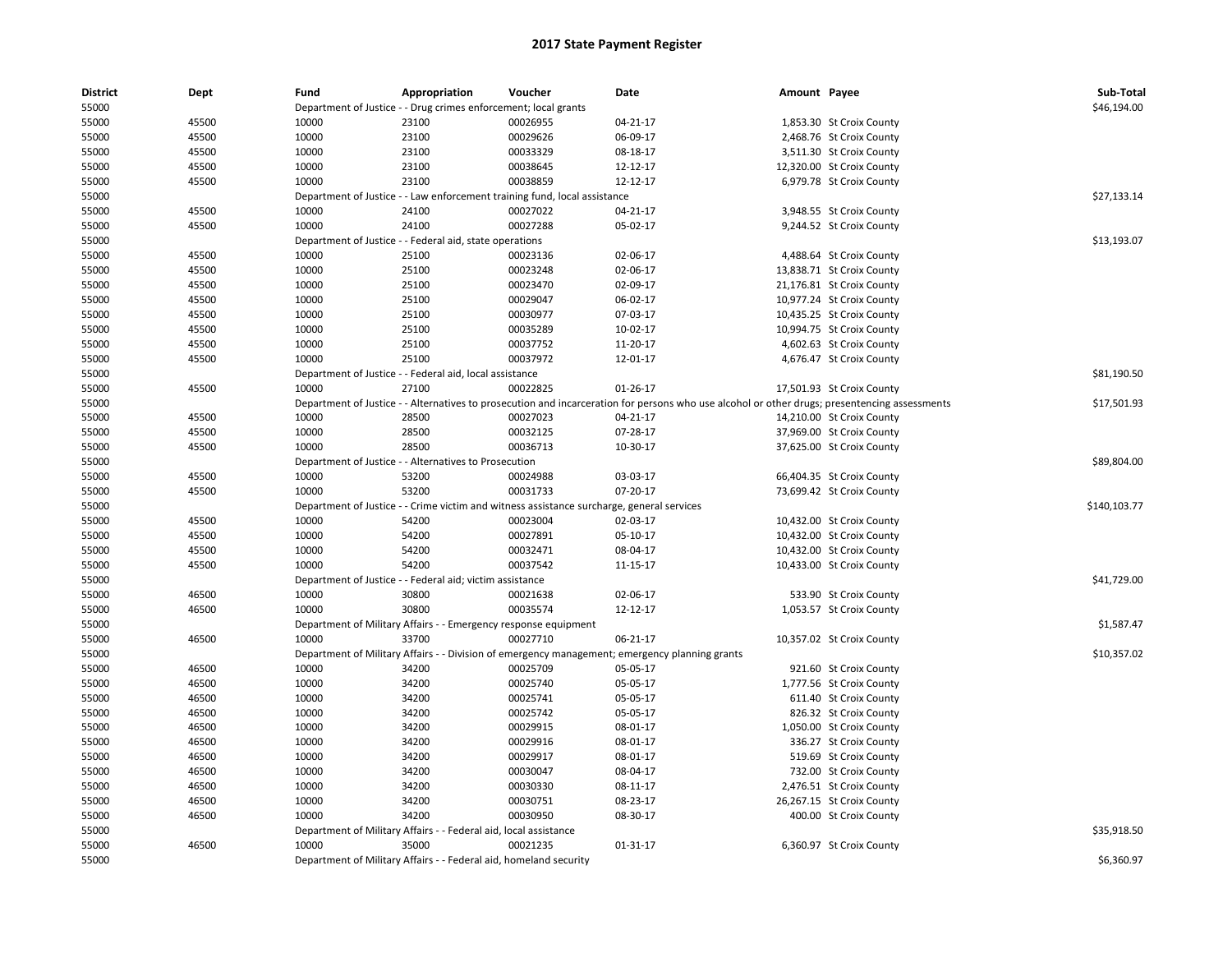## 2017 State Payment Register

| District | Dept | Fund | Appropriation | Voucher | Date | Amount | Payee | Sub-Total |
|---|---|---|---|---|---|---|---|---|
| 55000 | | Department of Justice - - Drug crimes enforcement; local grants | | | | | | $46,194.00 |
| 55000 | 45500 | 10000 | 23100 | 00026955 | 04-21-17 | 1,853.30 | St Croix County | |
| 55000 | 45500 | 10000 | 23100 | 00029626 | 06-09-17 | 2,468.76 | St Croix County | |
| 55000 | 45500 | 10000 | 23100 | 00033329 | 08-18-17 | 3,511.30 | St Croix County | |
| 55000 | 45500 | 10000 | 23100 | 00038645 | 12-12-17 | 12,320.00 | St Croix County | |
| 55000 | 45500 | 10000 | 23100 | 00038859 | 12-12-17 | 6,979.78 | St Croix County | |
| 55000 | | Department of Justice - - Law enforcement training fund, local assistance | | | | | | $27,133.14 |
| 55000 | 45500 | 10000 | 24100 | 00027022 | 04-21-17 | 3,948.55 | St Croix County | |
| 55000 | 45500 | 10000 | 24100 | 00027288 | 05-02-17 | 9,244.52 | St Croix County | |
| 55000 | | Department of Justice - - Federal aid, state operations | | | | | | $13,193.07 |
| 55000 | 45500 | 10000 | 25100 | 00023136 | 02-06-17 | 4,488.64 | St Croix County | |
| 55000 | 45500 | 10000 | 25100 | 00023248 | 02-06-17 | 13,838.71 | St Croix County | |
| 55000 | 45500 | 10000 | 25100 | 00023470 | 02-09-17 | 21,176.81 | St Croix County | |
| 55000 | 45500 | 10000 | 25100 | 00029047 | 06-02-17 | 10,977.24 | St Croix County | |
| 55000 | 45500 | 10000 | 25100 | 00030977 | 07-03-17 | 10,435.25 | St Croix County | |
| 55000 | 45500 | 10000 | 25100 | 00035289 | 10-02-17 | 10,994.75 | St Croix County | |
| 55000 | 45500 | 10000 | 25100 | 00037752 | 11-20-17 | 4,602.63 | St Croix County | |
| 55000 | 45500 | 10000 | 25100 | 00037972 | 12-01-17 | 4,676.47 | St Croix County | |
| 55000 | | Department of Justice - - Federal aid, local assistance | | | | | | $81,190.50 |
| 55000 | 45500 | 10000 | 27100 | 00022825 | 01-26-17 | 17,501.93 | St Croix County | |
| 55000 | | Department of Justice - - Alternatives to prosecution and incarceration for persons who use alcohol or other drugs; presentencing assessments | | | | | | $17,501.93 |
| 55000 | 45500 | 10000 | 28500 | 00027023 | 04-21-17 | 14,210.00 | St Croix County | |
| 55000 | 45500 | 10000 | 28500 | 00032125 | 07-28-17 | 37,969.00 | St Croix County | |
| 55000 | 45500 | 10000 | 28500 | 00036713 | 10-30-17 | 37,625.00 | St Croix County | |
| 55000 | | Department of Justice - - Alternatives to Prosecution | | | | | | $89,804.00 |
| 55000 | 45500 | 10000 | 53200 | 00024988 | 03-03-17 | 66,404.35 | St Croix County | |
| 55000 | 45500 | 10000 | 53200 | 00031733 | 07-20-17 | 73,699.42 | St Croix County | |
| 55000 | | Department of Justice - - Crime victim and witness assistance surcharge, general services | | | | | | $140,103.77 |
| 55000 | 45500 | 10000 | 54200 | 00023004 | 02-03-17 | 10,432.00 | St Croix County | |
| 55000 | 45500 | 10000 | 54200 | 00027891 | 05-10-17 | 10,432.00 | St Croix County | |
| 55000 | 45500 | 10000 | 54200 | 00032471 | 08-04-17 | 10,432.00 | St Croix County | |
| 55000 | 45500 | 10000 | 54200 | 00037542 | 11-15-17 | 10,433.00 | St Croix County | |
| 55000 | | Department of Justice - - Federal aid; victim assistance | | | | | | $41,729.00 |
| 55000 | 46500 | 10000 | 30800 | 00021638 | 02-06-17 | 533.90 | St Croix County | |
| 55000 | 46500 | 10000 | 30800 | 00035574 | 12-12-17 | 1,053.57 | St Croix County | |
| 55000 | | Department of Military Affairs - - Emergency response equipment | | | | | | $1,587.47 |
| 55000 | 46500 | 10000 | 33700 | 00027710 | 06-21-17 | 10,357.02 | St Croix County | |
| 55000 | | Department of Military Affairs - - Division of emergency management; emergency planning grants | | | | | | $10,357.02 |
| 55000 | 46500 | 10000 | 34200 | 00025709 | 05-05-17 | 921.60 | St Croix County | |
| 55000 | 46500 | 10000 | 34200 | 00025740 | 05-05-17 | 1,777.56 | St Croix County | |
| 55000 | 46500 | 10000 | 34200 | 00025741 | 05-05-17 | 611.40 | St Croix County | |
| 55000 | 46500 | 10000 | 34200 | 00025742 | 05-05-17 | 826.32 | St Croix County | |
| 55000 | 46500 | 10000 | 34200 | 00029915 | 08-01-17 | 1,050.00 | St Croix County | |
| 55000 | 46500 | 10000 | 34200 | 00029916 | 08-01-17 | 336.27 | St Croix County | |
| 55000 | 46500 | 10000 | 34200 | 00029917 | 08-01-17 | 519.69 | St Croix County | |
| 55000 | 46500 | 10000 | 34200 | 00030047 | 08-04-17 | 732.00 | St Croix County | |
| 55000 | 46500 | 10000 | 34200 | 00030330 | 08-11-17 | 2,476.51 | St Croix County | |
| 55000 | 46500 | 10000 | 34200 | 00030751 | 08-23-17 | 26,267.15 | St Croix County | |
| 55000 | 46500 | 10000 | 34200 | 00030950 | 08-30-17 | 400.00 | St Croix County | |
| 55000 | | Department of Military Affairs - - Federal aid, local assistance | | | | | | $35,918.50 |
| 55000 | 46500 | 10000 | 35000 | 00021235 | 01-31-17 | 6,360.97 | St Croix County | |
| 55000 | | Department of Military Affairs - - Federal aid, homeland security | | | | | | $6,360.97 |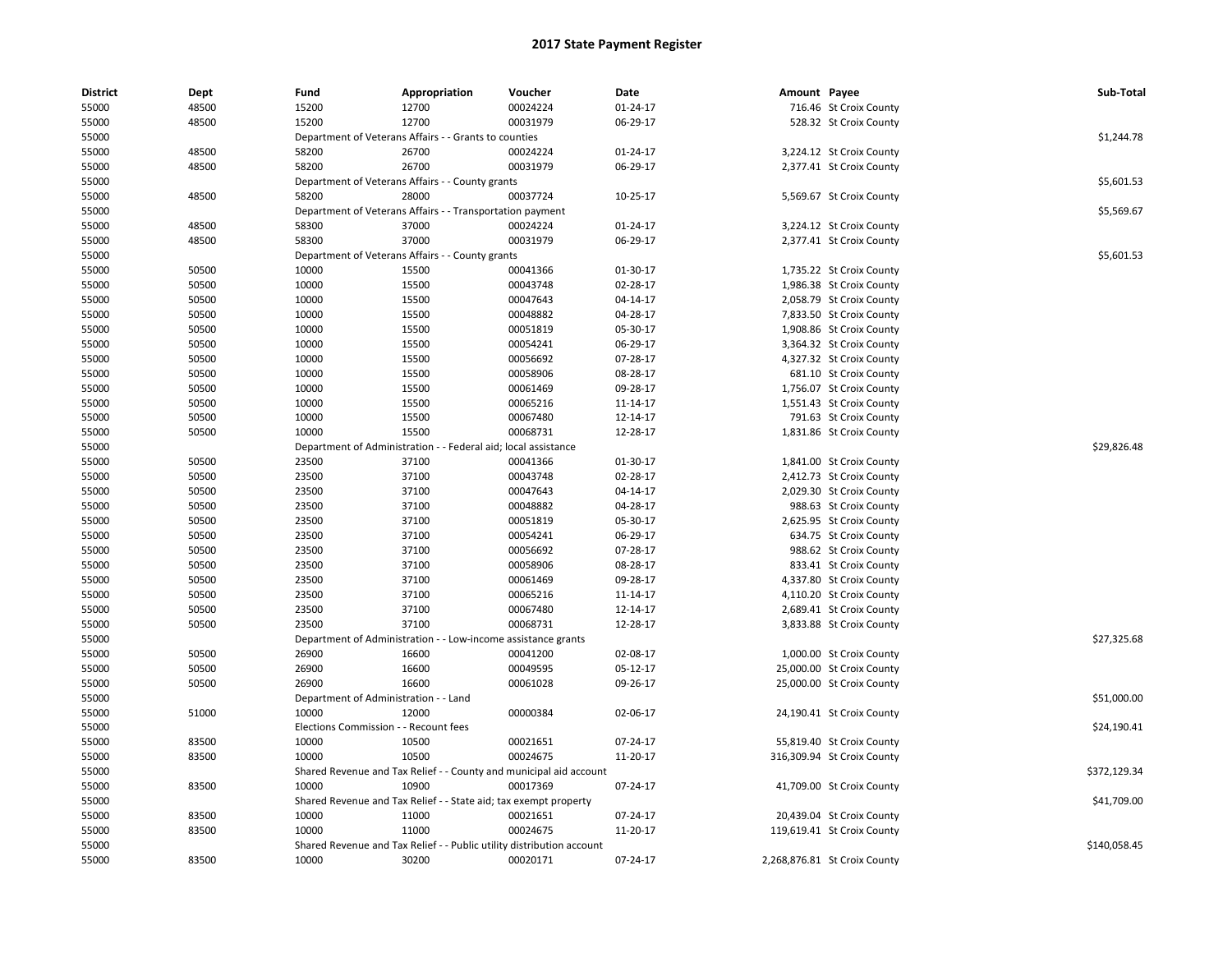# 2017 State Payment Register

| District | Dept | Fund | Appropriation | Voucher | Date | Amount | Payee | Sub-Total |
|---|---|---|---|---|---|---|---|---|
| 55000 | 48500 | 15200 | 12700 | 00024224 | 01-24-17 | 716.46 | St Croix County | |
| 55000 | 48500 | 15200 | 12700 | 00031979 | 06-29-17 | 528.32 | St Croix County | |
| 55000 | | Department of Veterans Affairs - - Grants to counties | | | | | | $1,244.78 |
| 55000 | 48500 | 58200 | 26700 | 00024224 | 01-24-17 | 3,224.12 | St Croix County | |
| 55000 | 48500 | 58200 | 26700 | 00031979 | 06-29-17 | 2,377.41 | St Croix County | |
| 55000 | | Department of Veterans Affairs - - County grants | | | | | | $5,601.53 |
| 55000 | 48500 | 58200 | 28000 | 00037724 | 10-25-17 | 5,569.67 | St Croix County | |
| 55000 | | Department of Veterans Affairs - - Transportation payment | | | | | | $5,569.67 |
| 55000 | 48500 | 58300 | 37000 | 00024224 | 01-24-17 | 3,224.12 | St Croix County | |
| 55000 | 48500 | 58300 | 37000 | 00031979 | 06-29-17 | 2,377.41 | St Croix County | |
| 55000 | | Department of Veterans Affairs - - County grants | | | | | | $5,601.53 |
| 55000 | 50500 | 10000 | 15500 | 00041366 | 01-30-17 | 1,735.22 | St Croix County | |
| 55000 | 50500 | 10000 | 15500 | 00043748 | 02-28-17 | 1,986.38 | St Croix County | |
| 55000 | 50500 | 10000 | 15500 | 00047643 | 04-14-17 | 2,058.79 | St Croix County | |
| 55000 | 50500 | 10000 | 15500 | 00048882 | 04-28-17 | 7,833.50 | St Croix County | |
| 55000 | 50500 | 10000 | 15500 | 00051819 | 05-30-17 | 1,908.86 | St Croix County | |
| 55000 | 50500 | 10000 | 15500 | 00054241 | 06-29-17 | 3,364.32 | St Croix County | |
| 55000 | 50500 | 10000 | 15500 | 00056692 | 07-28-17 | 4,327.32 | St Croix County | |
| 55000 | 50500 | 10000 | 15500 | 00058906 | 08-28-17 | 681.10 | St Croix County | |
| 55000 | 50500 | 10000 | 15500 | 00061469 | 09-28-17 | 1,756.07 | St Croix County | |
| 55000 | 50500 | 10000 | 15500 | 00065216 | 11-14-17 | 1,551.43 | St Croix County | |
| 55000 | 50500 | 10000 | 15500 | 00067480 | 12-14-17 | 791.63 | St Croix County | |
| 55000 | 50500 | 10000 | 15500 | 00068731 | 12-28-17 | 1,831.86 | St Croix County | |
| 55000 | | Department of Administration - - Federal aid; local assistance | | | | | | $29,826.48 |
| 55000 | 50500 | 23500 | 37100 | 00041366 | 01-30-17 | 1,841.00 | St Croix County | |
| 55000 | 50500 | 23500 | 37100 | 00043748 | 02-28-17 | 2,412.73 | St Croix County | |
| 55000 | 50500 | 23500 | 37100 | 00047643 | 04-14-17 | 2,029.30 | St Croix County | |
| 55000 | 50500 | 23500 | 37100 | 00048882 | 04-28-17 | 988.63 | St Croix County | |
| 55000 | 50500 | 23500 | 37100 | 00051819 | 05-30-17 | 2,625.95 | St Croix County | |
| 55000 | 50500 | 23500 | 37100 | 00054241 | 06-29-17 | 634.75 | St Croix County | |
| 55000 | 50500 | 23500 | 37100 | 00056692 | 07-28-17 | 988.62 | St Croix County | |
| 55000 | 50500 | 23500 | 37100 | 00058906 | 08-28-17 | 833.41 | St Croix County | |
| 55000 | 50500 | 23500 | 37100 | 00061469 | 09-28-17 | 4,337.80 | St Croix County | |
| 55000 | 50500 | 23500 | 37100 | 00065216 | 11-14-17 | 4,110.20 | St Croix County | |
| 55000 | 50500 | 23500 | 37100 | 00067480 | 12-14-17 | 2,689.41 | St Croix County | |
| 55000 | 50500 | 23500 | 37100 | 00068731 | 12-28-17 | 3,833.88 | St Croix County | |
| 55000 | | Department of Administration - - Low-income assistance grants | | | | | | $27,325.68 |
| 55000 | 50500 | 26900 | 16600 | 00041200 | 02-08-17 | 1,000.00 | St Croix County | |
| 55000 | 50500 | 26900 | 16600 | 00049595 | 05-12-17 | 25,000.00 | St Croix County | |
| 55000 | 50500 | 26900 | 16600 | 00061028 | 09-26-17 | 25,000.00 | St Croix County | |
| 55000 | | Department of Administration - - Land | | | | | | $51,000.00 |
| 55000 | 51000 | 10000 | 12000 | 00000384 | 02-06-17 | 24,190.41 | St Croix County | |
| 55000 | | Elections Commission - - Recount fees | | | | | | $24,190.41 |
| 55000 | 83500 | 10000 | 10500 | 00021651 | 07-24-17 | 55,819.40 | St Croix County | |
| 55000 | 83500 | 10000 | 10500 | 00024675 | 11-20-17 | 316,309.94 | St Croix County | |
| 55000 | | Shared Revenue and Tax Relief - - County and municipal aid account | | | | | | $372,129.34 |
| 55000 | 83500 | 10000 | 10900 | 00017369 | 07-24-17 | 41,709.00 | St Croix County | |
| 55000 | | Shared Revenue and Tax Relief - - State aid; tax exempt property | | | | | | $41,709.00 |
| 55000 | 83500 | 10000 | 11000 | 00021651 | 07-24-17 | 20,439.04 | St Croix County | |
| 55000 | 83500 | 10000 | 11000 | 00024675 | 11-20-17 | 119,619.41 | St Croix County | |
| 55000 | | Shared Revenue and Tax Relief - - Public utility distribution account | | | | | | $140,058.45 |
| 55000 | 83500 | 10000 | 30200 | 00020171 | 07-24-17 | 2,268,876.81 | St Croix County | |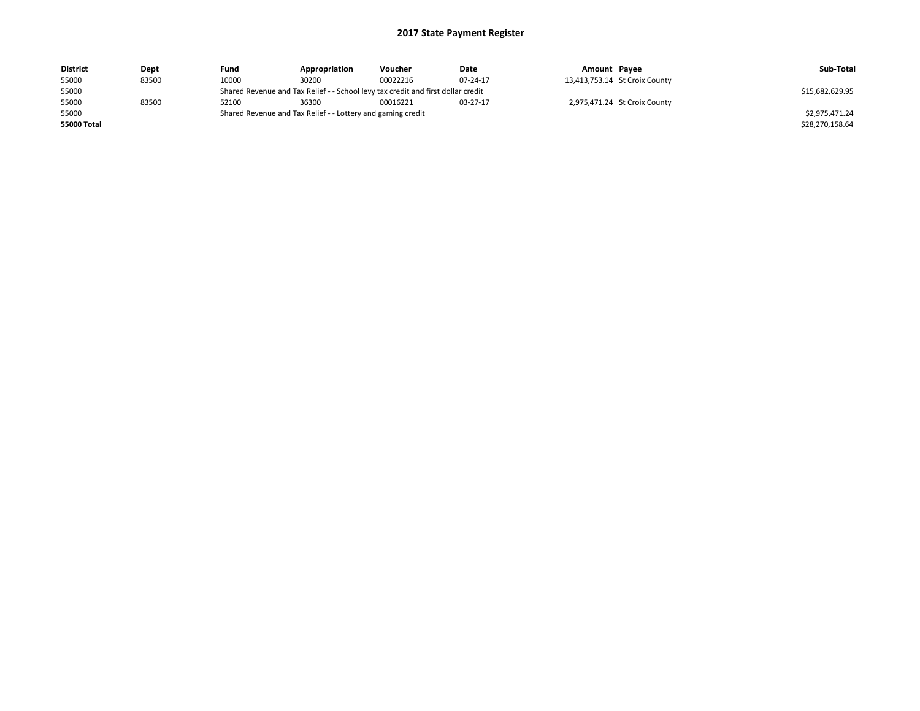# 2017 State Payment Register

| District | Dept | Fund | Appropriation | Voucher | Date | Amount | Payee | Sub-Total |
|---|---|---|---|---|---|---|---|---|
| 55000 | 83500 | 10000 | 30200 | 00022216 | 07-24-17 | 13,413,753.14 | St Croix County | |
| 55000 | | Shared Revenue and Tax Relief - - School levy tax credit and first dollar credit | | | | | | $15,682,629.95 |
| 55000 | 83500 | 52100 | 36300 | 00016221 | 03-27-17 | 2,975,471.24 | St Croix County | |
| 55000 | | Shared Revenue and Tax Relief - - Lottery and gaming credit | | | | | | $2,975,471.24 |
| **55000 Total** | | | | | | | | $28,270,158.64 |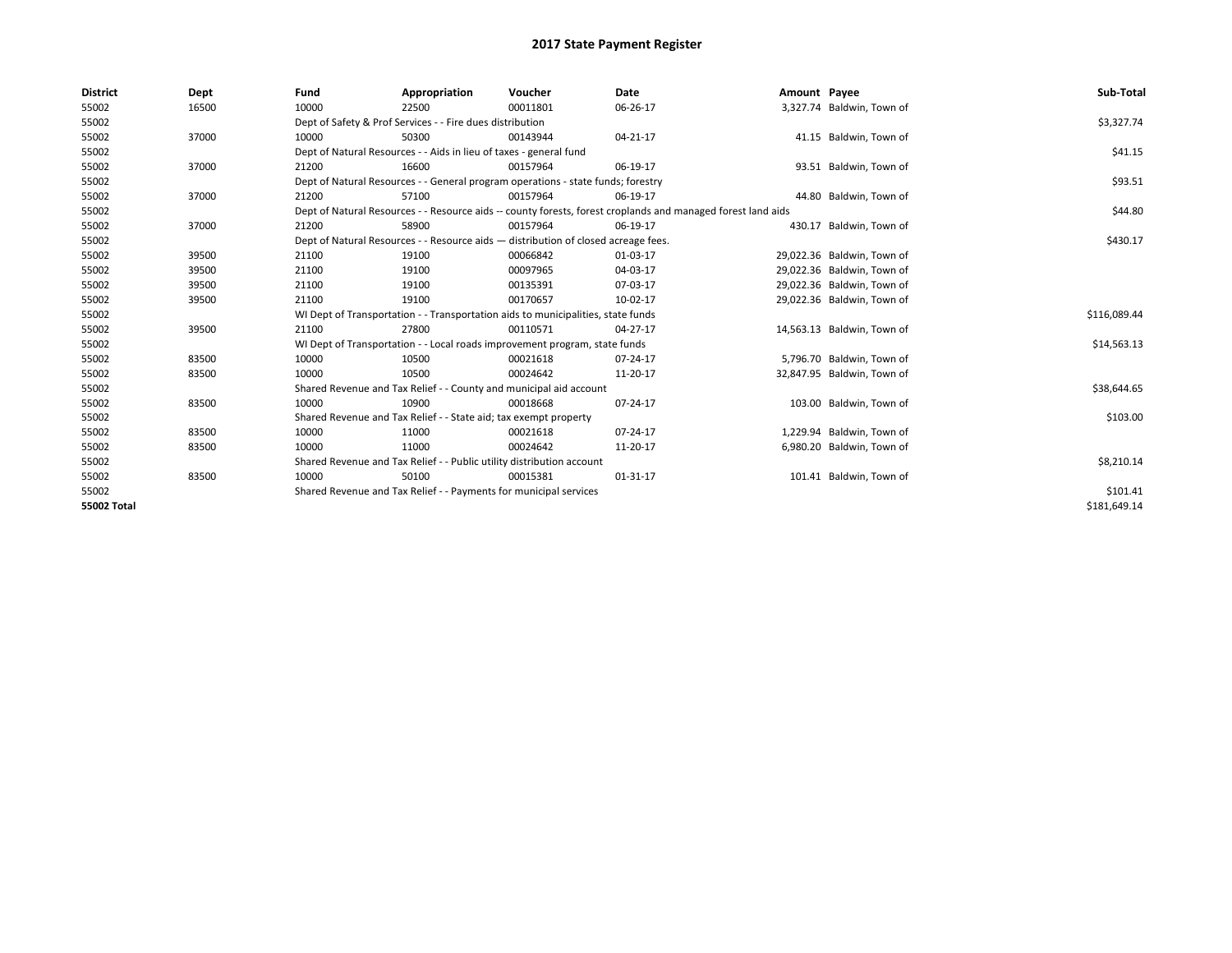# 2017 State Payment Register

| District | Dept | Fund | Appropriation | Voucher | Date | Amount | Payee | Sub-Total |
|---|---|---|---|---|---|---|---|---|
| 55002 | 16500 | 10000 | 22500 | 00011801 | 06-26-17 | 3,327.74 | Baldwin, Town of | |
| 55002 | | Dept of Safety & Prof Services - - Fire dues distribution | | | | | | $3,327.74 |
| 55002 | 37000 | 10000 | 50300 | 00143944 | 04-21-17 | 41.15 | Baldwin, Town of | |
| 55002 | | Dept of Natural Resources - - Aids in lieu of taxes - general fund | | | | | | $41.15 |
| 55002 | 37000 | 21200 | 16600 | 00157964 | 06-19-17 | 93.51 | Baldwin, Town of | |
| 55002 | | Dept of Natural Resources - - General program operations - state funds; forestry | | | | | | $93.51 |
| 55002 | 37000 | 21200 | 57100 | 00157964 | 06-19-17 | 44.80 | Baldwin, Town of | |
| 55002 | | Dept of Natural Resources - - Resource aids -- county forests, forest croplands and managed forest land aids | | | | | | $44.80 |
| 55002 | 37000 | 21200 | 58900 | 00157964 | 06-19-17 | 430.17 | Baldwin, Town of | |
| 55002 | | Dept of Natural Resources - - Resource aids — distribution of closed acreage fees. | | | | | | $430.17 |
| 55002 | 39500 | 21100 | 19100 | 00066842 | 01-03-17 | 29,022.36 | Baldwin, Town of | |
| 55002 | 39500 | 21100 | 19100 | 00097965 | 04-03-17 | 29,022.36 | Baldwin, Town of | |
| 55002 | 39500 | 21100 | 19100 | 00135391 | 07-03-17 | 29,022.36 | Baldwin, Town of | |
| 55002 | 39500 | 21100 | 19100 | 00170657 | 10-02-17 | 29,022.36 | Baldwin, Town of | |
| 55002 | | WI Dept of Transportation - - Transportation aids to municipalities, state funds | | | | | | $116,089.44 |
| 55002 | 39500 | 21100 | 27800 | 00110571 | 04-27-17 | 14,563.13 | Baldwin, Town of | |
| 55002 | | WI Dept of Transportation - - Local roads improvement program, state funds | | | | | | $14,563.13 |
| 55002 | 83500 | 10000 | 10500 | 00021618 | 07-24-17 | 5,796.70 | Baldwin, Town of | |
| 55002 | 83500 | 10000 | 10500 | 00024642 | 11-20-17 | 32,847.95 | Baldwin, Town of | |
| 55002 | | Shared Revenue and Tax Relief - - County and municipal aid account | | | | | | $38,644.65 |
| 55002 | 83500 | 10000 | 10900 | 00018668 | 07-24-17 | 103.00 | Baldwin, Town of | |
| 55002 | | Shared Revenue and Tax Relief - - State aid; tax exempt property | | | | | | $103.00 |
| 55002 | 83500 | 10000 | 11000 | 00021618 | 07-24-17 | 1,229.94 | Baldwin, Town of | |
| 55002 | 83500 | 10000 | 11000 | 00024642 | 11-20-17 | 6,980.20 | Baldwin, Town of | |
| 55002 | | Shared Revenue and Tax Relief - - Public utility distribution account | | | | | | $8,210.14 |
| 55002 | 83500 | 10000 | 50100 | 00015381 | 01-31-17 | 101.41 | Baldwin, Town of | |
| 55002 | | Shared Revenue and Tax Relief - - Payments for municipal services | | | | | | $101.41 |
| **55002 Total** | | | | | | | | $181,649.14 |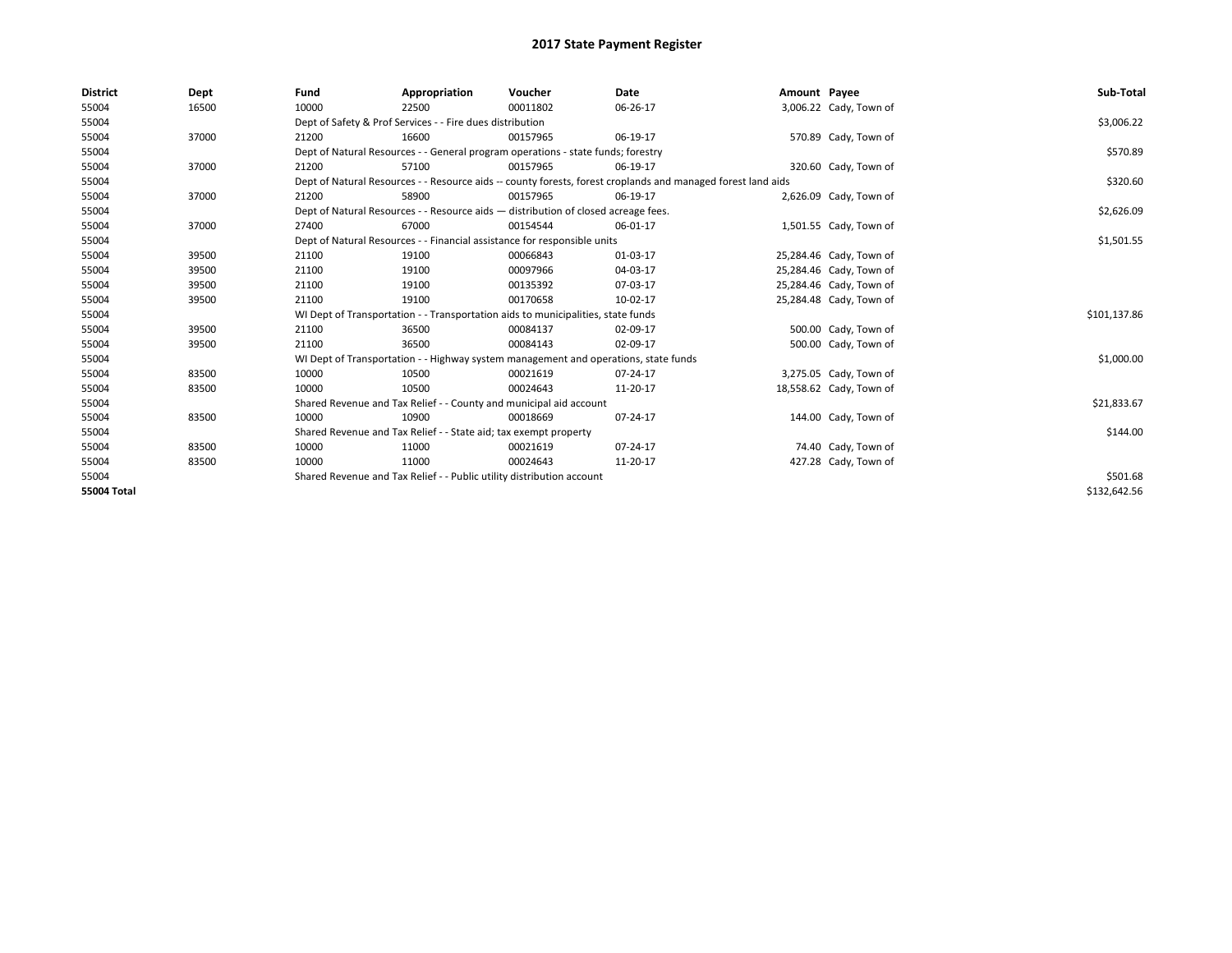# 2017 State Payment Register

| District | Dept | Fund | Appropriation | Voucher | Date | Amount | Payee | Sub-Total |
|---|---|---|---|---|---|---|---|---|
| 55004 | 16500 | 10000 | 22500 | 00011802 | 06-26-17 | 3,006.22 | Cady, Town of | |
| 55004 | | Dept of Safety & Prof Services - - Fire dues distribution | | | | | | $3,006.22 |
| 55004 | 37000 | 21200 | 16600 | 00157965 | 06-19-17 | 570.89 | Cady, Town of | |
| 55004 | | Dept of Natural Resources - - General program operations - state funds; forestry | | | | | | $570.89 |
| 55004 | 37000 | 21200 | 57100 | 00157965 | 06-19-17 | 320.60 | Cady, Town of | |
| 55004 | | Dept of Natural Resources - - Resource aids -- county forests, forest croplands and managed forest land aids | | | | | | $320.60 |
| 55004 | 37000 | 21200 | 58900 | 00157965 | 06-19-17 | 2,626.09 | Cady, Town of | |
| 55004 | | Dept of Natural Resources - - Resource aids — distribution of closed acreage fees. | | | | | | $2,626.09 |
| 55004 | 37000 | 27400 | 67000 | 00154544 | 06-01-17 | 1,501.55 | Cady, Town of | |
| 55004 | | Dept of Natural Resources - - Financial assistance for responsible units | | | | | | $1,501.55 |
| 55004 | 39500 | 21100 | 19100 | 00066843 | 01-03-17 | 25,284.46 | Cady, Town of | |
| 55004 | 39500 | 21100 | 19100 | 00097966 | 04-03-17 | 25,284.46 | Cady, Town of | |
| 55004 | 39500 | 21100 | 19100 | 00135392 | 07-03-17 | 25,284.46 | Cady, Town of | |
| 55004 | 39500 | 21100 | 19100 | 00170658 | 10-02-17 | 25,284.48 | Cady, Town of | |
| 55004 | | WI Dept of Transportation - - Transportation aids to municipalities, state funds | | | | | | $101,137.86 |
| 55004 | 39500 | 21100 | 36500 | 00084137 | 02-09-17 | 500.00 | Cady, Town of | |
| 55004 | 39500 | 21100 | 36500 | 00084143 | 02-09-17 | 500.00 | Cady, Town of | |
| 55004 | | WI Dept of Transportation - - Highway system management and operations, state funds | | | | | | $1,000.00 |
| 55004 | 83500 | 10000 | 10500 | 00021619 | 07-24-17 | 3,275.05 | Cady, Town of | |
| 55004 | 83500 | 10000 | 10500 | 00024643 | 11-20-17 | 18,558.62 | Cady, Town of | |
| 55004 | | Shared Revenue and Tax Relief - - County and municipal aid account | | | | | | $21,833.67 |
| 55004 | 83500 | 10000 | 10900 | 00018669 | 07-24-17 | 144.00 | Cady, Town of | |
| 55004 | | Shared Revenue and Tax Relief - - State aid; tax exempt property | | | | | | $144.00 |
| 55004 | 83500 | 10000 | 11000 | 00021619 | 07-24-17 | 74.40 | Cady, Town of | |
| 55004 | 83500 | 10000 | 11000 | 00024643 | 11-20-17 | 427.28 | Cady, Town of | |
| 55004 | | Shared Revenue and Tax Relief - - Public utility distribution account | | | | | | $501.68 |
| **55004 Total** | | | | | | | | $132,642.56 |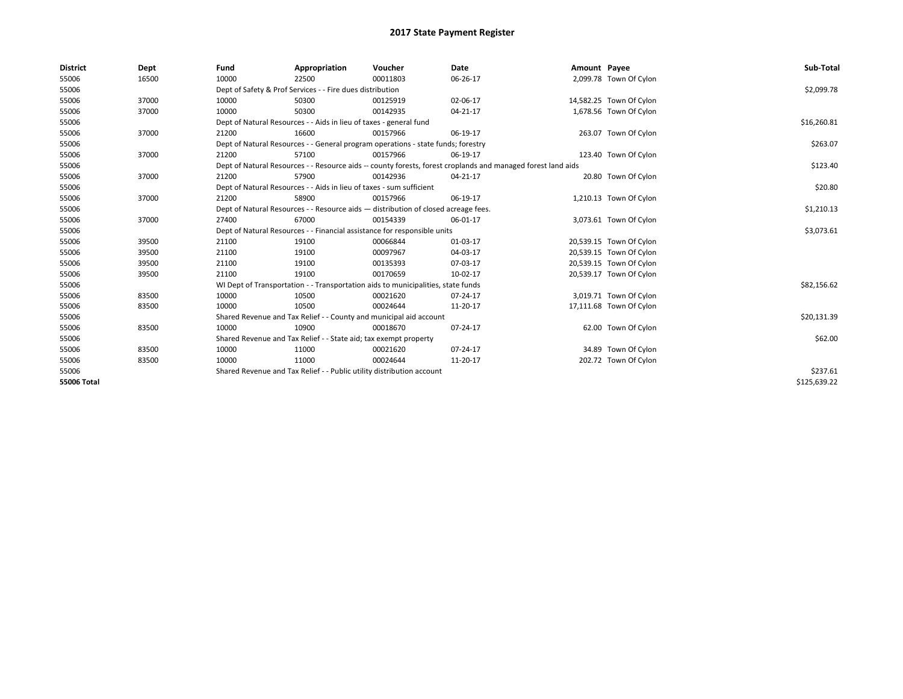# 2017 State Payment Register

| District | Dept | Fund | Appropriation | Voucher | Date | Amount | Payee | Sub-Total |
|---|---|---|---|---|---|---|---|---|
| 55006 | 16500 | 10000 | 22500 | 00011803 | 06-26-17 | 2,099.78 | Town Of Cylon | |
| 55006 | | Dept of Safety & Prof Services - - Fire dues distribution | | | | | | $2,099.78 |
| 55006 | 37000 | 10000 | 50300 | 00125919 | 02-06-17 | 14,582.25 | Town Of Cylon | |
| 55006 | 37000 | 10000 | 50300 | 00142935 | 04-21-17 | 1,678.56 | Town Of Cylon | |
| 55006 | | Dept of Natural Resources - - Aids in lieu of taxes - general fund | | | | | | $16,260.81 |
| 55006 | 37000 | 21200 | 16600 | 00157966 | 06-19-17 | 263.07 | Town Of Cylon | |
| 55006 | | Dept of Natural Resources - - General program operations - state funds; forestry | | | | | | $263.07 |
| 55006 | 37000 | 21200 | 57100 | 00157966 | 06-19-17 | 123.40 | Town Of Cylon | |
| 55006 | | Dept of Natural Resources - - Resource aids -- county forests, forest croplands and managed forest land aids | | | | | | $123.40 |
| 55006 | 37000 | 21200 | 57900 | 00142936 | 04-21-17 | 20.80 | Town Of Cylon | |
| 55006 | | Dept of Natural Resources - - Aids in lieu of taxes - sum sufficient | | | | | | $20.80 |
| 55006 | 37000 | 21200 | 58900 | 00157966 | 06-19-17 | 1,210.13 | Town Of Cylon | |
| 55006 | | Dept of Natural Resources - - Resource aids — distribution of closed acreage fees. | | | | | | $1,210.13 |
| 55006 | 37000 | 27400 | 67000 | 00154339 | 06-01-17 | 3,073.61 | Town Of Cylon | |
| 55006 | | Dept of Natural Resources - - Financial assistance for responsible units | | | | | | $3,073.61 |
| 55006 | 39500 | 21100 | 19100 | 00066844 | 01-03-17 | 20,539.15 | Town Of Cylon | |
| 55006 | 39500 | 21100 | 19100 | 00097967 | 04-03-17 | 20,539.15 | Town Of Cylon | |
| 55006 | 39500 | 21100 | 19100 | 00135393 | 07-03-17 | 20,539.15 | Town Of Cylon | |
| 55006 | 39500 | 21100 | 19100 | 00170659 | 10-02-17 | 20,539.17 | Town Of Cylon | |
| 55006 | | WI Dept of Transportation - - Transportation aids to municipalities, state funds | | | | | | $82,156.62 |
| 55006 | 83500 | 10000 | 10500 | 00021620 | 07-24-17 | 3,019.71 | Town Of Cylon | |
| 55006 | 83500 | 10000 | 10500 | 00024644 | 11-20-17 | 17,111.68 | Town Of Cylon | |
| 55006 | | Shared Revenue and Tax Relief - - County and municipal aid account | | | | | | $20,131.39 |
| 55006 | 83500 | 10000 | 10900 | 00018670 | 07-24-17 | 62.00 | Town Of Cylon | |
| 55006 | | Shared Revenue and Tax Relief - - State aid; tax exempt property | | | | | | $62.00 |
| 55006 | 83500 | 10000 | 11000 | 00021620 | 07-24-17 | 34.89 | Town Of Cylon | |
| 55006 | 83500 | 10000 | 11000 | 00024644 | 11-20-17 | 202.72 | Town Of Cylon | |
| 55006 | | Shared Revenue and Tax Relief - - Public utility distribution account | | | | | | $237.61 |
| **55006 Total** | | | | | | | | $125,639.22 |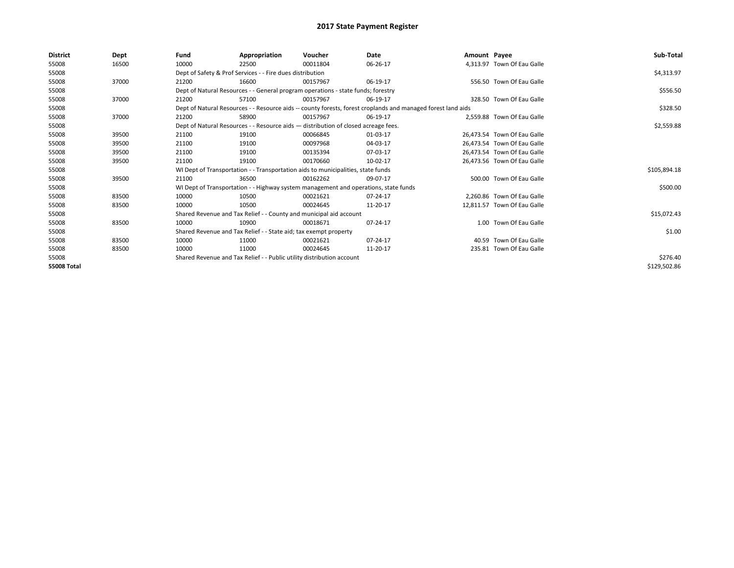# 2017 State Payment Register

| District | Dept | Fund | Appropriation | Voucher | Date | Amount | Payee | Sub-Total |
|---|---|---|---|---|---|---|---|---|
| 55008 | 16500 | 10000 | 22500 | 00011804 | 06-26-17 | 4,313.97 | Town Of Eau Galle | |
| 55008 | | Dept of Safety & Prof Services - - Fire dues distribution | | | | | | $4,313.97 |
| 55008 | 37000 | 21200 | 16600 | 00157967 | 06-19-17 | 556.50 | Town Of Eau Galle | |
| 55008 | | Dept of Natural Resources - - General program operations - state funds; forestry | | | | | | $556.50 |
| 55008 | 37000 | 21200 | 57100 | 00157967 | 06-19-17 | 328.50 | Town Of Eau Galle | |
| 55008 | | Dept of Natural Resources - - Resource aids -- county forests, forest croplands and managed forest land aids | | | | | | $328.50 |
| 55008 | 37000 | 21200 | 58900 | 00157967 | 06-19-17 | 2,559.88 | Town Of Eau Galle | |
| 55008 | | Dept of Natural Resources - - Resource aids — distribution of closed acreage fees. | | | | | | $2,559.88 |
| 55008 | 39500 | 21100 | 19100 | 00066845 | 01-03-17 | 26,473.54 | Town Of Eau Galle | |
| 55008 | 39500 | 21100 | 19100 | 00097968 | 04-03-17 | 26,473.54 | Town Of Eau Galle | |
| 55008 | 39500 | 21100 | 19100 | 00135394 | 07-03-17 | 26,473.54 | Town Of Eau Galle | |
| 55008 | 39500 | 21100 | 19100 | 00170660 | 10-02-17 | 26,473.56 | Town Of Eau Galle | |
| 55008 | | WI Dept of Transportation - - Transportation aids to municipalities, state funds | | | | | | $105,894.18 |
| 55008 | 39500 | 21100 | 36500 | 00162262 | 09-07-17 | 500.00 | Town Of Eau Galle | |
| 55008 | | WI Dept of Transportation - - Highway system management and operations, state funds | | | | | | $500.00 |
| 55008 | 83500 | 10000 | 10500 | 00021621 | 07-24-17 | 2,260.86 | Town Of Eau Galle | |
| 55008 | 83500 | 10000 | 10500 | 00024645 | 11-20-17 | 12,811.57 | Town Of Eau Galle | |
| 55008 | | Shared Revenue and Tax Relief - - County and municipal aid account | | | | | | $15,072.43 |
| 55008 | 83500 | 10000 | 10900 | 00018671 | 07-24-17 | 1.00 | Town Of Eau Galle | |
| 55008 | | Shared Revenue and Tax Relief - - State aid; tax exempt property | | | | | | $1.00 |
| 55008 | 83500 | 10000 | 11000 | 00021621 | 07-24-17 | 40.59 | Town Of Eau Galle | |
| 55008 | 83500 | 10000 | 11000 | 00024645 | 11-20-17 | 235.81 | Town Of Eau Galle | |
| 55008 | | Shared Revenue and Tax Relief - - Public utility distribution account | | | | | | $276.40 |
| **55008 Total** | | | | | | | | $129,502.86 |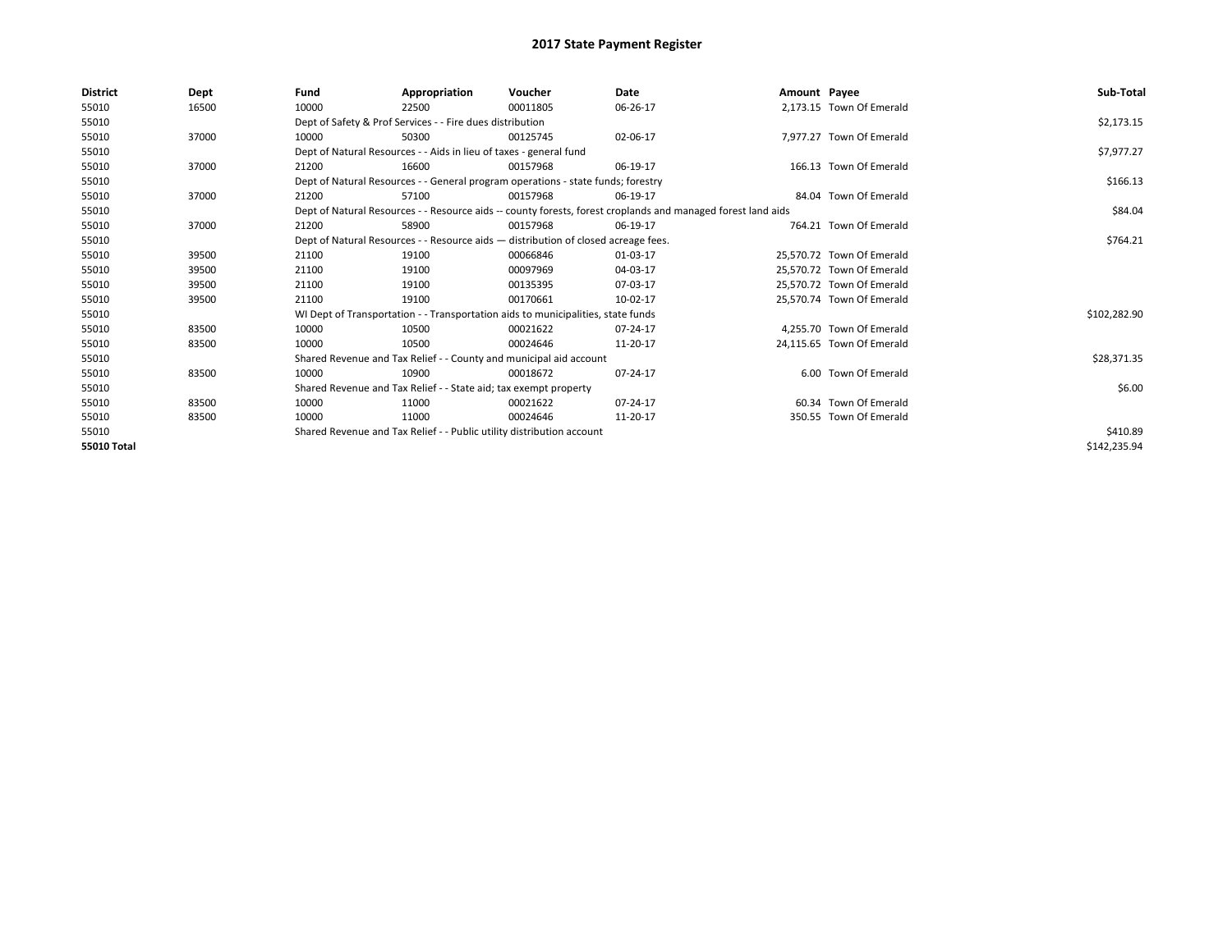# 2017 State Payment Register

| District | Dept | Fund | Appropriation | Voucher | Date | Amount | Payee | Sub-Total |
|---|---|---|---|---|---|---|---|---|
| 55010 | 16500 | 10000 | 22500 | 00011805 | 06-26-17 | 2,173.15 | Town Of Emerald | |
| 55010 | | Dept of Safety & Prof Services - - Fire dues distribution | | | | | | $2,173.15 |
| 55010 | 37000 | 10000 | 50300 | 00125745 | 02-06-17 | 7,977.27 | Town Of Emerald | |
| 55010 | | Dept of Natural Resources - - Aids in lieu of taxes - general fund | | | | | | $7,977.27 |
| 55010 | 37000 | 21200 | 16600 | 00157968 | 06-19-17 | 166.13 | Town Of Emerald | |
| 55010 | | Dept of Natural Resources - - General program operations - state funds; forestry | | | | | | $166.13 |
| 55010 | 37000 | 21200 | 57100 | 00157968 | 06-19-17 | 84.04 | Town Of Emerald | |
| 55010 | | Dept of Natural Resources - - Resource aids -- county forests, forest croplands and managed forest land aids | | | | | | $84.04 |
| 55010 | 37000 | 21200 | 58900 | 00157968 | 06-19-17 | 764.21 | Town Of Emerald | |
| 55010 | | Dept of Natural Resources - - Resource aids — distribution of closed acreage fees. | | | | | | $764.21 |
| 55010 | 39500 | 21100 | 19100 | 00066846 | 01-03-17 | 25,570.72 | Town Of Emerald | |
| 55010 | 39500 | 21100 | 19100 | 00097969 | 04-03-17 | 25,570.72 | Town Of Emerald | |
| 55010 | 39500 | 21100 | 19100 | 00135395 | 07-03-17 | 25,570.72 | Town Of Emerald | |
| 55010 | 39500 | 21100 | 19100 | 00170661 | 10-02-17 | 25,570.74 | Town Of Emerald | |
| 55010 | | WI Dept of Transportation - - Transportation aids to municipalities, state funds | | | | | | $102,282.90 |
| 55010 | 83500 | 10000 | 10500 | 00021622 | 07-24-17 | 4,255.70 | Town Of Emerald | |
| 55010 | 83500 | 10000 | 10500 | 00024646 | 11-20-17 | 24,115.65 | Town Of Emerald | |
| 55010 | | Shared Revenue and Tax Relief - - County and municipal aid account | | | | | | $28,371.35 |
| 55010 | 83500 | 10000 | 10900 | 00018672 | 07-24-17 | 6.00 | Town Of Emerald | |
| 55010 | | Shared Revenue and Tax Relief - - State aid; tax exempt property | | | | | | $6.00 |
| 55010 | 83500 | 10000 | 11000 | 00021622 | 07-24-17 | 60.34 | Town Of Emerald | |
| 55010 | 83500 | 10000 | 11000 | 00024646 | 11-20-17 | 350.55 | Town Of Emerald | |
| 55010 | | Shared Revenue and Tax Relief - - Public utility distribution account | | | | | | $410.89 |
| **55010 Total** | | | | | | | | $142,235.94 |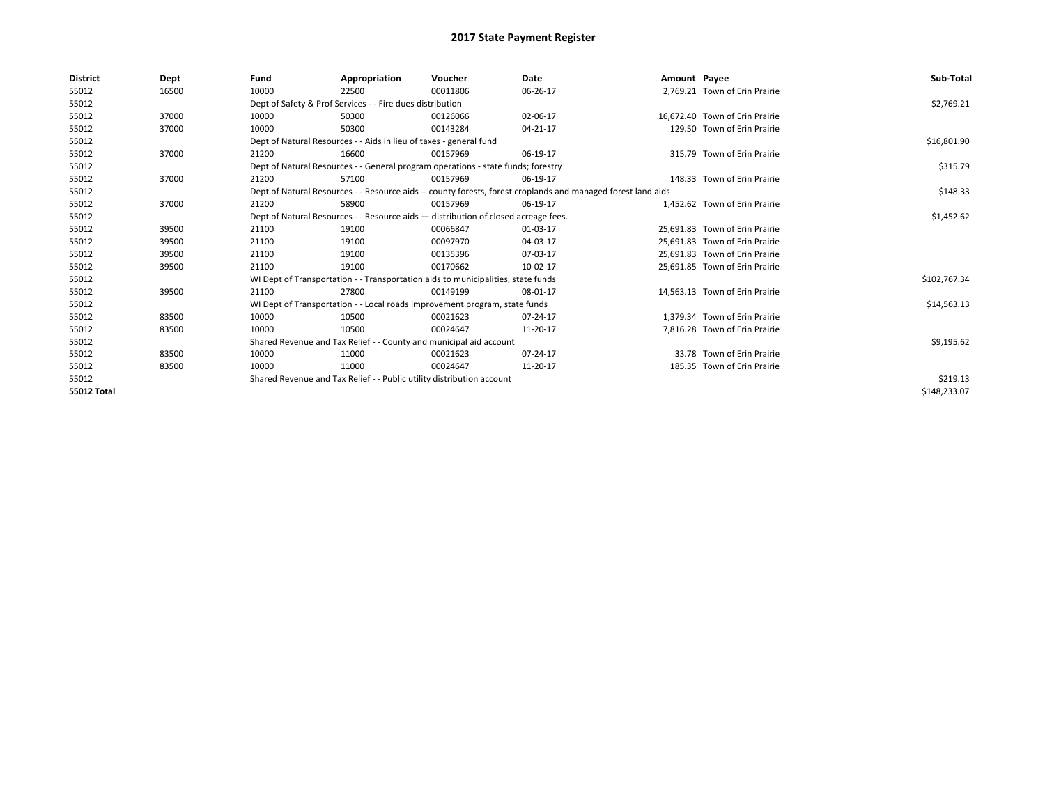# 2017 State Payment Register

| District | Dept | Fund | Appropriation | Voucher | Date | Amount | Payee | Sub-Total |
|---|---|---|---|---|---|---|---|---|
| 55012 | 16500 | 10000 | 22500 | 00011806 | 06-26-17 | 2,769.21 | Town of Erin Prairie | |
| 55012 | | Dept of Safety & Prof Services - - Fire dues distribution | | | | | | $2,769.21 |
| 55012 | 37000 | 10000 | 50300 | 00126066 | 02-06-17 | 16,672.40 | Town of Erin Prairie | |
| 55012 | 37000 | 10000 | 50300 | 00143284 | 04-21-17 | 129.50 | Town of Erin Prairie | |
| 55012 | | Dept of Natural Resources - - Aids in lieu of taxes - general fund | | | | | | $16,801.90 |
| 55012 | 37000 | 21200 | 16600 | 00157969 | 06-19-17 | 315.79 | Town of Erin Prairie | |
| 55012 | | Dept of Natural Resources - - General program operations - state funds; forestry | | | | | | $315.79 |
| 55012 | 37000 | 21200 | 57100 | 00157969 | 06-19-17 | 148.33 | Town of Erin Prairie | |
| 55012 | | Dept of Natural Resources - - Resource aids -- county forests, forest croplands and managed forest land aids | | | | | | $148.33 |
| 55012 | 37000 | 21200 | 58900 | 00157969 | 06-19-17 | 1,452.62 | Town of Erin Prairie | |
| 55012 | | Dept of Natural Resources - - Resource aids — distribution of closed acreage fees. | | | | | | $1,452.62 |
| 55012 | 39500 | 21100 | 19100 | 00066847 | 01-03-17 | 25,691.83 | Town of Erin Prairie | |
| 55012 | 39500 | 21100 | 19100 | 00097970 | 04-03-17 | 25,691.83 | Town of Erin Prairie | |
| 55012 | 39500 | 21100 | 19100 | 00135396 | 07-03-17 | 25,691.83 | Town of Erin Prairie | |
| 55012 | 39500 | 21100 | 19100 | 00170662 | 10-02-17 | 25,691.85 | Town of Erin Prairie | |
| 55012 | | WI Dept of Transportation - - Transportation aids to municipalities, state funds | | | | | | $102,767.34 |
| 55012 | 39500 | 21100 | 27800 | 00149199 | 08-01-17 | 14,563.13 | Town of Erin Prairie | |
| 55012 | | WI Dept of Transportation - - Local roads improvement program, state funds | | | | | | $14,563.13 |
| 55012 | 83500 | 10000 | 10500 | 00021623 | 07-24-17 | 1,379.34 | Town of Erin Prairie | |
| 55012 | 83500 | 10000 | 10500 | 00024647 | 11-20-17 | 7,816.28 | Town of Erin Prairie | |
| 55012 | | Shared Revenue and Tax Relief - - County and municipal aid account | | | | | | $9,195.62 |
| 55012 | 83500 | 10000 | 11000 | 00021623 | 07-24-17 | 33.78 | Town of Erin Prairie | |
| 55012 | 83500 | 10000 | 11000 | 00024647 | 11-20-17 | 185.35 | Town of Erin Prairie | |
| 55012 | | Shared Revenue and Tax Relief - - Public utility distribution account | | | | | | $219.13 |
| **55012 Total** | | | | | | | | $148,233.07 |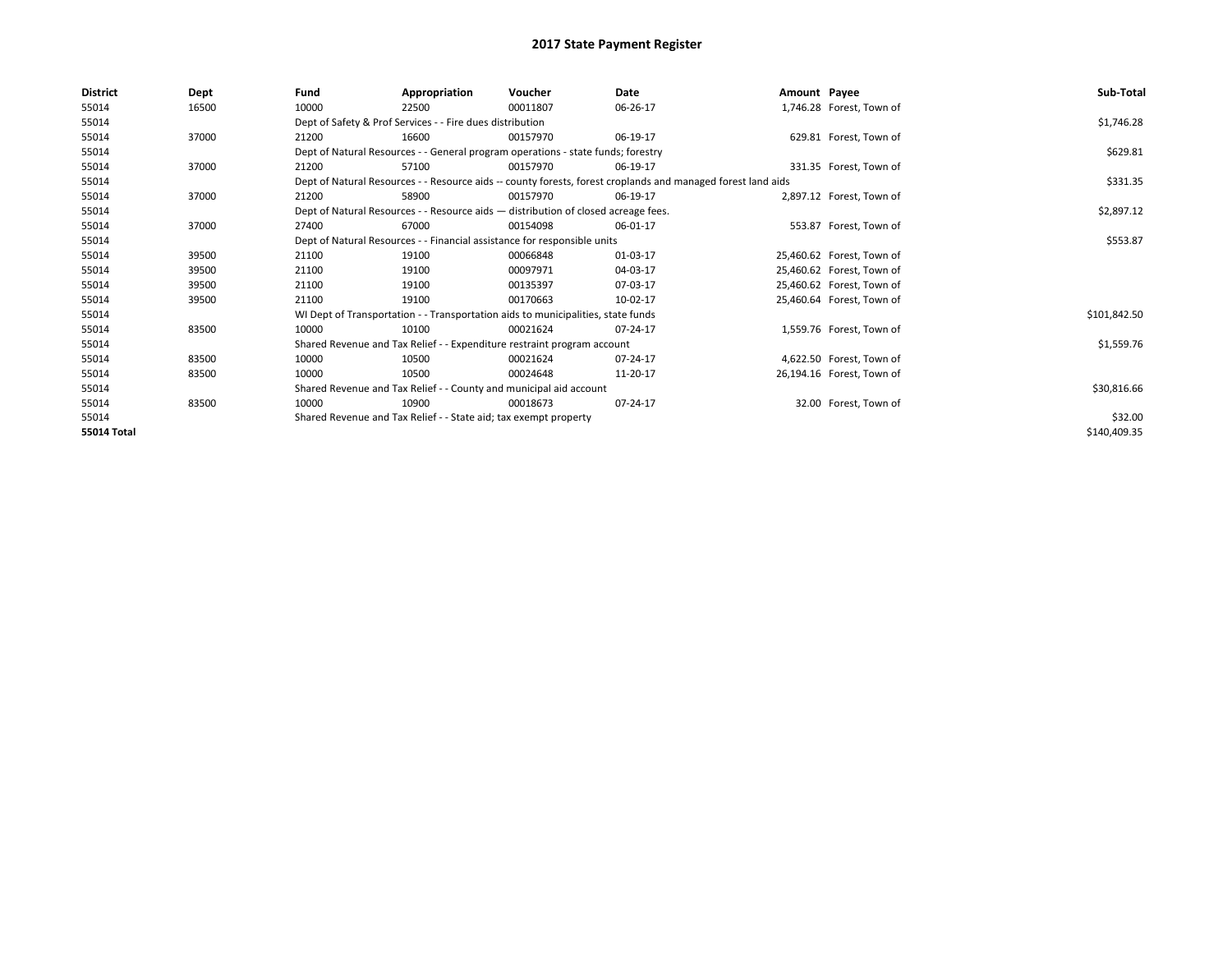# 2017 State Payment Register

| District | Dept | Fund | Appropriation | Voucher | Date | Amount | Payee | Sub-Total |
|---|---|---|---|---|---|---|---|---|
| 55014 | 16500 | 10000 | 22500 | 00011807 | 06-26-17 | 1,746.28 | Forest, Town of | |
| 55014 | | Dept of Safety & Prof Services - - Fire dues distribution | | | | | | $1,746.28 |
| 55014 | 37000 | 21200 | 16600 | 00157970 | 06-19-17 | 629.81 | Forest, Town of | |
| 55014 | | Dept of Natural Resources - - General program operations - state funds; forestry | | | | | | $629.81 |
| 55014 | 37000 | 21200 | 57100 | 00157970 | 06-19-17 | 331.35 | Forest, Town of | |
| 55014 | | Dept of Natural Resources - - Resource aids -- county forests, forest croplands and managed forest land aids | | | | | | $331.35 |
| 55014 | 37000 | 21200 | 58900 | 00157970 | 06-19-17 | 2,897.12 | Forest, Town of | |
| 55014 | | Dept of Natural Resources - - Resource aids — distribution of closed acreage fees. | | | | | | $2,897.12 |
| 55014 | 37000 | 27400 | 67000 | 00154098 | 06-01-17 | 553.87 | Forest, Town of | |
| 55014 | | Dept of Natural Resources - - Financial assistance for responsible units | | | | | | $553.87 |
| 55014 | 39500 | 21100 | 19100 | 00066848 | 01-03-17 | 25,460.62 | Forest, Town of | |
| 55014 | 39500 | 21100 | 19100 | 00097971 | 04-03-17 | 25,460.62 | Forest, Town of | |
| 55014 | 39500 | 21100 | 19100 | 00135397 | 07-03-17 | 25,460.62 | Forest, Town of | |
| 55014 | 39500 | 21100 | 19100 | 00170663 | 10-02-17 | 25,460.64 | Forest, Town of | |
| 55014 | | WI Dept of Transportation - - Transportation aids to municipalities, state funds | | | | | | $101,842.50 |
| 55014 | 83500 | 10000 | 10100 | 00021624 | 07-24-17 | 1,559.76 | Forest, Town of | |
| 55014 | | Shared Revenue and Tax Relief - - Expenditure restraint program account | | | | | | $1,559.76 |
| 55014 | 83500 | 10000 | 10500 | 00021624 | 07-24-17 | 4,622.50 | Forest, Town of | |
| 55014 | 83500 | 10000 | 10500 | 00024648 | 11-20-17 | 26,194.16 | Forest, Town of | |
| 55014 | | Shared Revenue and Tax Relief - - County and municipal aid account | | | | | | $30,816.66 |
| 55014 | 83500 | 10000 | 10900 | 00018673 | 07-24-17 | 32.00 | Forest, Town of | |
| 55014 | | Shared Revenue and Tax Relief - - State aid; tax exempt property | | | | | | $32.00 |
| **55014 Total** | | | | | | | | $140,409.35 |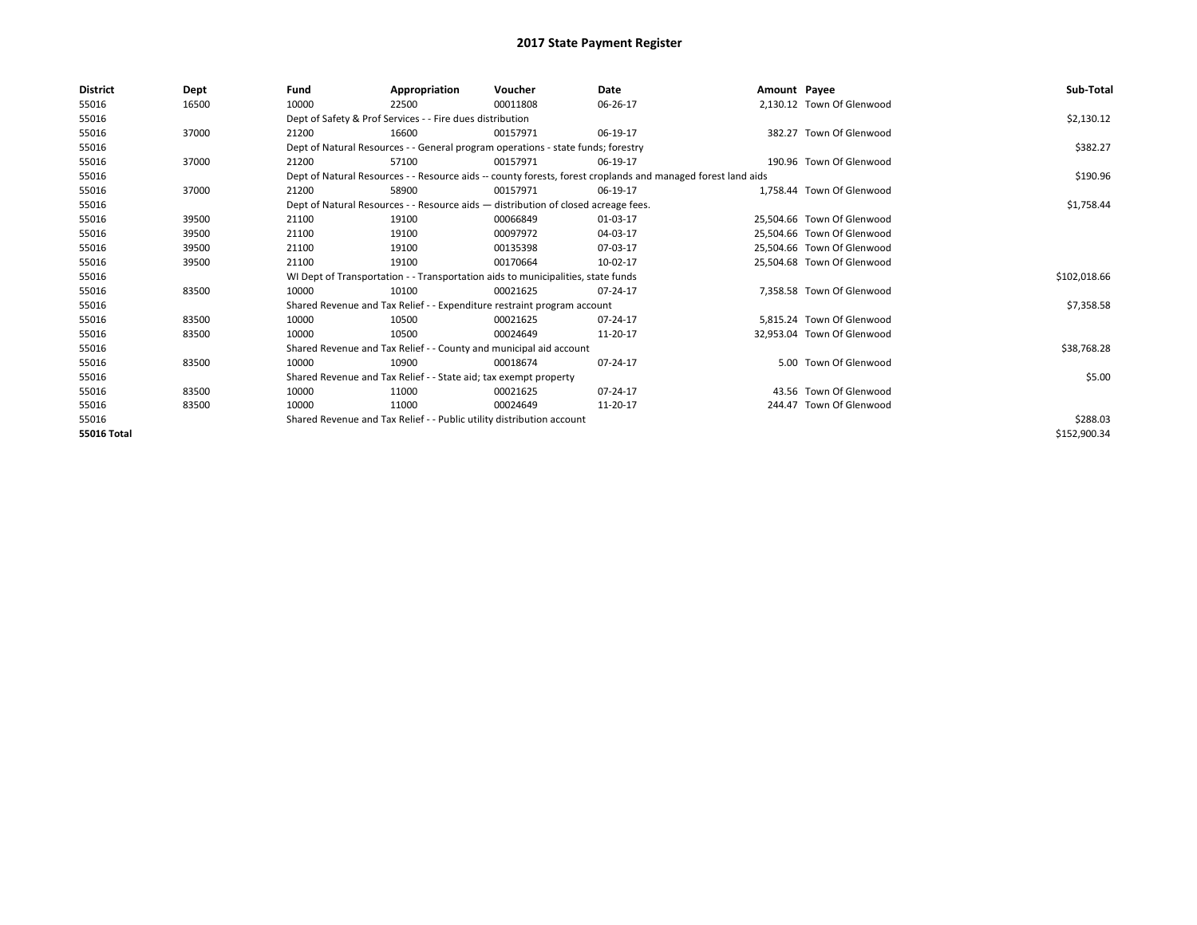# 2017 State Payment Register

| District | Dept | Fund | Appropriation | Voucher | Date | Amount | Payee | Sub-Total |
|---|---|---|---|---|---|---|---|---|
| 55016 | 16500 | 10000 | 22500 | 00011808 | 06-26-17 | 2,130.12 | Town Of Glenwood | |
| 55016 | | Dept of Safety & Prof Services - - Fire dues distribution | | | | | | $2,130.12 |
| 55016 | 37000 | 21200 | 16600 | 00157971 | 06-19-17 | 382.27 | Town Of Glenwood | |
| 55016 | | Dept of Natural Resources - - General program operations - state funds; forestry | | | | | | $382.27 |
| 55016 | 37000 | 21200 | 57100 | 00157971 | 06-19-17 | 190.96 | Town Of Glenwood | |
| 55016 | | Dept of Natural Resources - - Resource aids -- county forests, forest croplands and managed forest land aids | | | | | | $190.96 |
| 55016 | 37000 | 21200 | 58900 | 00157971 | 06-19-17 | 1,758.44 | Town Of Glenwood | |
| 55016 | | Dept of Natural Resources - - Resource aids — distribution of closed acreage fees. | | | | | | $1,758.44 |
| 55016 | 39500 | 21100 | 19100 | 00066849 | 01-03-17 | 25,504.66 | Town Of Glenwood | |
| 55016 | 39500 | 21100 | 19100 | 00097972 | 04-03-17 | 25,504.66 | Town Of Glenwood | |
| 55016 | 39500 | 21100 | 19100 | 00135398 | 07-03-17 | 25,504.66 | Town Of Glenwood | |
| 55016 | 39500 | 21100 | 19100 | 00170664 | 10-02-17 | 25,504.68 | Town Of Glenwood | |
| 55016 | | WI Dept of Transportation - - Transportation aids to municipalities, state funds | | | | | | $102,018.66 |
| 55016 | 83500 | 10000 | 10100 | 00021625 | 07-24-17 | 7,358.58 | Town Of Glenwood | |
| 55016 | | Shared Revenue and Tax Relief - - Expenditure restraint program account | | | | | | $7,358.58 |
| 55016 | 83500 | 10000 | 10500 | 00021625 | 07-24-17 | 5,815.24 | Town Of Glenwood | |
| 55016 | 83500 | 10000 | 10500 | 00024649 | 11-20-17 | 32,953.04 | Town Of Glenwood | |
| 55016 | | Shared Revenue and Tax Relief - - County and municipal aid account | | | | | | $38,768.28 |
| 55016 | 83500 | 10000 | 10900 | 00018674 | 07-24-17 | 5.00 | Town Of Glenwood | |
| 55016 | | Shared Revenue and Tax Relief - - State aid; tax exempt property | | | | | | $5.00 |
| 55016 | 83500 | 10000 | 11000 | 00021625 | 07-24-17 | 43.56 | Town Of Glenwood | |
| 55016 | 83500 | 10000 | 11000 | 00024649 | 11-20-17 | 244.47 | Town Of Glenwood | |
| 55016 | | Shared Revenue and Tax Relief - - Public utility distribution account | | | | | | $288.03 |
| **55016 Total** | | | | | | | | $152,900.34 |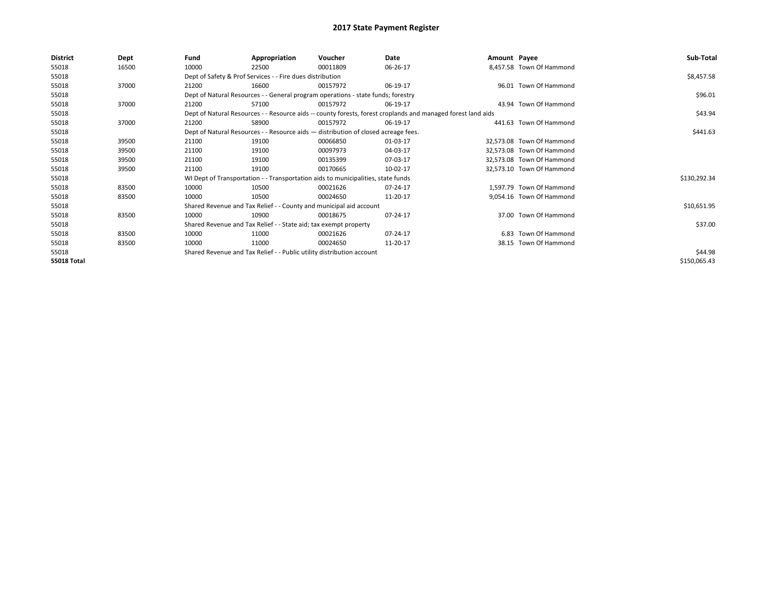# 2017 State Payment Register

| District | Dept | Fund | Appropriation | Voucher | Date | Amount | Payee | Sub-Total |
|---|---|---|---|---|---|---|---|---|
| 55018 | 16500 | 10000 | 22500 | 00011809 | 06-26-17 | 8,457.58 | Town Of Hammond | |
| 55018 | | Dept of Safety & Prof Services - - Fire dues distribution | | | | | | $8,457.58 |
| 55018 | 37000 | 21200 | 16600 | 00157972 | 06-19-17 | 96.01 | Town Of Hammond | |
| 55018 | | Dept of Natural Resources - - General program operations - state funds; forestry | | | | | | $96.01 |
| 55018 | 37000 | 21200 | 57100 | 00157972 | 06-19-17 | 43.94 | Town Of Hammond | |
| 55018 | | Dept of Natural Resources - - Resource aids -- county forests, forest croplands and managed forest land aids | | | | | | $43.94 |
| 55018 | 37000 | 21200 | 58900 | 00157972 | 06-19-17 | 441.63 | Town Of Hammond | |
| 55018 | | Dept of Natural Resources - - Resource aids — distribution of closed acreage fees. | | | | | | $441.63 |
| 55018 | 39500 | 21100 | 19100 | 00066850 | 01-03-17 | 32,573.08 | Town Of Hammond | |
| 55018 | 39500 | 21100 | 19100 | 00097973 | 04-03-17 | 32,573.08 | Town Of Hammond | |
| 55018 | 39500 | 21100 | 19100 | 00135399 | 07-03-17 | 32,573.08 | Town Of Hammond | |
| 55018 | 39500 | 21100 | 19100 | 00170665 | 10-02-17 | 32,573.10 | Town Of Hammond | |
| 55018 | | WI Dept of Transportation - - Transportation aids to municipalities, state funds | | | | | | $130,292.34 |
| 55018 | 83500 | 10000 | 10500 | 00021626 | 07-24-17 | 1,597.79 | Town Of Hammond | |
| 55018 | 83500 | 10000 | 10500 | 00024650 | 11-20-17 | 9,054.16 | Town Of Hammond | |
| 55018 | | Shared Revenue and Tax Relief - - County and municipal aid account | | | | | | $10,651.95 |
| 55018 | 83500 | 10000 | 10900 | 00018675 | 07-24-17 | 37.00 | Town Of Hammond | |
| 55018 | | Shared Revenue and Tax Relief - - State aid; tax exempt property | | | | | | $37.00 |
| 55018 | 83500 | 10000 | 11000 | 00021626 | 07-24-17 | 6.83 | Town Of Hammond | |
| 55018 | 83500 | 10000 | 11000 | 00024650 | 11-20-17 | 38.15 | Town Of Hammond | |
| 55018 | | Shared Revenue and Tax Relief - - Public utility distribution account | | | | | | $44.98 |
| **55018 Total** | | | | | | | | $150,065.43 |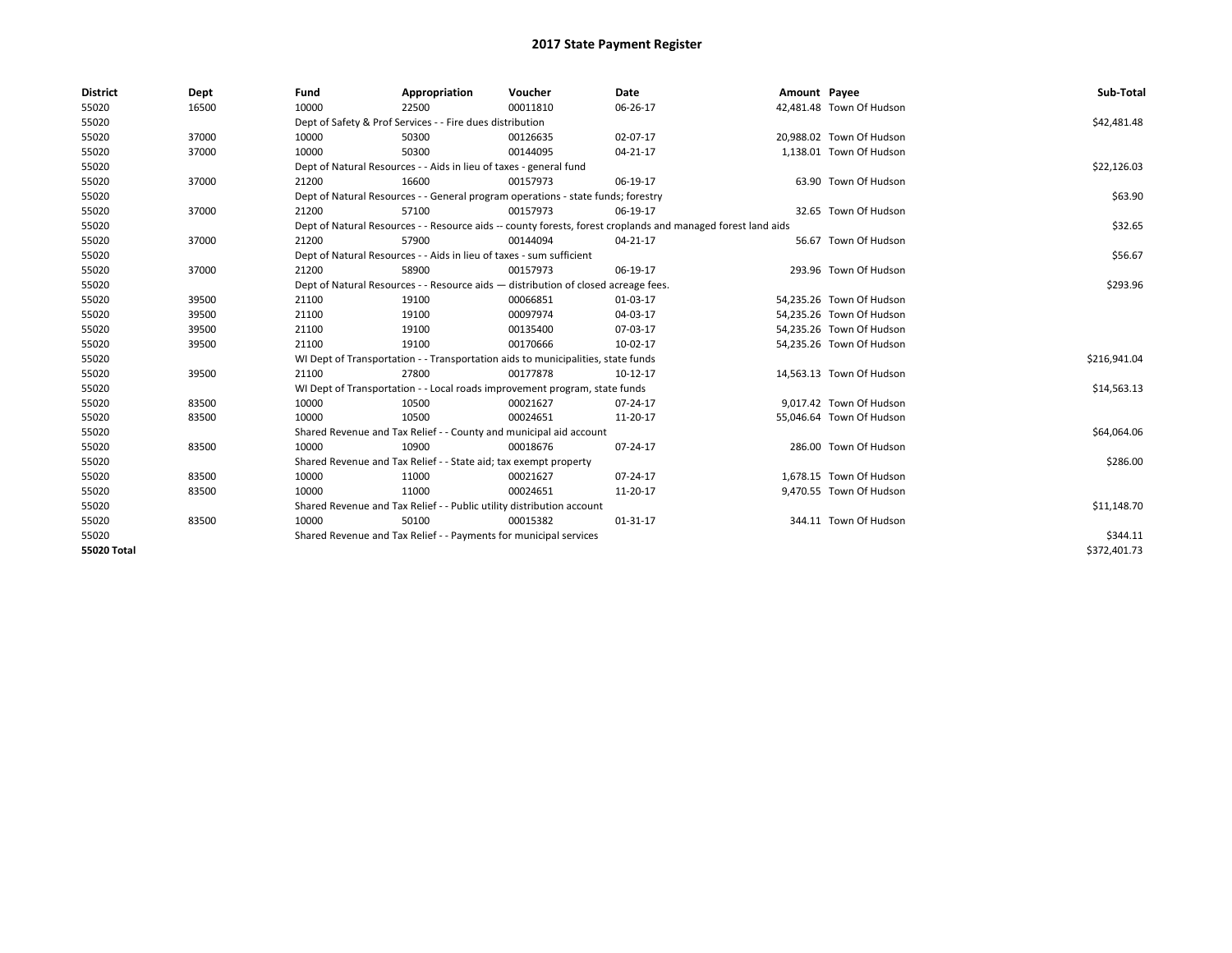# 2017 State Payment Register

| District | Dept | Fund | Appropriation | Voucher | Date | Amount | Payee | Sub-Total |
|---|---|---|---|---|---|---|---|---|
| 55020 | 16500 | 10000 | 22500 | 00011810 | 06-26-17 | 42,481.48 | Town Of Hudson | |
| 55020 | | Dept of Safety & Prof Services - - Fire dues distribution | | | | | | $42,481.48 |
| 55020 | 37000 | 10000 | 50300 | 00126635 | 02-07-17 | 20,988.02 | Town Of Hudson | |
| 55020 | 37000 | 10000 | 50300 | 00144095 | 04-21-17 | 1,138.01 | Town Of Hudson | |
| 55020 | | Dept of Natural Resources - - Aids in lieu of taxes - general fund | | | | | | $22,126.03 |
| 55020 | 37000 | 21200 | 16600 | 00157973 | 06-19-17 | 63.90 | Town Of Hudson | |
| 55020 | | Dept of Natural Resources - - General program operations - state funds; forestry | | | | | | $63.90 |
| 55020 | 37000 | 21200 | 57100 | 00157973 | 06-19-17 | 32.65 | Town Of Hudson | |
| 55020 | | Dept of Natural Resources - - Resource aids -- county forests, forest croplands and managed forest land aids | | | | | | $32.65 |
| 55020 | 37000 | 21200 | 57900 | 00144094 | 04-21-17 | 56.67 | Town Of Hudson | |
| 55020 | | Dept of Natural Resources - - Aids in lieu of taxes - sum sufficient | | | | | | $56.67 |
| 55020 | 37000 | 21200 | 58900 | 00157973 | 06-19-17 | 293.96 | Town Of Hudson | |
| 55020 | | Dept of Natural Resources - - Resource aids — distribution of closed acreage fees. | | | | | | $293.96 |
| 55020 | 39500 | 21100 | 19100 | 00066851 | 01-03-17 | 54,235.26 | Town Of Hudson | |
| 55020 | 39500 | 21100 | 19100 | 00097974 | 04-03-17 | 54,235.26 | Town Of Hudson | |
| 55020 | 39500 | 21100 | 19100 | 00135400 | 07-03-17 | 54,235.26 | Town Of Hudson | |
| 55020 | 39500 | 21100 | 19100 | 00170666 | 10-02-17 | 54,235.26 | Town Of Hudson | |
| 55020 | | WI Dept of Transportation - - Transportation aids to municipalities, state funds | | | | | | $216,941.04 |
| 55020 | 39500 | 21100 | 27800 | 00177878 | 10-12-17 | 14,563.13 | Town Of Hudson | |
| 55020 | | WI Dept of Transportation - - Local roads improvement program, state funds | | | | | | $14,563.13 |
| 55020 | 83500 | 10000 | 10500 | 00021627 | 07-24-17 | 9,017.42 | Town Of Hudson | |
| 55020 | 83500 | 10000 | 10500 | 00024651 | 11-20-17 | 55,046.64 | Town Of Hudson | |
| 55020 | | Shared Revenue and Tax Relief - - County and municipal aid account | | | | | | $64,064.06 |
| 55020 | 83500 | 10000 | 10900 | 00018676 | 07-24-17 | 286.00 | Town Of Hudson | |
| 55020 | | Shared Revenue and Tax Relief - - State aid; tax exempt property | | | | | | $286.00 |
| 55020 | 83500 | 10000 | 11000 | 00021627 | 07-24-17 | 1,678.15 | Town Of Hudson | |
| 55020 | 83500 | 10000 | 11000 | 00024651 | 11-20-17 | 9,470.55 | Town Of Hudson | |
| 55020 | | Shared Revenue and Tax Relief - - Public utility distribution account | | | | | | $11,148.70 |
| 55020 | 83500 | 10000 | 50100 | 00015382 | 01-31-17 | 344.11 | Town Of Hudson | |
| 55020 | | Shared Revenue and Tax Relief - - Payments for municipal services | | | | | | $344.11 |
| **55020 Total** | | | | | | | | $372,401.73 |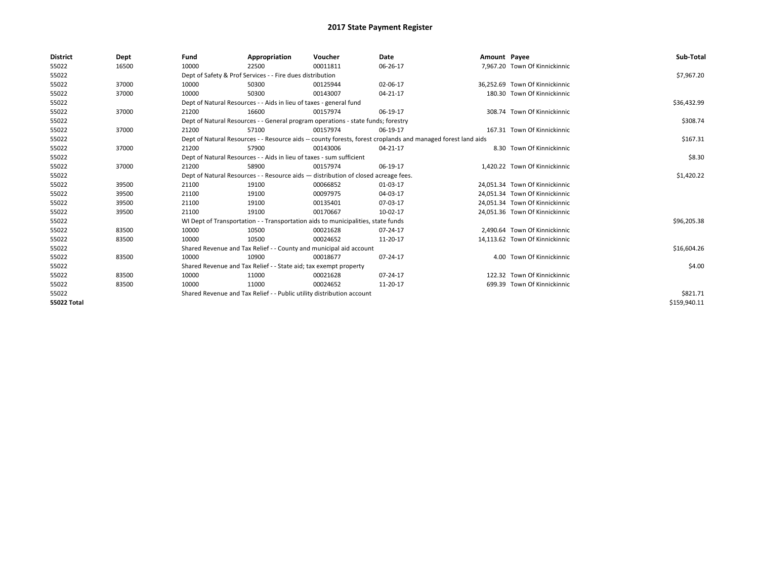# 2017 State Payment Register

| District | Dept | Fund | Appropriation | Voucher | Date | Amount | Payee | Sub-Total |
|---|---|---|---|---|---|---|---|---|
| 55022 | 16500 | 10000 | 22500 | 00011811 | 06-26-17 | 7,967.20 | Town Of Kinnickinnic | |
| 55022 | | Dept of Safety & Prof Services - - Fire dues distribution | | | | | | $7,967.20 |
| 55022 | 37000 | 10000 | 50300 | 00125944 | 02-06-17 | 36,252.69 | Town Of Kinnickinnic | |
| 55022 | 37000 | 10000 | 50300 | 00143007 | 04-21-17 | 180.30 | Town Of Kinnickinnic | |
| 55022 | | Dept of Natural Resources - - Aids in lieu of taxes - general fund | | | | | | $36,432.99 |
| 55022 | 37000 | 21200 | 16600 | 00157974 | 06-19-17 | 308.74 | Town Of Kinnickinnic | |
| 55022 | | Dept of Natural Resources - - General program operations - state funds; forestry | | | | | | $308.74 |
| 55022 | 37000 | 21200 | 57100 | 00157974 | 06-19-17 | 167.31 | Town Of Kinnickinnic | |
| 55022 | | Dept of Natural Resources - - Resource aids -- county forests, forest croplands and managed forest land aids | | | | | | $167.31 |
| 55022 | 37000 | 21200 | 57900 | 00143006 | 04-21-17 | 8.30 | Town Of Kinnickinnic | |
| 55022 | | Dept of Natural Resources - - Aids in lieu of taxes - sum sufficient | | | | | | $8.30 |
| 55022 | 37000 | 21200 | 58900 | 00157974 | 06-19-17 | 1,420.22 | Town Of Kinnickinnic | |
| 55022 | | Dept of Natural Resources - - Resource aids — distribution of closed acreage fees. | | | | | | $1,420.22 |
| 55022 | 39500 | 21100 | 19100 | 00066852 | 01-03-17 | 24,051.34 | Town Of Kinnickinnic | |
| 55022 | 39500 | 21100 | 19100 | 00097975 | 04-03-17 | 24,051.34 | Town Of Kinnickinnic | |
| 55022 | 39500 | 21100 | 19100 | 00135401 | 07-03-17 | 24,051.34 | Town Of Kinnickinnic | |
| 55022 | 39500 | 21100 | 19100 | 00170667 | 10-02-17 | 24,051.36 | Town Of Kinnickinnic | |
| 55022 | | WI Dept of Transportation - - Transportation aids to municipalities, state funds | | | | | | $96,205.38 |
| 55022 | 83500 | 10000 | 10500 | 00021628 | 07-24-17 | 2,490.64 | Town Of Kinnickinnic | |
| 55022 | 83500 | 10000 | 10500 | 00024652 | 11-20-17 | 14,113.62 | Town Of Kinnickinnic | |
| 55022 | | Shared Revenue and Tax Relief - - County and municipal aid account | | | | | | $16,604.26 |
| 55022 | 83500 | 10000 | 10900 | 00018677 | 07-24-17 | 4.00 | Town Of Kinnickinnic | |
| 55022 | | Shared Revenue and Tax Relief - - State aid; tax exempt property | | | | | | $4.00 |
| 55022 | 83500 | 10000 | 11000 | 00021628 | 07-24-17 | 122.32 | Town Of Kinnickinnic | |
| 55022 | 83500 | 10000 | 11000 | 00024652 | 11-20-17 | 699.39 | Town Of Kinnickinnic | |
| 55022 | | Shared Revenue and Tax Relief - - Public utility distribution account | | | | | | $821.71 |
| **55022 Total** | | | | | | | | $159,940.11 |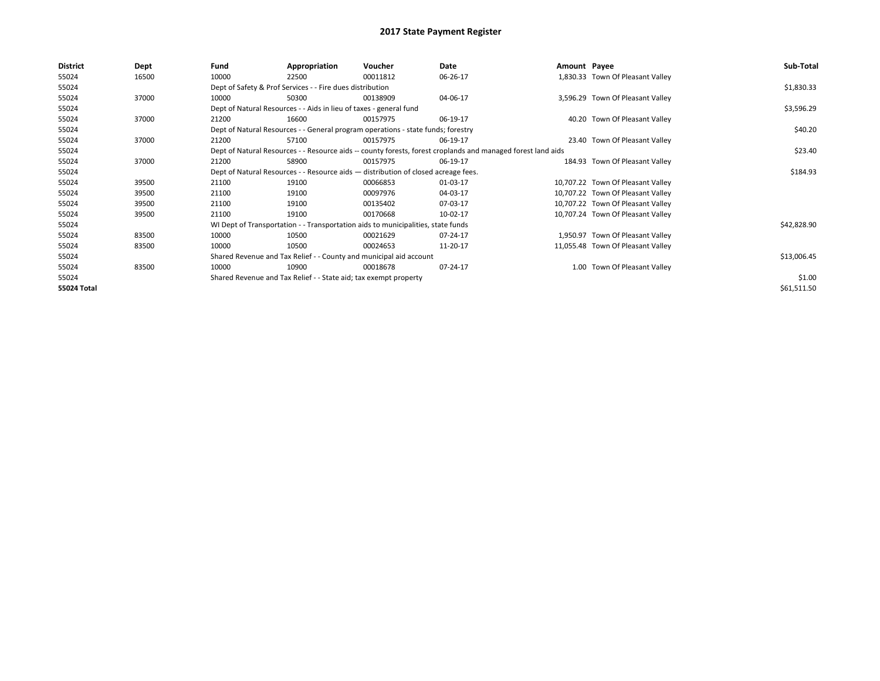# 2017 State Payment Register

| District | Dept | Fund | Appropriation | Voucher | Date | Amount | Payee | Sub-Total |
|---|---|---|---|---|---|---|---|---|
| 55024 | 16500 | 10000 | 22500 | 00011812 | 06-26-17 | 1,830.33 | Town Of Pleasant Valley | |
| 55024 | | Dept of Safety & Prof Services - - Fire dues distribution | | | | | | $1,830.33 |
| 55024 | 37000 | 10000 | 50300 | 00138909 | 04-06-17 | 3,596.29 | Town Of Pleasant Valley | |
| 55024 | | Dept of Natural Resources - - Aids in lieu of taxes - general fund | | | | | | $3,596.29 |
| 55024 | 37000 | 21200 | 16600 | 00157975 | 06-19-17 | 40.20 | Town Of Pleasant Valley | |
| 55024 | | Dept of Natural Resources - - General program operations - state funds; forestry | | | | | | $40.20 |
| 55024 | 37000 | 21200 | 57100 | 00157975 | 06-19-17 | 23.40 | Town Of Pleasant Valley | |
| 55024 | | Dept of Natural Resources - - Resource aids -- county forests, forest croplands and managed forest land aids | | | | | | $23.40 |
| 55024 | 37000 | 21200 | 58900 | 00157975 | 06-19-17 | 184.93 | Town Of Pleasant Valley | |
| 55024 | | Dept of Natural Resources - - Resource aids — distribution of closed acreage fees. | | | | | | $184.93 |
| 55024 | 39500 | 21100 | 19100 | 00066853 | 01-03-17 | 10,707.22 | Town Of Pleasant Valley | |
| 55024 | 39500 | 21100 | 19100 | 00097976 | 04-03-17 | 10,707.22 | Town Of Pleasant Valley | |
| 55024 | 39500 | 21100 | 19100 | 00135402 | 07-03-17 | 10,707.22 | Town Of Pleasant Valley | |
| 55024 | 39500 | 21100 | 19100 | 00170668 | 10-02-17 | 10,707.24 | Town Of Pleasant Valley | |
| 55024 | | WI Dept of Transportation - - Transportation aids to municipalities, state funds | | | | | | $42,828.90 |
| 55024 | 83500 | 10000 | 10500 | 00021629 | 07-24-17 | 1,950.97 | Town Of Pleasant Valley | |
| 55024 | 83500 | 10000 | 10500 | 00024653 | 11-20-17 | 11,055.48 | Town Of Pleasant Valley | |
| 55024 | | Shared Revenue and Tax Relief - - County and municipal aid account | | | | | | $13,006.45 |
| 55024 | 83500 | 10000 | 10900 | 00018678 | 07-24-17 | 1.00 | Town Of Pleasant Valley | |
| 55024 | | Shared Revenue and Tax Relief - - State aid; tax exempt property | | | | | | $1.00 |
| **55024 Total** | | | | | | | | $61,511.50 |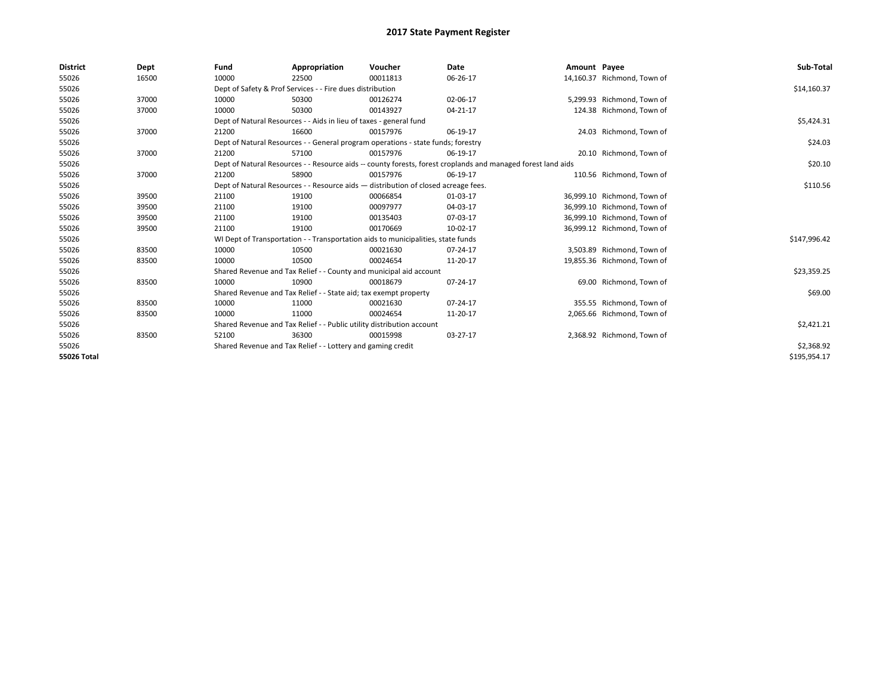# 2017 State Payment Register

| District | Dept | Fund | Appropriation | Voucher | Date | Amount | Payee | Sub-Total |
|---|---|---|---|---|---|---|---|---|
| 55026 | 16500 | 10000 | 22500 | 00011813 | 06-26-17 | 14,160.37 | Richmond, Town of | |
| 55026 | | Dept of Safety & Prof Services - - Fire dues distribution | | | | | | $14,160.37 |
| 55026 | 37000 | 10000 | 50300 | 00126274 | 02-06-17 | 5,299.93 | Richmond, Town of | |
| 55026 | 37000 | 10000 | 50300 | 00143927 | 04-21-17 | 124.38 | Richmond, Town of | |
| 55026 | | Dept of Natural Resources - - Aids in lieu of taxes - general fund | | | | | | $5,424.31 |
| 55026 | 37000 | 21200 | 16600 | 00157976 | 06-19-17 | 24.03 | Richmond, Town of | |
| 55026 | | Dept of Natural Resources - - General program operations - state funds; forestry | | | | | | $24.03 |
| 55026 | 37000 | 21200 | 57100 | 00157976 | 06-19-17 | 20.10 | Richmond, Town of | |
| 55026 | | Dept of Natural Resources - - Resource aids -- county forests, forest croplands and managed forest land aids | | | | | | $20.10 |
| 55026 | 37000 | 21200 | 58900 | 00157976 | 06-19-17 | 110.56 | Richmond, Town of | |
| 55026 | | Dept of Natural Resources - - Resource aids — distribution of closed acreage fees. | | | | | | $110.56 |
| 55026 | 39500 | 21100 | 19100 | 00066854 | 01-03-17 | 36,999.10 | Richmond, Town of | |
| 55026 | 39500 | 21100 | 19100 | 00097977 | 04-03-17 | 36,999.10 | Richmond, Town of | |
| 55026 | 39500 | 21100 | 19100 | 00135403 | 07-03-17 | 36,999.10 | Richmond, Town of | |
| 55026 | 39500 | 21100 | 19100 | 00170669 | 10-02-17 | 36,999.12 | Richmond, Town of | |
| 55026 | | WI Dept of Transportation - - Transportation aids to municipalities, state funds | | | | | | $147,996.42 |
| 55026 | 83500 | 10000 | 10500 | 00021630 | 07-24-17 | 3,503.89 | Richmond, Town of | |
| 55026 | 83500 | 10000 | 10500 | 00024654 | 11-20-17 | 19,855.36 | Richmond, Town of | |
| 55026 | | Shared Revenue and Tax Relief - - County and municipal aid account | | | | | | $23,359.25 |
| 55026 | 83500 | 10000 | 10900 | 00018679 | 07-24-17 | 69.00 | Richmond, Town of | |
| 55026 | | Shared Revenue and Tax Relief - - State aid; tax exempt property | | | | | | $69.00 |
| 55026 | 83500 | 10000 | 11000 | 00021630 | 07-24-17 | 355.55 | Richmond, Town of | |
| 55026 | 83500 | 10000 | 11000 | 00024654 | 11-20-17 | 2,065.66 | Richmond, Town of | |
| 55026 | | Shared Revenue and Tax Relief - - Public utility distribution account | | | | | | $2,421.21 |
| 55026 | 83500 | 52100 | 36300 | 00015998 | 03-27-17 | 2,368.92 | Richmond, Town of | |
| 55026 | | Shared Revenue and Tax Relief - - Lottery and gaming credit | | | | | | $2,368.92 |
| **55026 Total** | | | | | | | | $195,954.17 |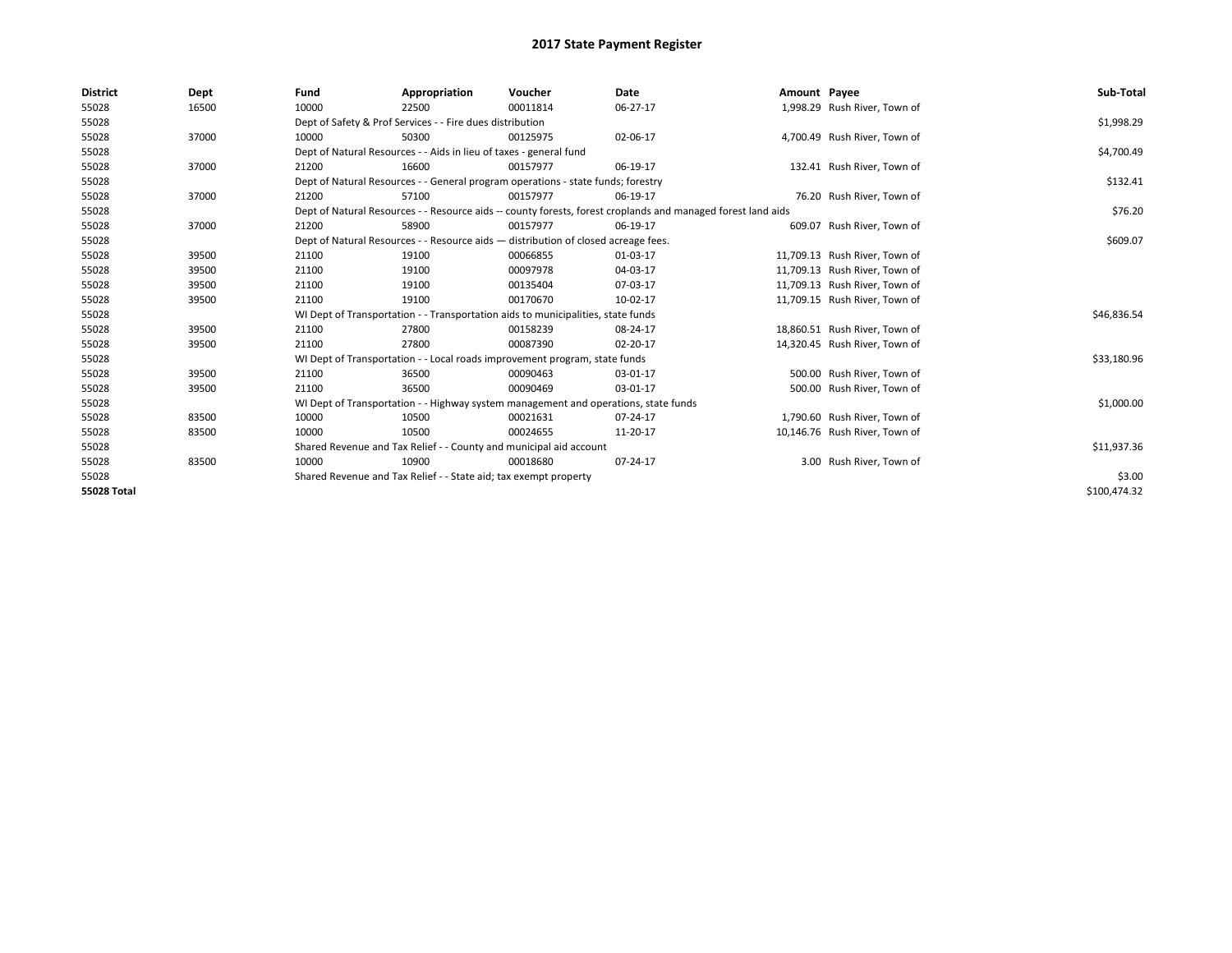# 2017 State Payment Register

| District | Dept | Fund | Appropriation | Voucher | Date | Amount | Payee | Sub-Total |
|---|---|---|---|---|---|---|---|---|
| 55028 | 16500 | 10000 | 22500 | 00011814 | 06-27-17 | 1,998.29 | Rush River, Town of | |
| 55028 | | Dept of Safety & Prof Services - - Fire dues distribution | | | | | | $1,998.29 |
| 55028 | 37000 | 10000 | 50300 | 00125975 | 02-06-17 | 4,700.49 | Rush River, Town of | |
| 55028 | | Dept of Natural Resources - - Aids in lieu of taxes - general fund | | | | | | $4,700.49 |
| 55028 | 37000 | 21200 | 16600 | 00157977 | 06-19-17 | 132.41 | Rush River, Town of | |
| 55028 | | Dept of Natural Resources - - General program operations - state funds; forestry | | | | | | $132.41 |
| 55028 | 37000 | 21200 | 57100 | 00157977 | 06-19-17 | 76.20 | Rush River, Town of | |
| 55028 | | Dept of Natural Resources - - Resource aids -- county forests, forest croplands and managed forest land aids | | | | | | $76.20 |
| 55028 | 37000 | 21200 | 58900 | 00157977 | 06-19-17 | 609.07 | Rush River, Town of | |
| 55028 | | Dept of Natural Resources - - Resource aids — distribution of closed acreage fees. | | | | | | $609.07 |
| 55028 | 39500 | 21100 | 19100 | 00066855 | 01-03-17 | 11,709.13 | Rush River, Town of | |
| 55028 | 39500 | 21100 | 19100 | 00097978 | 04-03-17 | 11,709.13 | Rush River, Town of | |
| 55028 | 39500 | 21100 | 19100 | 00135404 | 07-03-17 | 11,709.13 | Rush River, Town of | |
| 55028 | 39500 | 21100 | 19100 | 00170670 | 10-02-17 | 11,709.15 | Rush River, Town of | |
| 55028 | | WI Dept of Transportation - - Transportation aids to municipalities, state funds | | | | | | $46,836.54 |
| 55028 | 39500 | 21100 | 27800 | 00158239 | 08-24-17 | 18,860.51 | Rush River, Town of | |
| 55028 | 39500 | 21100 | 27800 | 00087390 | 02-20-17 | 14,320.45 | Rush River, Town of | |
| 55028 | | WI Dept of Transportation - - Local roads improvement program, state funds | | | | | | $33,180.96 |
| 55028 | 39500 | 21100 | 36500 | 00090463 | 03-01-17 | 500.00 | Rush River, Town of | |
| 55028 | 39500 | 21100 | 36500 | 00090469 | 03-01-17 | 500.00 | Rush River, Town of | |
| 55028 | | WI Dept of Transportation - - Highway system management and operations, state funds | | | | | | $1,000.00 |
| 55028 | 83500 | 10000 | 10500 | 00021631 | 07-24-17 | 1,790.60 | Rush River, Town of | |
| 55028 | 83500 | 10000 | 10500 | 00024655 | 11-20-17 | 10,146.76 | Rush River, Town of | |
| 55028 | | Shared Revenue and Tax Relief - - County and municipal aid account | | | | | | $11,937.36 |
| 55028 | 83500 | 10000 | 10900 | 00018680 | 07-24-17 | 3.00 | Rush River, Town of | |
| 55028 | | Shared Revenue and Tax Relief - - State aid; tax exempt property | | | | | | $3.00 |
| **55028 Total** | | | | | | | | $100,474.32 |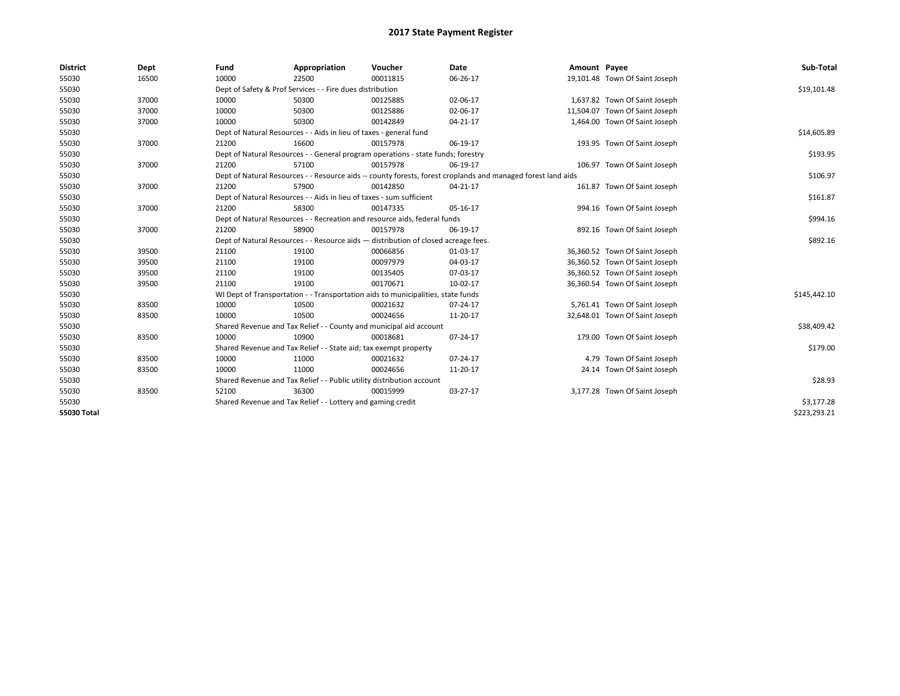# 2017 State Payment Register

| District | Dept | Fund | Appropriation | Voucher | Date | Amount | Payee | Sub-Total |
|---|---|---|---|---|---|---|---|---|
| 55030 | 16500 | 10000 | 22500 | 00011815 | 06-26-17 | 19,101.48 | Town Of Saint Joseph | |
| 55030 | | Dept of Safety & Prof Services - - Fire dues distribution | | | | | | $19,101.48 |
| 55030 | 37000 | 10000 | 50300 | 00125885 | 02-06-17 | 1,637.82 | Town Of Saint Joseph | |
| 55030 | 37000 | 10000 | 50300 | 00125886 | 02-06-17 | 11,504.07 | Town Of Saint Joseph | |
| 55030 | 37000 | 10000 | 50300 | 00142849 | 04-21-17 | 1,464.00 | Town Of Saint Joseph | |
| 55030 | | Dept of Natural Resources - - Aids in lieu of taxes - general fund | | | | | | $14,605.89 |
| 55030 | 37000 | 21200 | 16600 | 00157978 | 06-19-17 | 193.95 | Town Of Saint Joseph | |
| 55030 | | Dept of Natural Resources - - General program operations - state funds; forestry | | | | | | $193.95 |
| 55030 | 37000 | 21200 | 57100 | 00157978 | 06-19-17 | 106.97 | Town Of Saint Joseph | |
| 55030 | | Dept of Natural Resources - - Resource aids -- county forests, forest croplands and managed forest land aids | | | | | | $106.97 |
| 55030 | 37000 | 21200 | 57900 | 00142850 | 04-21-17 | 161.87 | Town Of Saint Joseph | |
| 55030 | | Dept of Natural Resources - - Aids in lieu of taxes - sum sufficient | | | | | | $161.87 |
| 55030 | 37000 | 21200 | 58300 | 00147335 | 05-16-17 | 994.16 | Town Of Saint Joseph | |
| 55030 | | Dept of Natural Resources - - Recreation and resource aids, federal funds | | | | | | $994.16 |
| 55030 | 37000 | 21200 | 58900 | 00157978 | 06-19-17 | 892.16 | Town Of Saint Joseph | |
| 55030 | | Dept of Natural Resources - - Resource aids — distribution of closed acreage fees. | | | | | | $892.16 |
| 55030 | 39500 | 21100 | 19100 | 00066856 | 01-03-17 | 36,360.52 | Town Of Saint Joseph | |
| 55030 | 39500 | 21100 | 19100 | 00097979 | 04-03-17 | 36,360.52 | Town Of Saint Joseph | |
| 55030 | 39500 | 21100 | 19100 | 00135405 | 07-03-17 | 36,360.52 | Town Of Saint Joseph | |
| 55030 | 39500 | 21100 | 19100 | 00170671 | 10-02-17 | 36,360.54 | Town Of Saint Joseph | |
| 55030 | | WI Dept of Transportation - - Transportation aids to municipalities, state funds | | | | | | $145,442.10 |
| 55030 | 83500 | 10000 | 10500 | 00021632 | 07-24-17 | 5,761.41 | Town Of Saint Joseph | |
| 55030 | 83500 | 10000 | 10500 | 00024656 | 11-20-17 | 32,648.01 | Town Of Saint Joseph | |
| 55030 | | Shared Revenue and Tax Relief - - County and municipal aid account | | | | | | $38,409.42 |
| 55030 | 83500 | 10000 | 10900 | 00018681 | 07-24-17 | 179.00 | Town Of Saint Joseph | |
| 55030 | | Shared Revenue and Tax Relief - - State aid; tax exempt property | | | | | | $179.00 |
| 55030 | 83500 | 10000 | 11000 | 00021632 | 07-24-17 | 4.79 | Town Of Saint Joseph | |
| 55030 | 83500 | 10000 | 11000 | 00024656 | 11-20-17 | 24.14 | Town Of Saint Joseph | |
| 55030 | | Shared Revenue and Tax Relief - - Public utility distribution account | | | | | | $28.93 |
| 55030 | 83500 | 52100 | 36300 | 00015999 | 03-27-17 | 3,177.28 | Town Of Saint Joseph | |
| 55030 | | Shared Revenue and Tax Relief - - Lottery and gaming credit | | | | | | $3,177.28 |
| **55030 Total** | | | | | | | | $223,293.21 |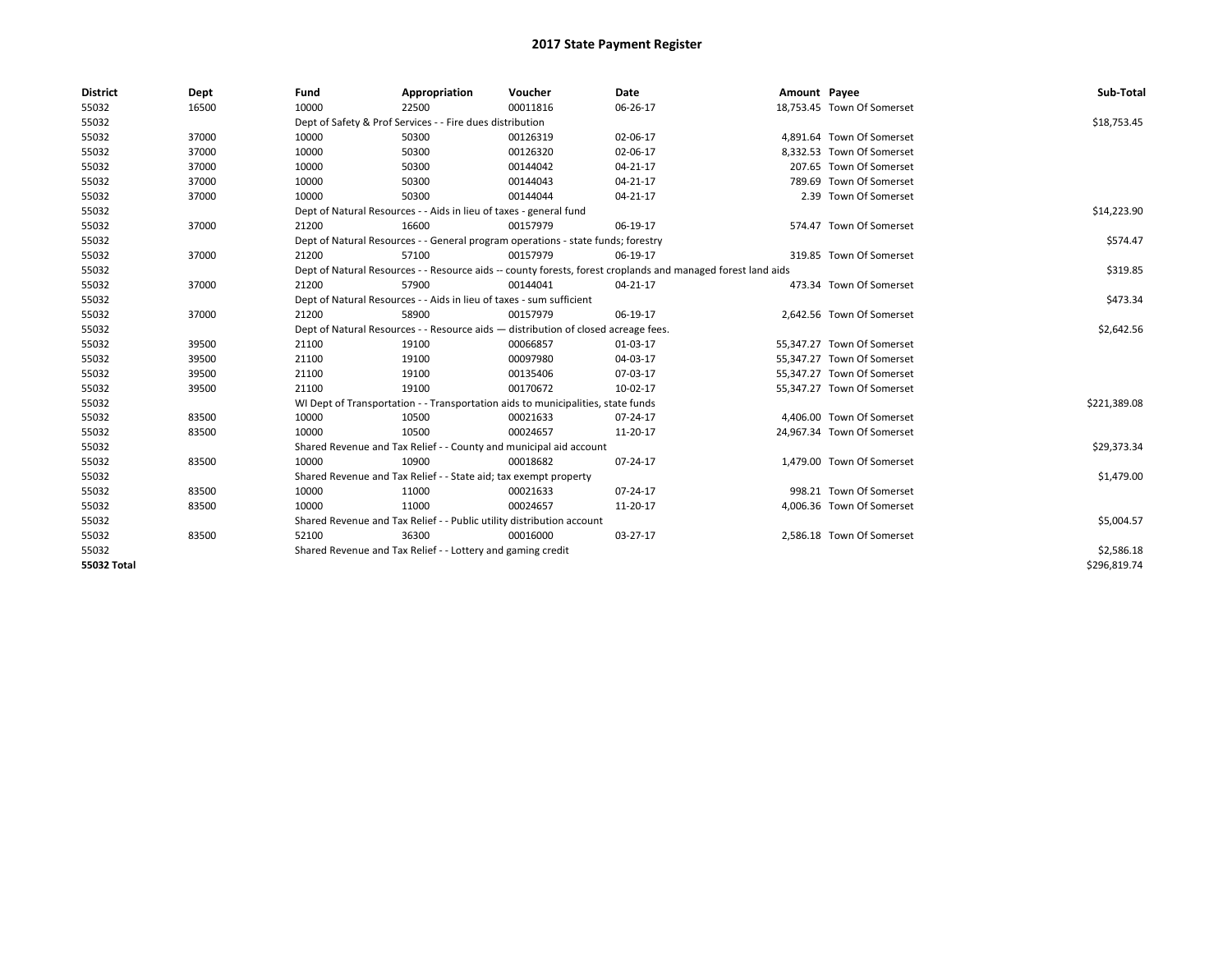# 2017 State Payment Register

| District | Dept | Fund | Appropriation | Voucher | Date | Amount | Payee | Sub-Total |
|---|---|---|---|---|---|---|---|---|
| 55032 | 16500 | 10000 | 22500 | 00011816 | 06-26-17 | 18,753.45 | Town Of Somerset | |
| 55032 | | Dept of Safety & Prof Services - - Fire dues distribution | | | | | | $18,753.45 |
| 55032 | 37000 | 10000 | 50300 | 00126319 | 02-06-17 | 4,891.64 | Town Of Somerset | |
| 55032 | 37000 | 10000 | 50300 | 00126320 | 02-06-17 | 8,332.53 | Town Of Somerset | |
| 55032 | 37000 | 10000 | 50300 | 00144042 | 04-21-17 | 207.65 | Town Of Somerset | |
| 55032 | 37000 | 10000 | 50300 | 00144043 | 04-21-17 | 789.69 | Town Of Somerset | |
| 55032 | 37000 | 10000 | 50300 | 00144044 | 04-21-17 | 2.39 | Town Of Somerset | |
| 55032 | | Dept of Natural Resources - - Aids in lieu of taxes - general fund | | | | | | $14,223.90 |
| 55032 | 37000 | 21200 | 16600 | 00157979 | 06-19-17 | 574.47 | Town Of Somerset | |
| 55032 | | Dept of Natural Resources - - General program operations - state funds; forestry | | | | | | $574.47 |
| 55032 | 37000 | 21200 | 57100 | 00157979 | 06-19-17 | 319.85 | Town Of Somerset | |
| 55032 | | Dept of Natural Resources - - Resource aids -- county forests, forest croplands and managed forest land aids | | | | | | $319.85 |
| 55032 | 37000 | 21200 | 57900 | 00144041 | 04-21-17 | 473.34 | Town Of Somerset | |
| 55032 | | Dept of Natural Resources - - Aids in lieu of taxes - sum sufficient | | | | | | $473.34 |
| 55032 | 37000 | 21200 | 58900 | 00157979 | 06-19-17 | 2,642.56 | Town Of Somerset | |
| 55032 | | Dept of Natural Resources - - Resource aids — distribution of closed acreage fees. | | | | | | $2,642.56 |
| 55032 | 39500 | 21100 | 19100 | 00066857 | 01-03-17 | 55,347.27 | Town Of Somerset | |
| 55032 | 39500 | 21100 | 19100 | 00097980 | 04-03-17 | 55,347.27 | Town Of Somerset | |
| 55032 | 39500 | 21100 | 19100 | 00135406 | 07-03-17 | 55,347.27 | Town Of Somerset | |
| 55032 | 39500 | 21100 | 19100 | 00170672 | 10-02-17 | 55,347.27 | Town Of Somerset | |
| 55032 | | WI Dept of Transportation - - Transportation aids to municipalities, state funds | | | | | | $221,389.08 |
| 55032 | 83500 | 10000 | 10500 | 00021633 | 07-24-17 | 4,406.00 | Town Of Somerset | |
| 55032 | 83500 | 10000 | 10500 | 00024657 | 11-20-17 | 24,967.34 | Town Of Somerset | |
| 55032 | | Shared Revenue and Tax Relief - - County and municipal aid account | | | | | | $29,373.34 |
| 55032 | 83500 | 10000 | 10900 | 00018682 | 07-24-17 | 1,479.00 | Town Of Somerset | |
| 55032 | | Shared Revenue and Tax Relief - - State aid; tax exempt property | | | | | | $1,479.00 |
| 55032 | 83500 | 10000 | 11000 | 00021633 | 07-24-17 | 998.21 | Town Of Somerset | |
| 55032 | 83500 | 10000 | 11000 | 00024657 | 11-20-17 | 4,006.36 | Town Of Somerset | |
| 55032 | | Shared Revenue and Tax Relief - - Public utility distribution account | | | | | | $5,004.57 |
| 55032 | 83500 | 52100 | 36300 | 00016000 | 03-27-17 | 2,586.18 | Town Of Somerset | |
| 55032 | | Shared Revenue and Tax Relief - - Lottery and gaming credit | | | | | | $2,586.18 |
| **55032 Total** | | | | | | | | $296,819.74 |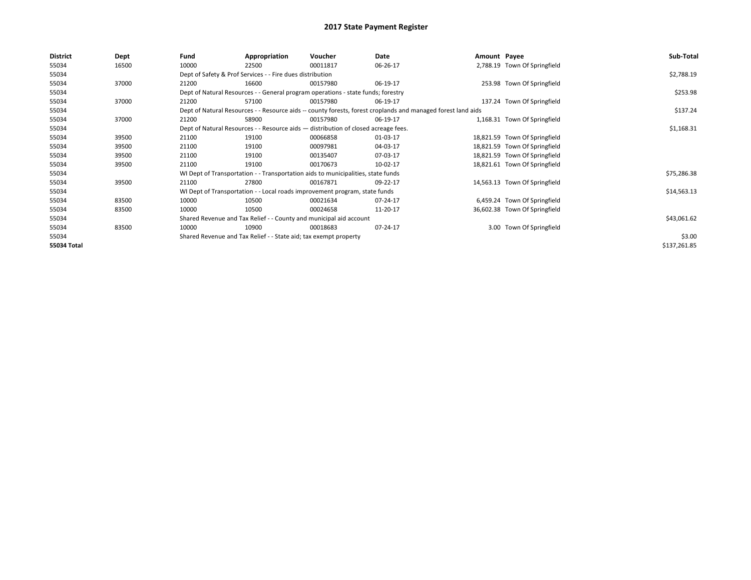# 2017 State Payment Register

| District | Dept | Fund | Appropriation | Voucher | Date | Amount | Payee | Sub-Total |
|---|---|---|---|---|---|---|---|---|
| 55034 | 16500 | 10000 | 22500 | 00011817 | 06-26-17 | 2,788.19 | Town Of Springfield | |
| 55034 | | Dept of Safety & Prof Services - - Fire dues distribution | | | | | | $2,788.19 |
| 55034 | 37000 | 21200 | 16600 | 00157980 | 06-19-17 | 253.98 | Town Of Springfield | |
| 55034 | | Dept of Natural Resources - - General program operations - state funds; forestry | | | | | | $253.98 |
| 55034 | 37000 | 21200 | 57100 | 00157980 | 06-19-17 | 137.24 | Town Of Springfield | |
| 55034 | | Dept of Natural Resources - - Resource aids -- county forests, forest croplands and managed forest land aids | | | | | | $137.24 |
| 55034 | 37000 | 21200 | 58900 | 00157980 | 06-19-17 | 1,168.31 | Town Of Springfield | |
| 55034 | | Dept of Natural Resources - - Resource aids — distribution of closed acreage fees. | | | | | | $1,168.31 |
| 55034 | 39500 | 21100 | 19100 | 00066858 | 01-03-17 | 18,821.59 | Town Of Springfield | |
| 55034 | 39500 | 21100 | 19100 | 00097981 | 04-03-17 | 18,821.59 | Town Of Springfield | |
| 55034 | 39500 | 21100 | 19100 | 00135407 | 07-03-17 | 18,821.59 | Town Of Springfield | |
| 55034 | 39500 | 21100 | 19100 | 00170673 | 10-02-17 | 18,821.61 | Town Of Springfield | |
| 55034 | | WI Dept of Transportation - - Transportation aids to municipalities, state funds | | | | | | $75,286.38 |
| 55034 | 39500 | 21100 | 27800 | 00167871 | 09-22-17 | 14,563.13 | Town Of Springfield | |
| 55034 | | WI Dept of Transportation - - Local roads improvement program, state funds | | | | | | $14,563.13 |
| 55034 | 83500 | 10000 | 10500 | 00021634 | 07-24-17 | 6,459.24 | Town Of Springfield | |
| 55034 | 83500 | 10000 | 10500 | 00024658 | 11-20-17 | 36,602.38 | Town Of Springfield | |
| 55034 | | Shared Revenue and Tax Relief - - County and municipal aid account | | | | | | $43,061.62 |
| 55034 | 83500 | 10000 | 10900 | 00018683 | 07-24-17 | 3.00 | Town Of Springfield | |
| 55034 | | Shared Revenue and Tax Relief - - State aid; tax exempt property | | | | | | $3.00 |
| **55034 Total** | | | | | | | | $137,261.85 |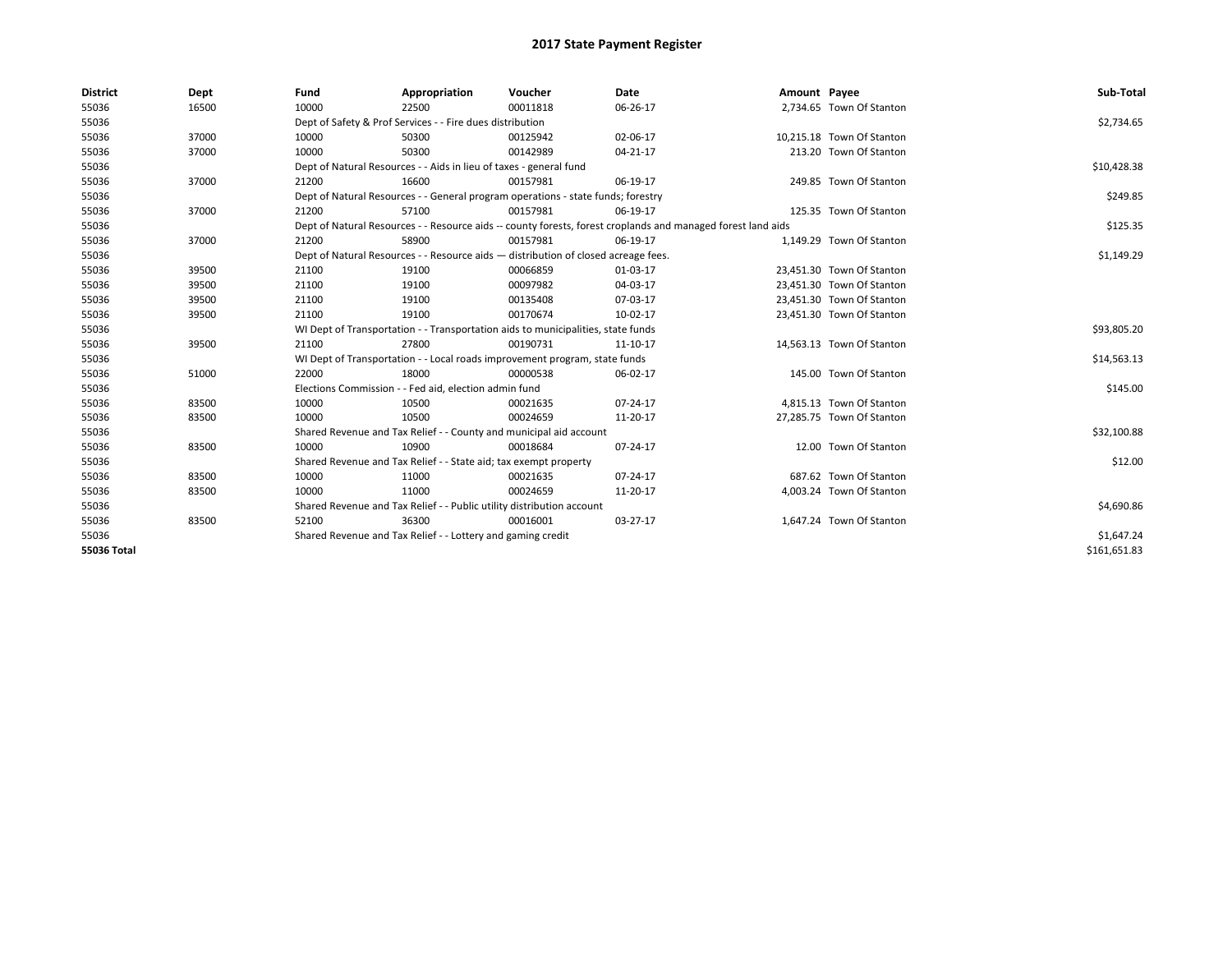# 2017 State Payment Register

| District | Dept | Fund | Appropriation | Voucher | Date | Amount | Payee | Sub-Total |
|---|---|---|---|---|---|---|---|---|
| 55036 | 16500 | 10000 | 22500 | 00011818 | 06-26-17 | 2,734.65 | Town Of Stanton | |
| 55036 | | Dept of Safety & Prof Services - - Fire dues distribution | | | | | | $2,734.65 |
| 55036 | 37000 | 10000 | 50300 | 00125942 | 02-06-17 | 10,215.18 | Town Of Stanton | |
| 55036 | 37000 | 10000 | 50300 | 00142989 | 04-21-17 | 213.20 | Town Of Stanton | |
| 55036 | | Dept of Natural Resources - - Aids in lieu of taxes - general fund | | | | | | $10,428.38 |
| 55036 | 37000 | 21200 | 16600 | 00157981 | 06-19-17 | 249.85 | Town Of Stanton | |
| 55036 | | Dept of Natural Resources - - General program operations - state funds; forestry | | | | | | $249.85 |
| 55036 | 37000 | 21200 | 57100 | 00157981 | 06-19-17 | 125.35 | Town Of Stanton | |
| 55036 | | Dept of Natural Resources - - Resource aids -- county forests, forest croplands and managed forest land aids | | | | | | $125.35 |
| 55036 | 37000 | 21200 | 58900 | 00157981 | 06-19-17 | 1,149.29 | Town Of Stanton | |
| 55036 | | Dept of Natural Resources - - Resource aids — distribution of closed acreage fees. | | | | | | $1,149.29 |
| 55036 | 39500 | 21100 | 19100 | 00066859 | 01-03-17 | 23,451.30 | Town Of Stanton | |
| 55036 | 39500 | 21100 | 19100 | 00097982 | 04-03-17 | 23,451.30 | Town Of Stanton | |
| 55036 | 39500 | 21100 | 19100 | 00135408 | 07-03-17 | 23,451.30 | Town Of Stanton | |
| 55036 | 39500 | 21100 | 19100 | 00170674 | 10-02-17 | 23,451.30 | Town Of Stanton | |
| 55036 | | WI Dept of Transportation - - Transportation aids to municipalities, state funds | | | | | | $93,805.20 |
| 55036 | 39500 | 21100 | 27800 | 00190731 | 11-10-17 | 14,563.13 | Town Of Stanton | |
| 55036 | | WI Dept of Transportation - - Local roads improvement program, state funds | | | | | | $14,563.13 |
| 55036 | 51000 | 22000 | 18000 | 00000538 | 06-02-17 | 145.00 | Town Of Stanton | |
| 55036 | | Elections Commission - - Fed aid, election admin fund | | | | | | $145.00 |
| 55036 | 83500 | 10000 | 10500 | 00021635 | 07-24-17 | 4,815.13 | Town Of Stanton | |
| 55036 | 83500 | 10000 | 10500 | 00024659 | 11-20-17 | 27,285.75 | Town Of Stanton | |
| 55036 | | Shared Revenue and Tax Relief - - County and municipal aid account | | | | | | $32,100.88 |
| 55036 | 83500 | 10000 | 10900 | 00018684 | 07-24-17 | 12.00 | Town Of Stanton | |
| 55036 | | Shared Revenue and Tax Relief - - State aid; tax exempt property | | | | | | $12.00 |
| 55036 | 83500 | 10000 | 11000 | 00021635 | 07-24-17 | 687.62 | Town Of Stanton | |
| 55036 | 83500 | 10000 | 11000 | 00024659 | 11-20-17 | 4,003.24 | Town Of Stanton | |
| 55036 | | Shared Revenue and Tax Relief - - Public utility distribution account | | | | | | $4,690.86 |
| 55036 | 83500 | 52100 | 36300 | 00016001 | 03-27-17 | 1,647.24 | Town Of Stanton | |
| 55036 | | Shared Revenue and Tax Relief - - Lottery and gaming credit | | | | | | $1,647.24 |
| **55036 Total** | | | | | | | | $161,651.83 |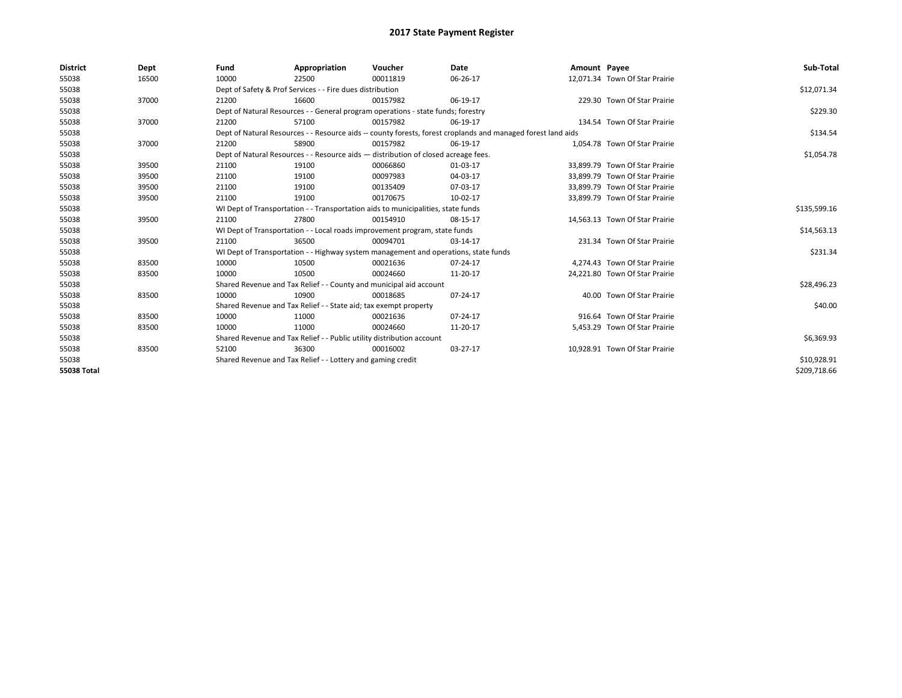# 2017 State Payment Register

| District | Dept | Fund | Appropriation | Voucher | Date | Amount | Payee | Sub-Total |
|---|---|---|---|---|---|---|---|---|
| 55038 | 16500 | 10000 | 22500 | 00011819 | 06-26-17 | 12,071.34 | Town Of Star Prairie | |
| 55038 | | Dept of Safety & Prof Services - - Fire dues distribution | | | | | | $12,071.34 |
| 55038 | 37000 | 21200 | 16600 | 00157982 | 06-19-17 | 229.30 | Town Of Star Prairie | |
| 55038 | | Dept of Natural Resources - - General program operations - state funds; forestry | | | | | | $229.30 |
| 55038 | 37000 | 21200 | 57100 | 00157982 | 06-19-17 | 134.54 | Town Of Star Prairie | |
| 55038 | | Dept of Natural Resources - - Resource aids -- county forests, forest croplands and managed forest land aids | | | | | | $134.54 |
| 55038 | 37000 | 21200 | 58900 | 00157982 | 06-19-17 | 1,054.78 | Town Of Star Prairie | |
| 55038 | | Dept of Natural Resources - - Resource aids — distribution of closed acreage fees. | | | | | | $1,054.78 |
| 55038 | 39500 | 21100 | 19100 | 00066860 | 01-03-17 | 33,899.79 | Town Of Star Prairie | |
| 55038 | 39500 | 21100 | 19100 | 00097983 | 04-03-17 | 33,899.79 | Town Of Star Prairie | |
| 55038 | 39500 | 21100 | 19100 | 00135409 | 07-03-17 | 33,899.79 | Town Of Star Prairie | |
| 55038 | 39500 | 21100 | 19100 | 00170675 | 10-02-17 | 33,899.79 | Town Of Star Prairie | |
| 55038 | | WI Dept of Transportation - - Transportation aids to municipalities, state funds | | | | | | $135,599.16 |
| 55038 | 39500 | 21100 | 27800 | 00154910 | 08-15-17 | 14,563.13 | Town Of Star Prairie | |
| 55038 | | WI Dept of Transportation - - Local roads improvement program, state funds | | | | | | $14,563.13 |
| 55038 | 39500 | 21100 | 36500 | 00094701 | 03-14-17 | 231.34 | Town Of Star Prairie | |
| 55038 | | WI Dept of Transportation - - Highway system management and operations, state funds | | | | | | $231.34 |
| 55038 | 83500 | 10000 | 10500 | 00021636 | 07-24-17 | 4,274.43 | Town Of Star Prairie | |
| 55038 | 83500 | 10000 | 10500 | 00024660 | 11-20-17 | 24,221.80 | Town Of Star Prairie | |
| 55038 | | Shared Revenue and Tax Relief - - County and municipal aid account | | | | | | $28,496.23 |
| 55038 | 83500 | 10000 | 10900 | 00018685 | 07-24-17 | 40.00 | Town Of Star Prairie | |
| 55038 | | Shared Revenue and Tax Relief - - State aid; tax exempt property | | | | | | $40.00 |
| 55038 | 83500 | 10000 | 11000 | 00021636 | 07-24-17 | 916.64 | Town Of Star Prairie | |
| 55038 | 83500 | 10000 | 11000 | 00024660 | 11-20-17 | 5,453.29 | Town Of Star Prairie | |
| 55038 | | Shared Revenue and Tax Relief - - Public utility distribution account | | | | | | $6,369.93 |
| 55038 | 83500 | 52100 | 36300 | 00016002 | 03-27-17 | 10,928.91 | Town Of Star Prairie | |
| 55038 | | Shared Revenue and Tax Relief - - Lottery and gaming credit | | | | | | $10,928.91 |
| **55038 Total** | | | | | | | | $209,718.66 |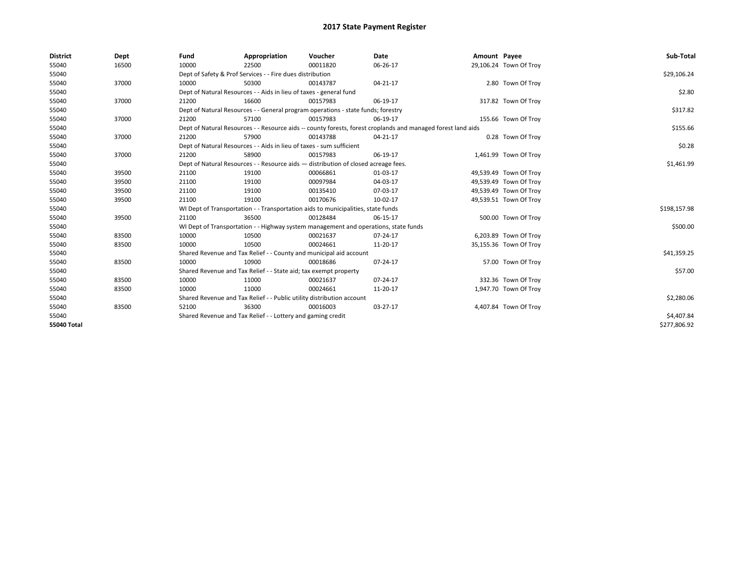# 2017 State Payment Register

| District | Dept | Fund | Appropriation | Voucher | Date | Amount | Payee | Sub-Total |
|---|---|---|---|---|---|---|---|---|
| 55040 | 16500 | 10000 | 22500 | 00011820 | 06-26-17 | 29,106.24 | Town Of Troy | |
| 55040 | | Dept of Safety & Prof Services - - Fire dues distribution | | | | | | $29,106.24 |
| 55040 | 37000 | 10000 | 50300 | 00143787 | 04-21-17 | 2.80 | Town Of Troy | |
| 55040 | | Dept of Natural Resources - - Aids in lieu of taxes - general fund | | | | | | $2.80 |
| 55040 | 37000 | 21200 | 16600 | 00157983 | 06-19-17 | 317.82 | Town Of Troy | |
| 55040 | | Dept of Natural Resources - - General program operations - state funds; forestry | | | | | | $317.82 |
| 55040 | 37000 | 21200 | 57100 | 00157983 | 06-19-17 | 155.66 | Town Of Troy | |
| 55040 | | Dept of Natural Resources - - Resource aids -- county forests, forest croplands and managed forest land aids | | | | | | $155.66 |
| 55040 | 37000 | 21200 | 57900 | 00143788 | 04-21-17 | 0.28 | Town Of Troy | |
| 55040 | | Dept of Natural Resources - - Aids in lieu of taxes - sum sufficient | | | | | | $0.28 |
| 55040 | 37000 | 21200 | 58900 | 00157983 | 06-19-17 | 1,461.99 | Town Of Troy | |
| 55040 | | Dept of Natural Resources - - Resource aids — distribution of closed acreage fees. | | | | | | $1,461.99 |
| 55040 | 39500 | 21100 | 19100 | 00066861 | 01-03-17 | 49,539.49 | Town Of Troy | |
| 55040 | 39500 | 21100 | 19100 | 00097984 | 04-03-17 | 49,539.49 | Town Of Troy | |
| 55040 | 39500 | 21100 | 19100 | 00135410 | 07-03-17 | 49,539.49 | Town Of Troy | |
| 55040 | 39500 | 21100 | 19100 | 00170676 | 10-02-17 | 49,539.51 | Town Of Troy | |
| 55040 | | WI Dept of Transportation - - Transportation aids to municipalities, state funds | | | | | | $198,157.98 |
| 55040 | 39500 | 21100 | 36500 | 00128484 | 06-15-17 | 500.00 | Town Of Troy | |
| 55040 | | WI Dept of Transportation - - Highway system management and operations, state funds | | | | | | $500.00 |
| 55040 | 83500 | 10000 | 10500 | 00021637 | 07-24-17 | 6,203.89 | Town Of Troy | |
| 55040 | 83500 | 10000 | 10500 | 00024661 | 11-20-17 | 35,155.36 | Town Of Troy | |
| 55040 | | Shared Revenue and Tax Relief - - County and municipal aid account | | | | | | $41,359.25 |
| 55040 | 83500 | 10000 | 10900 | 00018686 | 07-24-17 | 57.00 | Town Of Troy | |
| 55040 | | Shared Revenue and Tax Relief - - State aid; tax exempt property | | | | | | $57.00 |
| 55040 | 83500 | 10000 | 11000 | 00021637 | 07-24-17 | 332.36 | Town Of Troy | |
| 55040 | 83500 | 10000 | 11000 | 00024661 | 11-20-17 | 1,947.70 | Town Of Troy | |
| 55040 | | Shared Revenue and Tax Relief - - Public utility distribution account | | | | | | $2,280.06 |
| 55040 | 83500 | 52100 | 36300 | 00016003 | 03-27-17 | 4,407.84 | Town Of Troy | |
| 55040 | | Shared Revenue and Tax Relief - - Lottery and gaming credit | | | | | | $4,407.84 |
| **55040 Total** | | | | | | | | $277,806.92 |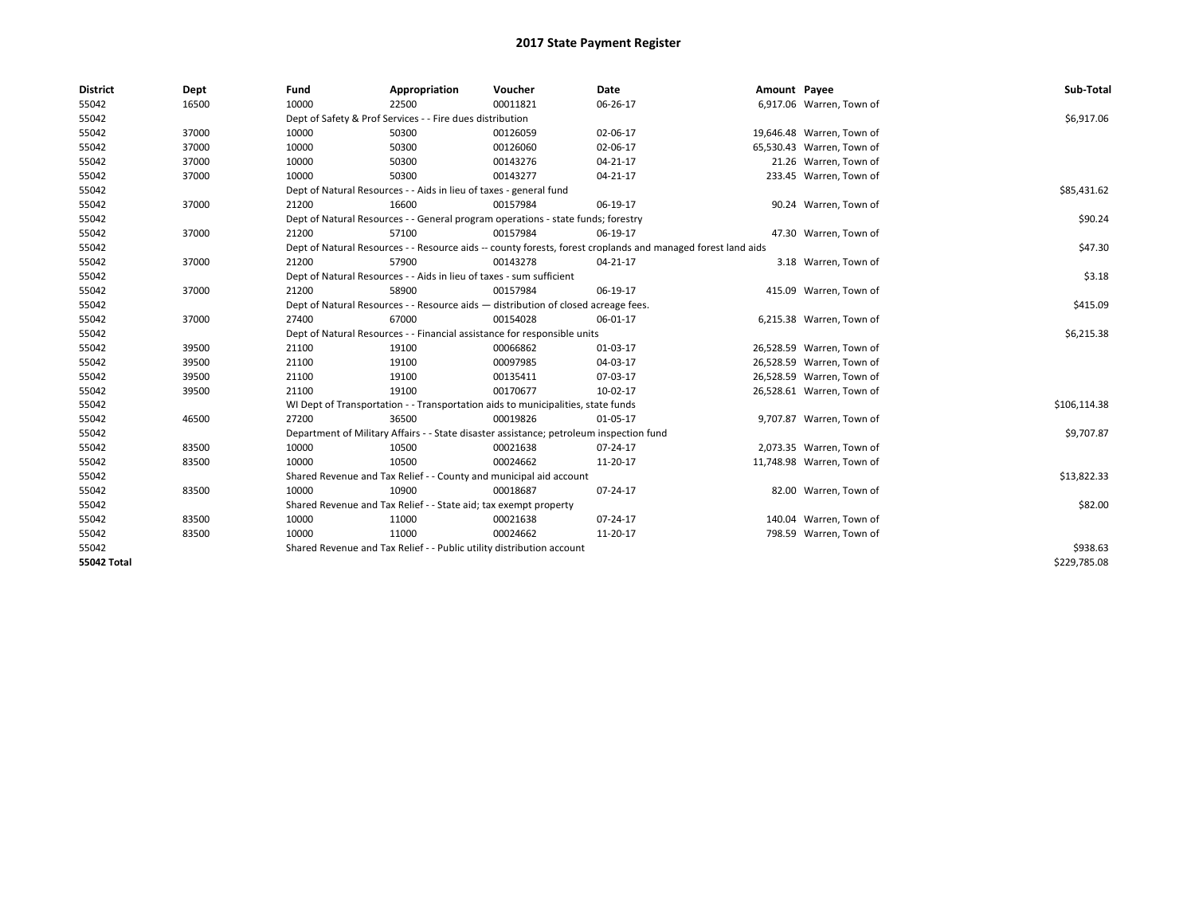# 2017 State Payment Register

| District | Dept | Fund | Appropriation | Voucher | Date | Amount | Payee | Sub-Total |
|---|---|---|---|---|---|---|---|---|
| 55042 | 16500 | 10000 | 22500 | 00011821 | 06-26-17 | 6,917.06 | Warren, Town of | |
| 55042 | | Dept of Safety & Prof Services - - Fire dues distribution | | | | | | $6,917.06 |
| 55042 | 37000 | 10000 | 50300 | 00126059 | 02-06-17 | 19,646.48 | Warren, Town of | |
| 55042 | 37000 | 10000 | 50300 | 00126060 | 02-06-17 | 65,530.43 | Warren, Town of | |
| 55042 | 37000 | 10000 | 50300 | 00143276 | 04-21-17 | 21.26 | Warren, Town of | |
| 55042 | 37000 | 10000 | 50300 | 00143277 | 04-21-17 | 233.45 | Warren, Town of | |
| 55042 | | Dept of Natural Resources - - Aids in lieu of taxes - general fund | | | | | | $85,431.62 |
| 55042 | 37000 | 21200 | 16600 | 00157984 | 06-19-17 | 90.24 | Warren, Town of | |
| 55042 | | Dept of Natural Resources - - General program operations - state funds; forestry | | | | | | $90.24 |
| 55042 | 37000 | 21200 | 57100 | 00157984 | 06-19-17 | 47.30 | Warren, Town of | |
| 55042 | | Dept of Natural Resources - - Resource aids -- county forests, forest croplands and managed forest land aids | | | | | | $47.30 |
| 55042 | 37000 | 21200 | 57900 | 00143278 | 04-21-17 | 3.18 | Warren, Town of | |
| 55042 | | Dept of Natural Resources - - Aids in lieu of taxes - sum sufficient | | | | | | $3.18 |
| 55042 | 37000 | 21200 | 58900 | 00157984 | 06-19-17 | 415.09 | Warren, Town of | |
| 55042 | | Dept of Natural Resources - - Resource aids — distribution of closed acreage fees. | | | | | | $415.09 |
| 55042 | 37000 | 27400 | 67000 | 00154028 | 06-01-17 | 6,215.38 | Warren, Town of | |
| 55042 | | Dept of Natural Resources - - Financial assistance for responsible units | | | | | | $6,215.38 |
| 55042 | 39500 | 21100 | 19100 | 00066862 | 01-03-17 | 26,528.59 | Warren, Town of | |
| 55042 | 39500 | 21100 | 19100 | 00097985 | 04-03-17 | 26,528.59 | Warren, Town of | |
| 55042 | 39500 | 21100 | 19100 | 00135411 | 07-03-17 | 26,528.59 | Warren, Town of | |
| 55042 | 39500 | 21100 | 19100 | 00170677 | 10-02-17 | 26,528.61 | Warren, Town of | |
| 55042 | | WI Dept of Transportation - - Transportation aids to municipalities, state funds | | | | | | $106,114.38 |
| 55042 | 46500 | 27200 | 36500 | 00019826 | 01-05-17 | 9,707.87 | Warren, Town of | |
| 55042 | | Department of Military Affairs - - State disaster assistance; petroleum inspection fund | | | | | | $9,707.87 |
| 55042 | 83500 | 10000 | 10500 | 00021638 | 07-24-17 | 2,073.35 | Warren, Town of | |
| 55042 | 83500 | 10000 | 10500 | 00024662 | 11-20-17 | 11,748.98 | Warren, Town of | |
| 55042 | | Shared Revenue and Tax Relief - - County and municipal aid account | | | | | | $13,822.33 |
| 55042 | 83500 | 10000 | 10900 | 00018687 | 07-24-17 | 82.00 | Warren, Town of | |
| 55042 | | Shared Revenue and Tax Relief - - State aid; tax exempt property | | | | | | $82.00 |
| 55042 | 83500 | 10000 | 11000 | 00021638 | 07-24-17 | 140.04 | Warren, Town of | |
| 55042 | 83500 | 10000 | 11000 | 00024662 | 11-20-17 | 798.59 | Warren, Town of | |
| 55042 | | Shared Revenue and Tax Relief - - Public utility distribution account | | | | | | $938.63 |
| **55042 Total** | | | | | | | | $229,785.08 |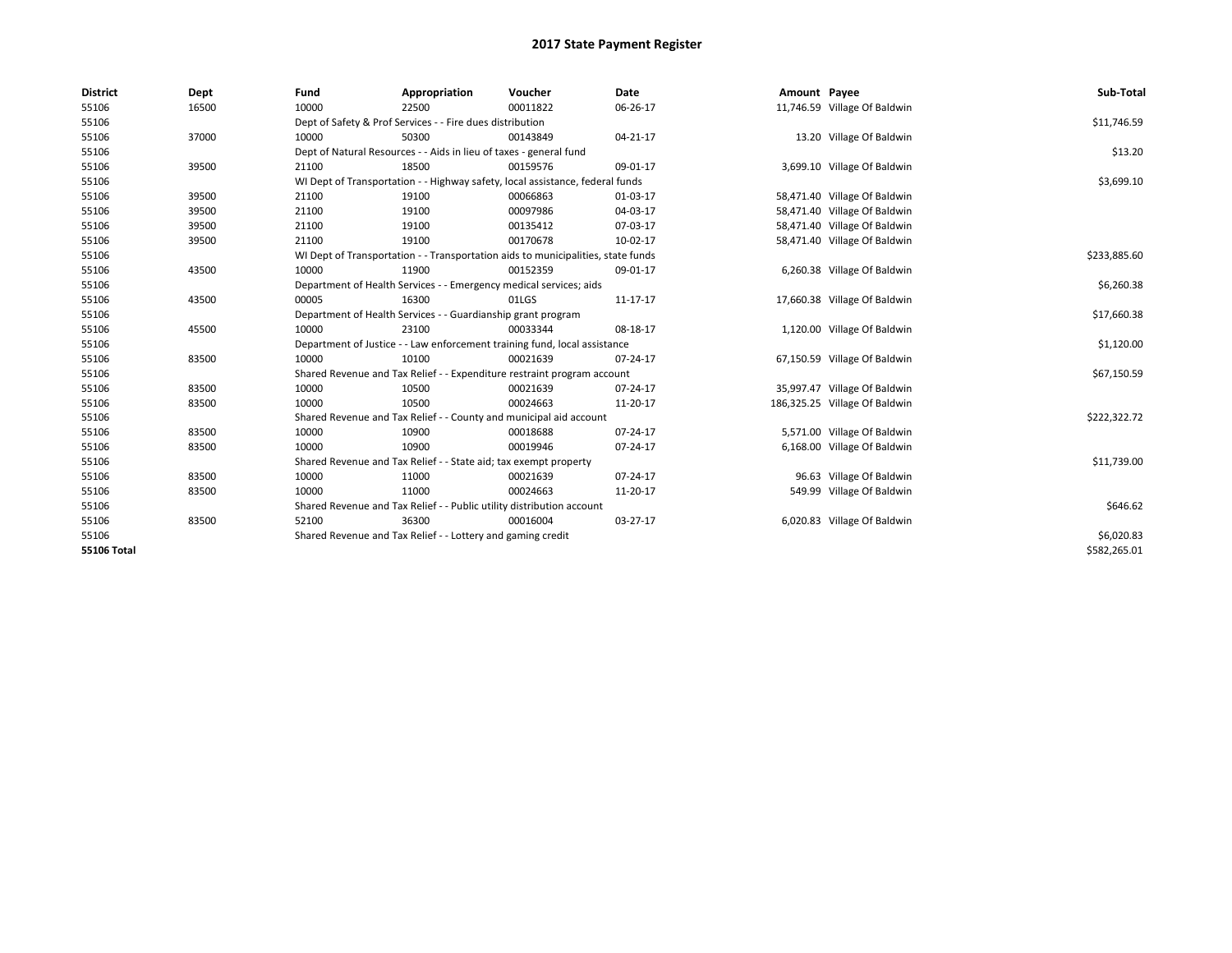# 2017 State Payment Register

| District | Dept | Fund | Appropriation | Voucher | Date | Amount | Payee | Sub-Total |
|---|---|---|---|---|---|---|---|---|
| 55106 | 16500 | 10000 | 22500 | 00011822 | 06-26-17 | 11,746.59 | Village Of Baldwin | |
| 55106 | | Dept of Safety & Prof Services - - Fire dues distribution | | | | | | $11,746.59 |
| 55106 | 37000 | 10000 | 50300 | 00143849 | 04-21-17 | 13.20 | Village Of Baldwin | |
| 55106 | | Dept of Natural Resources - - Aids in lieu of taxes - general fund | | | | | | $13.20 |
| 55106 | 39500 | 21100 | 18500 | 00159576 | 09-01-17 | 3,699.10 | Village Of Baldwin | |
| 55106 | | WI Dept of Transportation - - Highway safety, local assistance, federal funds | | | | | | $3,699.10 |
| 55106 | 39500 | 21100 | 19100 | 00066863 | 01-03-17 | 58,471.40 | Village Of Baldwin | |
| 55106 | 39500 | 21100 | 19100 | 00097986 | 04-03-17 | 58,471.40 | Village Of Baldwin | |
| 55106 | 39500 | 21100 | 19100 | 00135412 | 07-03-17 | 58,471.40 | Village Of Baldwin | |
| 55106 | 39500 | 21100 | 19100 | 00170678 | 10-02-17 | 58,471.40 | Village Of Baldwin | |
| 55106 | | WI Dept of Transportation - - Transportation aids to municipalities, state funds | | | | | | $233,885.60 |
| 55106 | 43500 | 10000 | 11900 | 00152359 | 09-01-17 | 6,260.38 | Village Of Baldwin | |
| 55106 | | Department of Health Services - - Emergency medical services; aids | | | | | | $6,260.38 |
| 55106 | 43500 | 00005 | 16300 | 01LGS | 11-17-17 | 17,660.38 | Village Of Baldwin | |
| 55106 | | Department of Health Services - - Guardianship grant program | | | | | | $17,660.38 |
| 55106 | 45500 | 10000 | 23100 | 00033344 | 08-18-17 | 1,120.00 | Village Of Baldwin | |
| 55106 | | Department of Justice - - Law enforcement training fund, local assistance | | | | | | $1,120.00 |
| 55106 | 83500 | 10000 | 10100 | 00021639 | 07-24-17 | 67,150.59 | Village Of Baldwin | |
| 55106 | | Shared Revenue and Tax Relief - - Expenditure restraint program account | | | | | | $67,150.59 |
| 55106 | 83500 | 10000 | 10500 | 00021639 | 07-24-17 | 35,997.47 | Village Of Baldwin | |
| 55106 | 83500 | 10000 | 10500 | 00024663 | 11-20-17 | 186,325.25 | Village Of Baldwin | |
| 55106 | | Shared Revenue and Tax Relief - - County and municipal aid account | | | | | | $222,322.72 |
| 55106 | 83500 | 10000 | 10900 | 00018688 | 07-24-17 | 5,571.00 | Village Of Baldwin | |
| 55106 | 83500 | 10000 | 10900 | 00019946 | 07-24-17 | 6,168.00 | Village Of Baldwin | |
| 55106 | | Shared Revenue and Tax Relief - - State aid; tax exempt property | | | | | | $11,739.00 |
| 55106 | 83500 | 10000 | 11000 | 00021639 | 07-24-17 | 96.63 | Village Of Baldwin | |
| 55106 | 83500 | 10000 | 11000 | 00024663 | 11-20-17 | 549.99 | Village Of Baldwin | |
| 55106 | | Shared Revenue and Tax Relief - - Public utility distribution account | | | | | | $646.62 |
| 55106 | 83500 | 52100 | 36300 | 00016004 | 03-27-17 | 6,020.83 | Village Of Baldwin | |
| 55106 | | Shared Revenue and Tax Relief - - Lottery and gaming credit | | | | | | $6,020.83 |
| **55106 Total** | | | | | | | | $582,265.01 |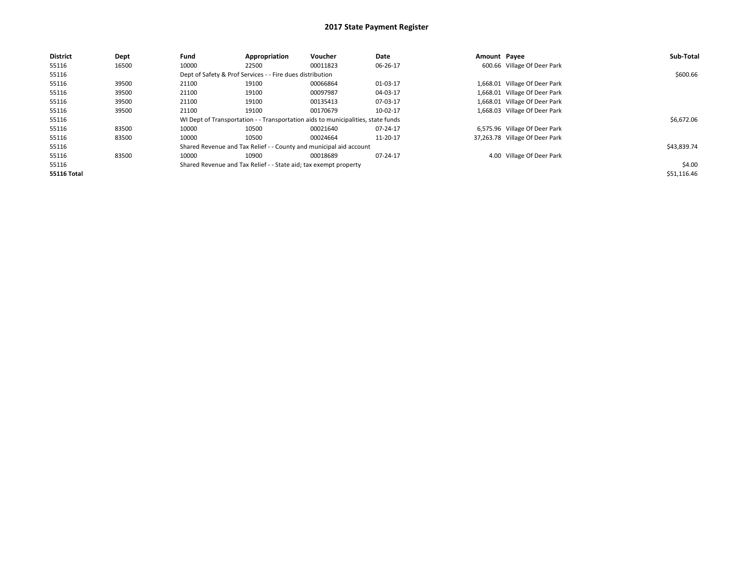# 2017 State Payment Register

| District | Dept | Fund | Appropriation | Voucher | Date | Amount | Payee | Sub-Total |
|---|---|---|---|---|---|---|---|---|
| 55116 | 16500 | 10000 | 22500 | 00011823 | 06-26-17 | 600.66 | Village Of Deer Park | |
| 55116 | | Dept of Safety & Prof Services - - Fire dues distribution | | | | | | $600.66 |
| 55116 | 39500 | 21100 | 19100 | 00066864 | 01-03-17 | 1,668.01 | Village Of Deer Park | |
| 55116 | 39500 | 21100 | 19100 | 00097987 | 04-03-17 | 1,668.01 | Village Of Deer Park | |
| 55116 | 39500 | 21100 | 19100 | 00135413 | 07-03-17 | 1,668.01 | Village Of Deer Park | |
| 55116 | 39500 | 21100 | 19100 | 00170679 | 10-02-17 | 1,668.03 | Village Of Deer Park | |
| 55116 | | WI Dept of Transportation - - Transportation aids to municipalities, state funds | | | | | | $6,672.06 |
| 55116 | 83500 | 10000 | 10500 | 00021640 | 07-24-17 | 6,575.96 | Village Of Deer Park | |
| 55116 | 83500 | 10000 | 10500 | 00024664 | 11-20-17 | 37,263.78 | Village Of Deer Park | |
| 55116 | | Shared Revenue and Tax Relief - - County and municipal aid account | | | | | | $43,839.74 |
| 55116 | 83500 | 10000 | 10900 | 00018689 | 07-24-17 | 4.00 | Village Of Deer Park | |
| 55116 | | Shared Revenue and Tax Relief - - State aid; tax exempt property | | | | | | $4.00 |
| **55116 Total** | | | | | | | | $51,116.46 |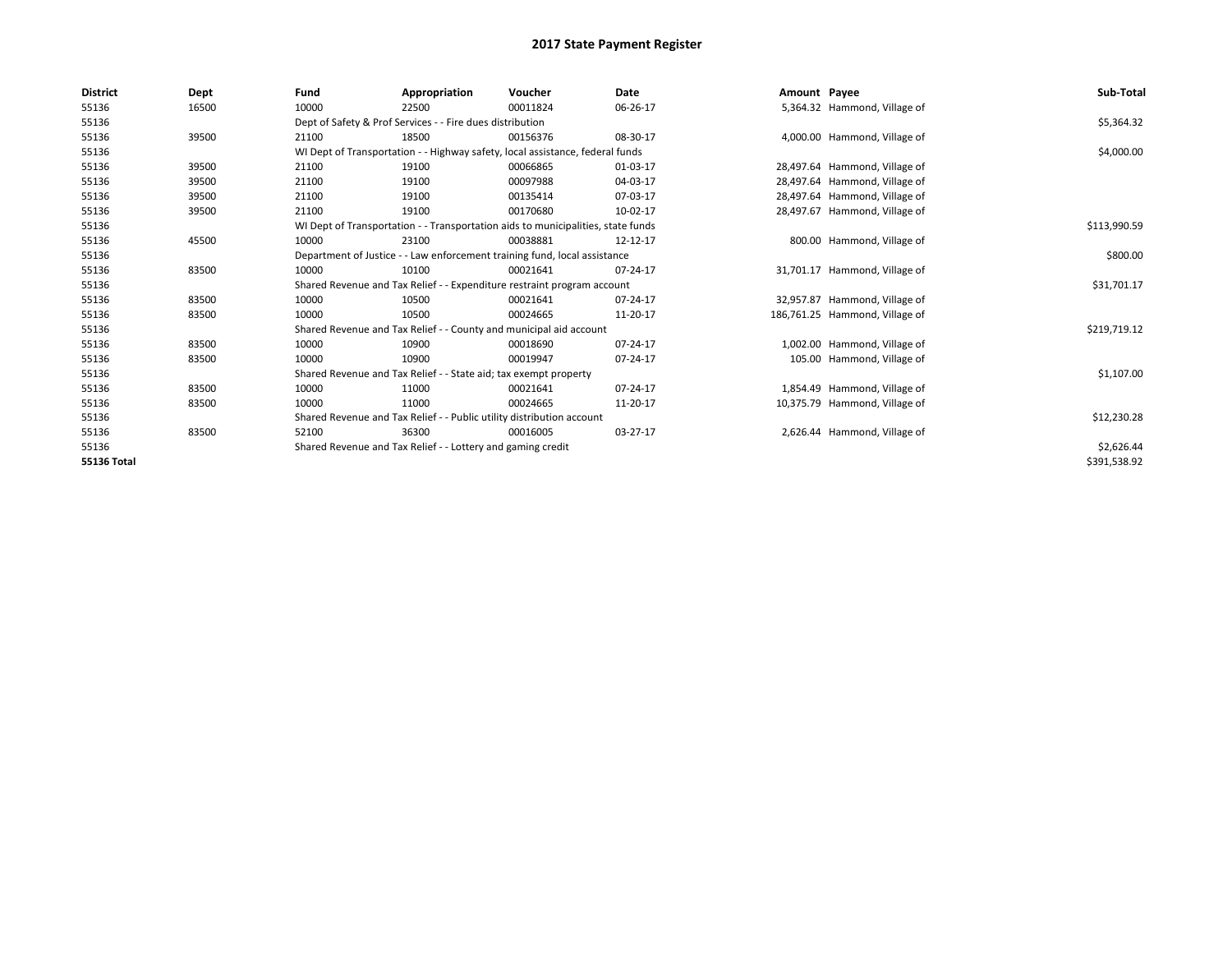# 2017 State Payment Register

| District | Dept | Fund | Appropriation | Voucher | Date | Amount | Payee | Sub-Total |
|---|---|---|---|---|---|---|---|---|
| 55136 | 16500 | 10000 | 22500 | 00011824 | 06-26-17 | 5,364.32 | Hammond, Village of | |
| 55136 | | Dept of Safety & Prof Services - - Fire dues distribution | | | | | | $5,364.32 |
| 55136 | 39500 | 21100 | 18500 | 00156376 | 08-30-17 | 4,000.00 | Hammond, Village of | |
| 55136 | | WI Dept of Transportation - - Highway safety, local assistance, federal funds | | | | | | $4,000.00 |
| 55136 | 39500 | 21100 | 19100 | 00066865 | 01-03-17 | 28,497.64 | Hammond, Village of | |
| 55136 | 39500 | 21100 | 19100 | 00097988 | 04-03-17 | 28,497.64 | Hammond, Village of | |
| 55136 | 39500 | 21100 | 19100 | 00135414 | 07-03-17 | 28,497.64 | Hammond, Village of | |
| 55136 | 39500 | 21100 | 19100 | 00170680 | 10-02-17 | 28,497.67 | Hammond, Village of | |
| 55136 | | WI Dept of Transportation - - Transportation aids to municipalities, state funds | | | | | | $113,990.59 |
| 55136 | 45500 | 10000 | 23100 | 00038881 | 12-12-17 | 800.00 | Hammond, Village of | |
| 55136 | | Department of Justice - - Law enforcement training fund, local assistance | | | | | | $800.00 |
| 55136 | 83500 | 10000 | 10100 | 00021641 | 07-24-17 | 31,701.17 | Hammond, Village of | |
| 55136 | | Shared Revenue and Tax Relief - - Expenditure restraint program account | | | | | | $31,701.17 |
| 55136 | 83500 | 10000 | 10500 | 00021641 | 07-24-17 | 32,957.87 | Hammond, Village of | |
| 55136 | 83500 | 10000 | 10500 | 00024665 | 11-20-17 | 186,761.25 | Hammond, Village of | |
| 55136 | | Shared Revenue and Tax Relief - - County and municipal aid account | | | | | | $219,719.12 |
| 55136 | 83500 | 10000 | 10900 | 00018690 | 07-24-17 | 1,002.00 | Hammond, Village of | |
| 55136 | 83500 | 10000 | 10900 | 00019947 | 07-24-17 | 105.00 | Hammond, Village of | |
| 55136 | | Shared Revenue and Tax Relief - - State aid; tax exempt property | | | | | | $1,107.00 |
| 55136 | 83500 | 10000 | 11000 | 00021641 | 07-24-17 | 1,854.49 | Hammond, Village of | |
| 55136 | 83500 | 10000 | 11000 | 00024665 | 11-20-17 | 10,375.79 | Hammond, Village of | |
| 55136 | | Shared Revenue and Tax Relief - - Public utility distribution account | | | | | | $12,230.28 |
| 55136 | 83500 | 52100 | 36300 | 00016005 | 03-27-17 | 2,626.44 | Hammond, Village of | |
| 55136 | | Shared Revenue and Tax Relief - - Lottery and gaming credit | | | | | | $2,626.44 |
| **55136 Total** | | | | | | | | $391,538.92 |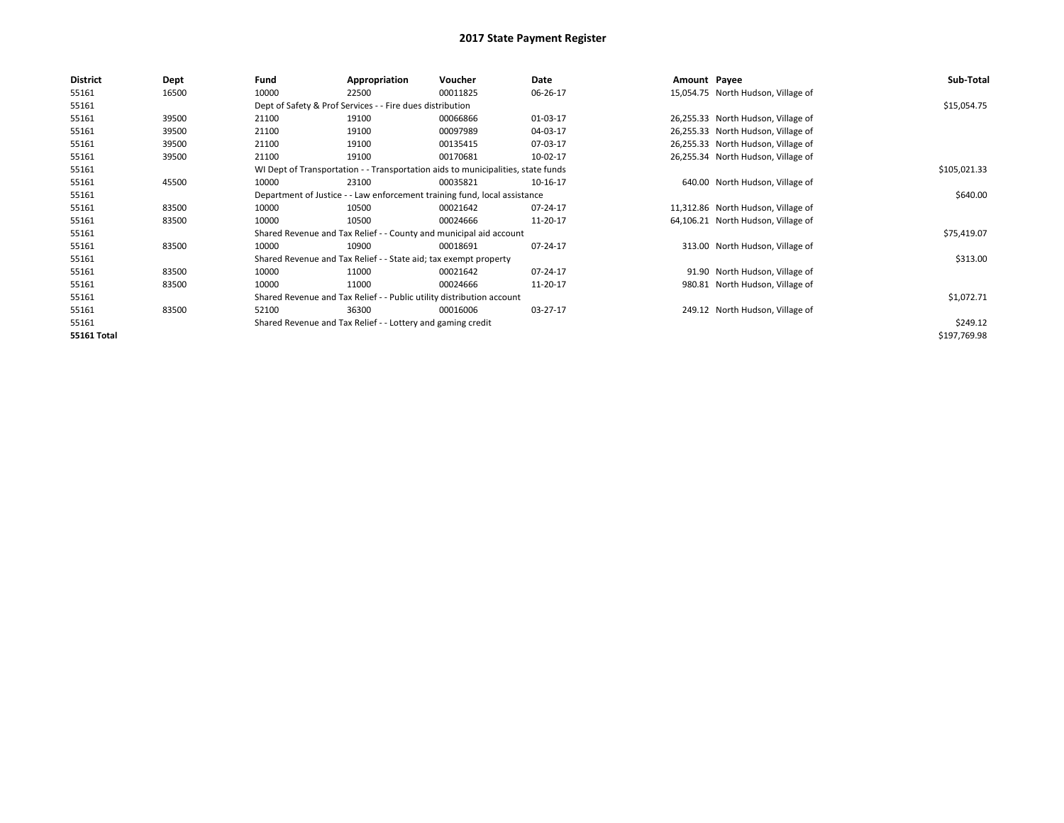# 2017 State Payment Register

| District | Dept | Fund | Appropriation | Voucher | Date | Amount | Payee | Sub-Total |
|---|---|---|---|---|---|---|---|---|
| 55161 | 16500 | 10000 | 22500 | 00011825 | 06-26-17 | 15,054.75 | North Hudson, Village of | |
| 55161 | | Dept of Safety & Prof Services - - Fire dues distribution | | | | | | $15,054.75 |
| 55161 | 39500 | 21100 | 19100 | 00066866 | 01-03-17 | 26,255.33 | North Hudson, Village of | |
| 55161 | 39500 | 21100 | 19100 | 00097989 | 04-03-17 | 26,255.33 | North Hudson, Village of | |
| 55161 | 39500 | 21100 | 19100 | 00135415 | 07-03-17 | 26,255.33 | North Hudson, Village of | |
| 55161 | 39500 | 21100 | 19100 | 00170681 | 10-02-17 | 26,255.34 | North Hudson, Village of | |
| 55161 | | WI Dept of Transportation - - Transportation aids to municipalities, state funds | | | | | | $105,021.33 |
| 55161 | 45500 | 10000 | 23100 | 00035821 | 10-16-17 | 640.00 | North Hudson, Village of | |
| 55161 | | Department of Justice - - Law enforcement training fund, local assistance | | | | | | $640.00 |
| 55161 | 83500 | 10000 | 10500 | 00021642 | 07-24-17 | 11,312.86 | North Hudson, Village of | |
| 55161 | 83500 | 10000 | 10500 | 00024666 | 11-20-17 | 64,106.21 | North Hudson, Village of | |
| 55161 | | Shared Revenue and Tax Relief - - County and municipal aid account | | | | | | $75,419.07 |
| 55161 | 83500 | 10000 | 10900 | 00018691 | 07-24-17 | 313.00 | North Hudson, Village of | |
| 55161 | | Shared Revenue and Tax Relief - - State aid; tax exempt property | | | | | | $313.00 |
| 55161 | 83500 | 10000 | 11000 | 00021642 | 07-24-17 | 91.90 | North Hudson, Village of | |
| 55161 | 83500 | 10000 | 11000 | 00024666 | 11-20-17 | 980.81 | North Hudson, Village of | |
| 55161 | | Shared Revenue and Tax Relief - - Public utility distribution account | | | | | | $1,072.71 |
| 55161 | 83500 | 52100 | 36300 | 00016006 | 03-27-17 | 249.12 | North Hudson, Village of | |
| 55161 | | Shared Revenue and Tax Relief - - Lottery and gaming credit | | | | | | $249.12 |
| **55161 Total** | | | | | | | | $197,769.98 |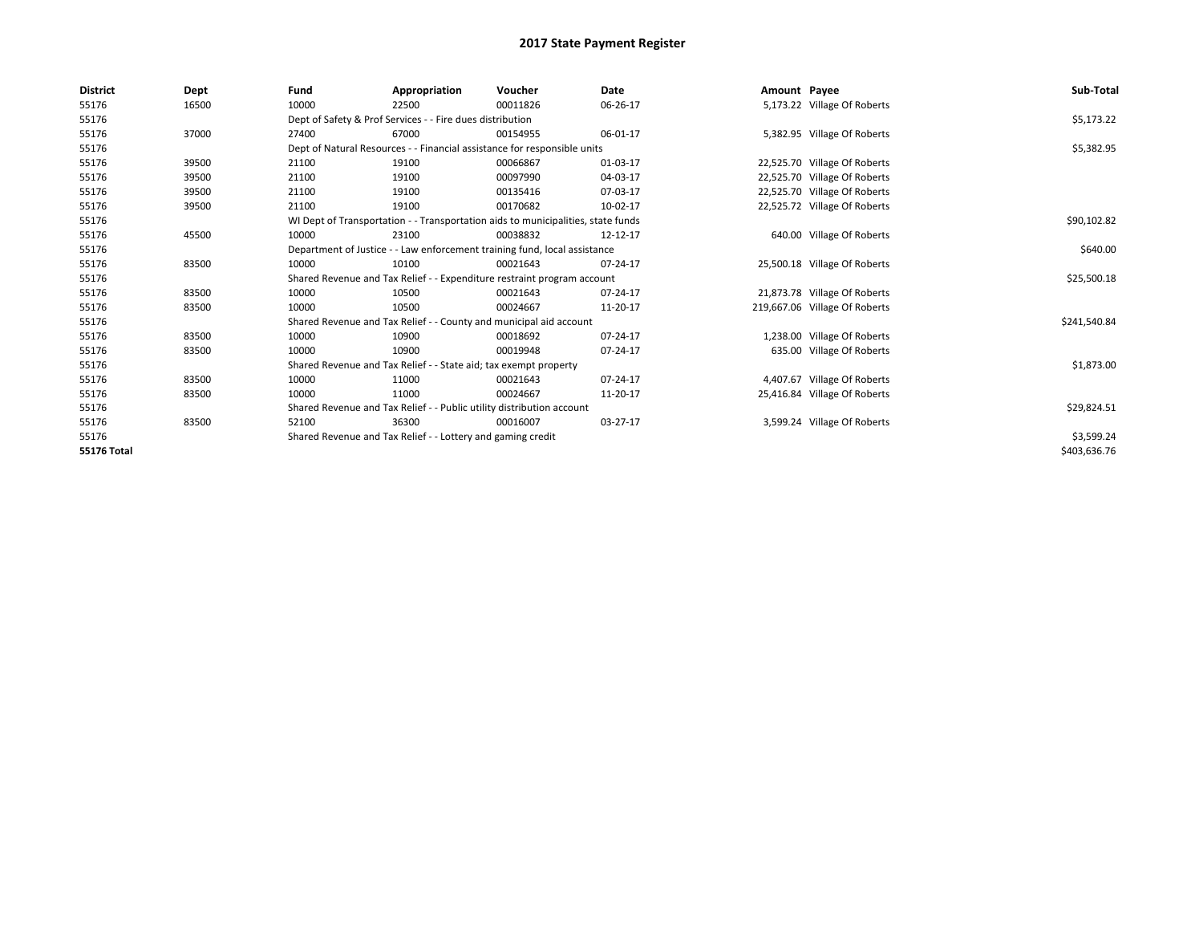# 2017 State Payment Register

| District | Dept | Fund | Appropriation | Voucher | Date | Amount | Payee | Sub-Total |
|---|---|---|---|---|---|---|---|---|
| 55176 | 16500 | 10000 | 22500 | 00011826 | 06-26-17 | 5,173.22 | Village Of Roberts | |
| 55176 | | Dept of Safety & Prof Services - - Fire dues distribution | | | | | | $5,173.22 |
| 55176 | 37000 | 27400 | 67000 | 00154955 | 06-01-17 | 5,382.95 | Village Of Roberts | |
| 55176 | | Dept of Natural Resources - - Financial assistance for responsible units | | | | | | $5,382.95 |
| 55176 | 39500 | 21100 | 19100 | 00066867 | 01-03-17 | 22,525.70 | Village Of Roberts | |
| 55176 | 39500 | 21100 | 19100 | 00097990 | 04-03-17 | 22,525.70 | Village Of Roberts | |
| 55176 | 39500 | 21100 | 19100 | 00135416 | 07-03-17 | 22,525.70 | Village Of Roberts | |
| 55176 | 39500 | 21100 | 19100 | 00170682 | 10-02-17 | 22,525.72 | Village Of Roberts | |
| 55176 | | WI Dept of Transportation - - Transportation aids to municipalities, state funds | | | | | | $90,102.82 |
| 55176 | 45500 | 10000 | 23100 | 00038832 | 12-12-17 | 640.00 | Village Of Roberts | |
| 55176 | | Department of Justice - - Law enforcement training fund, local assistance | | | | | | $640.00 |
| 55176 | 83500 | 10000 | 10100 | 00021643 | 07-24-17 | 25,500.18 | Village Of Roberts | |
| 55176 | | Shared Revenue and Tax Relief - - Expenditure restraint program account | | | | | | $25,500.18 |
| 55176 | 83500 | 10000 | 10500 | 00021643 | 07-24-17 | 21,873.78 | Village Of Roberts | |
| 55176 | 83500 | 10000 | 10500 | 00024667 | 11-20-17 | 219,667.06 | Village Of Roberts | |
| 55176 | | Shared Revenue and Tax Relief - - County and municipal aid account | | | | | | $241,540.84 |
| 55176 | 83500 | 10000 | 10900 | 00018692 | 07-24-17 | 1,238.00 | Village Of Roberts | |
| 55176 | 83500 | 10000 | 10900 | 00019948 | 07-24-17 | 635.00 | Village Of Roberts | |
| 55176 | | Shared Revenue and Tax Relief - - State aid; tax exempt property | | | | | | $1,873.00 |
| 55176 | 83500 | 10000 | 11000 | 00021643 | 07-24-17 | 4,407.67 | Village Of Roberts | |
| 55176 | 83500 | 10000 | 11000 | 00024667 | 11-20-17 | 25,416.84 | Village Of Roberts | |
| 55176 | | Shared Revenue and Tax Relief - - Public utility distribution account | | | | | | $29,824.51 |
| 55176 | 83500 | 52100 | 36300 | 00016007 | 03-27-17 | 3,599.24 | Village Of Roberts | |
| 55176 | | Shared Revenue and Tax Relief - - Lottery and gaming credit | | | | | | $3,599.24 |
| **55176 Total** | | | | | | | | $403,636.76 |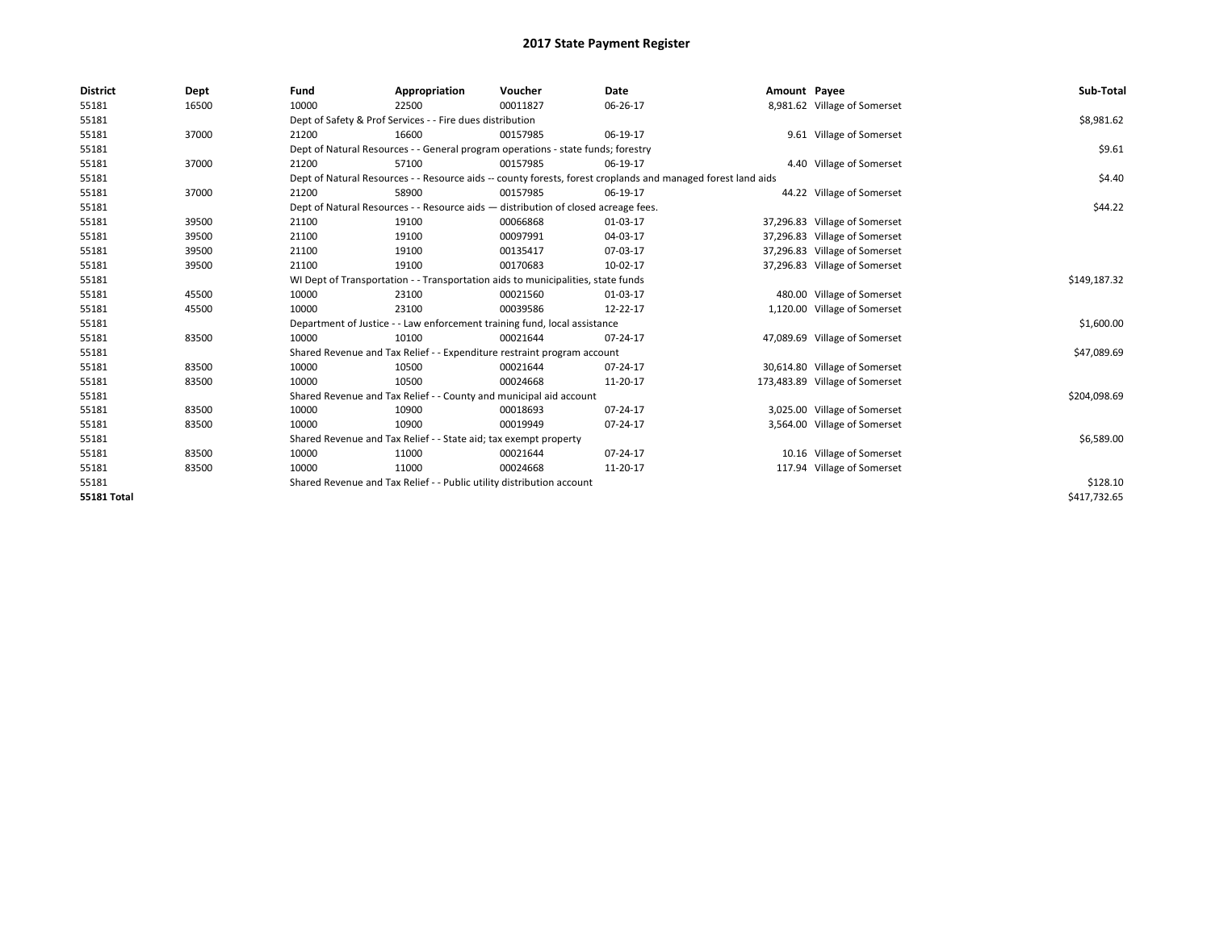# 2017 State Payment Register

| District | Dept | Fund | Appropriation | Voucher | Date | Amount | Payee | Sub-Total |
|---|---|---|---|---|---|---|---|---|
| 55181 | 16500 | 10000 | 22500 | 00011827 | 06-26-17 | 8,981.62 | Village of Somerset | |
| 55181 | | Dept of Safety & Prof Services - - Fire dues distribution | | | | | | $8,981.62 |
| 55181 | 37000 | 21200 | 16600 | 00157985 | 06-19-17 | 9.61 | Village of Somerset | |
| 55181 | | Dept of Natural Resources - - General program operations - state funds; forestry | | | | | | $9.61 |
| 55181 | 37000 | 21200 | 57100 | 00157985 | 06-19-17 | 4.40 | Village of Somerset | |
| 55181 | | Dept of Natural Resources - - Resource aids -- county forests, forest croplands and managed forest land aids | | | | | | $4.40 |
| 55181 | 37000 | 21200 | 58900 | 00157985 | 06-19-17 | 44.22 | Village of Somerset | |
| 55181 | | Dept of Natural Resources - - Resource aids — distribution of closed acreage fees. | | | | | | $44.22 |
| 55181 | 39500 | 21100 | 19100 | 00066868 | 01-03-17 | 37,296.83 | Village of Somerset | |
| 55181 | 39500 | 21100 | 19100 | 00097991 | 04-03-17 | 37,296.83 | Village of Somerset | |
| 55181 | 39500 | 21100 | 19100 | 00135417 | 07-03-17 | 37,296.83 | Village of Somerset | |
| 55181 | 39500 | 21100 | 19100 | 00170683 | 10-02-17 | 37,296.83 | Village of Somerset | |
| 55181 | | WI Dept of Transportation - - Transportation aids to municipalities, state funds | | | | | | $149,187.32 |
| 55181 | 45500 | 10000 | 23100 | 00021560 | 01-03-17 | 480.00 | Village of Somerset | |
| 55181 | 45500 | 10000 | 23100 | 00039586 | 12-22-17 | 1,120.00 | Village of Somerset | |
| 55181 | | Department of Justice - - Law enforcement training fund, local assistance | | | | | | $1,600.00 |
| 55181 | 83500 | 10000 | 10100 | 00021644 | 07-24-17 | 47,089.69 | Village of Somerset | |
| 55181 | | Shared Revenue and Tax Relief - - Expenditure restraint program account | | | | | | $47,089.69 |
| 55181 | 83500 | 10000 | 10500 | 00021644 | 07-24-17 | 30,614.80 | Village of Somerset | |
| 55181 | 83500 | 10000 | 10500 | 00024668 | 11-20-17 | 173,483.89 | Village of Somerset | |
| 55181 | | Shared Revenue and Tax Relief - - County and municipal aid account | | | | | | $204,098.69 |
| 55181 | 83500 | 10000 | 10900 | 00018693 | 07-24-17 | 3,025.00 | Village of Somerset | |
| 55181 | 83500 | 10000 | 10900 | 00019949 | 07-24-17 | 3,564.00 | Village of Somerset | |
| 55181 | | Shared Revenue and Tax Relief - - State aid; tax exempt property | | | | | | $6,589.00 |
| 55181 | 83500 | 10000 | 11000 | 00021644 | 07-24-17 | 10.16 | Village of Somerset | |
| 55181 | 83500 | 10000 | 11000 | 00024668 | 11-20-17 | 117.94 | Village of Somerset | |
| 55181 | | Shared Revenue and Tax Relief - - Public utility distribution account | | | | | | $128.10 |
| **55181 Total** | | | | | | | | $417,732.65 |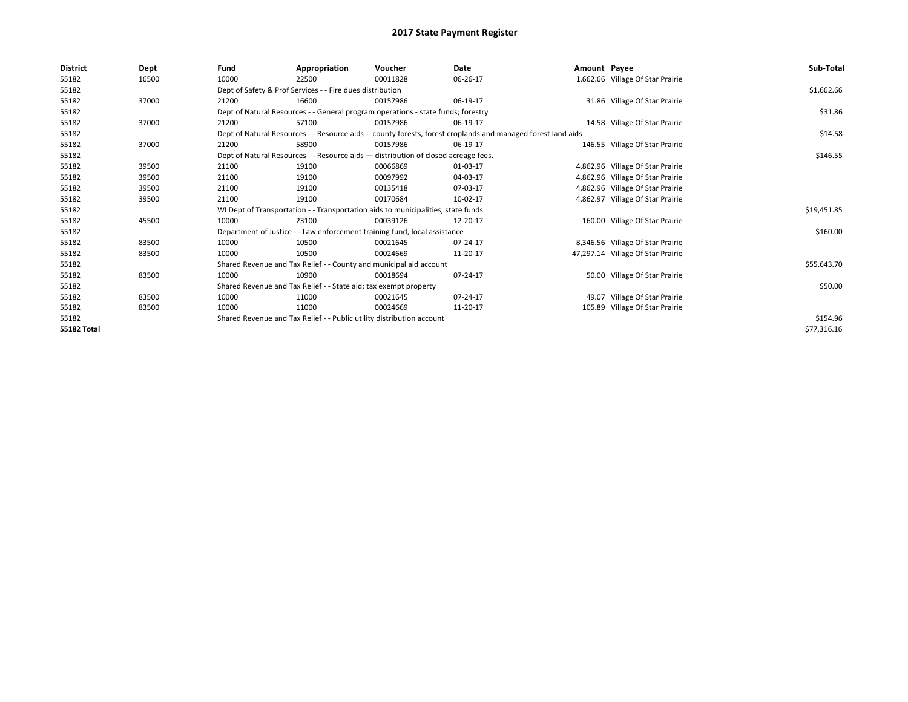# 2017 State Payment Register

| District | Dept | Fund | Appropriation | Voucher | Date | Amount | Payee | Sub-Total |
|---|---|---|---|---|---|---|---|---|
| 55182 | 16500 | 10000 | 22500 | 00011828 | 06-26-17 | 1,662.66 | Village Of Star Prairie | |
| 55182 | | Dept of Safety & Prof Services - - Fire dues distribution | | | | | | $1,662.66 |
| 55182 | 37000 | 21200 | 16600 | 00157986 | 06-19-17 | 31.86 | Village Of Star Prairie | |
| 55182 | | Dept of Natural Resources - - General program operations - state funds; forestry | | | | | | $31.86 |
| 55182 | 37000 | 21200 | 57100 | 00157986 | 06-19-17 | 14.58 | Village Of Star Prairie | |
| 55182 | | Dept of Natural Resources - - Resource aids -- county forests, forest croplands and managed forest land aids | | | | | | $14.58 |
| 55182 | 37000 | 21200 | 58900 | 00157986 | 06-19-17 | 146.55 | Village Of Star Prairie | |
| 55182 | | Dept of Natural Resources - - Resource aids — distribution of closed acreage fees. | | | | | | $146.55 |
| 55182 | 39500 | 21100 | 19100 | 00066869 | 01-03-17 | 4,862.96 | Village Of Star Prairie | |
| 55182 | 39500 | 21100 | 19100 | 00097992 | 04-03-17 | 4,862.96 | Village Of Star Prairie | |
| 55182 | 39500 | 21100 | 19100 | 00135418 | 07-03-17 | 4,862.96 | Village Of Star Prairie | |
| 55182 | 39500 | 21100 | 19100 | 00170684 | 10-02-17 | 4,862.97 | Village Of Star Prairie | |
| 55182 | | WI Dept of Transportation - - Transportation aids to municipalities, state funds | | | | | | $19,451.85 |
| 55182 | 45500 | 10000 | 23100 | 00039126 | 12-20-17 | 160.00 | Village Of Star Prairie | |
| 55182 | | Department of Justice - - Law enforcement training fund, local assistance | | | | | | $160.00 |
| 55182 | 83500 | 10000 | 10500 | 00021645 | 07-24-17 | 8,346.56 | Village Of Star Prairie | |
| 55182 | 83500 | 10000 | 10500 | 00024669 | 11-20-17 | 47,297.14 | Village Of Star Prairie | |
| 55182 | | Shared Revenue and Tax Relief - - County and municipal aid account | | | | | | $55,643.70 |
| 55182 | 83500 | 10000 | 10900 | 00018694 | 07-24-17 | 50.00 | Village Of Star Prairie | |
| 55182 | | Shared Revenue and Tax Relief - - State aid; tax exempt property | | | | | | $50.00 |
| 55182 | 83500 | 10000 | 11000 | 00021645 | 07-24-17 | 49.07 | Village Of Star Prairie | |
| 55182 | 83500 | 10000 | 11000 | 00024669 | 11-20-17 | 105.89 | Village Of Star Prairie | |
| 55182 | | Shared Revenue and Tax Relief - - Public utility distribution account | | | | | | $154.96 |
| **55182 Total** | | | | | | | | $77,316.16 |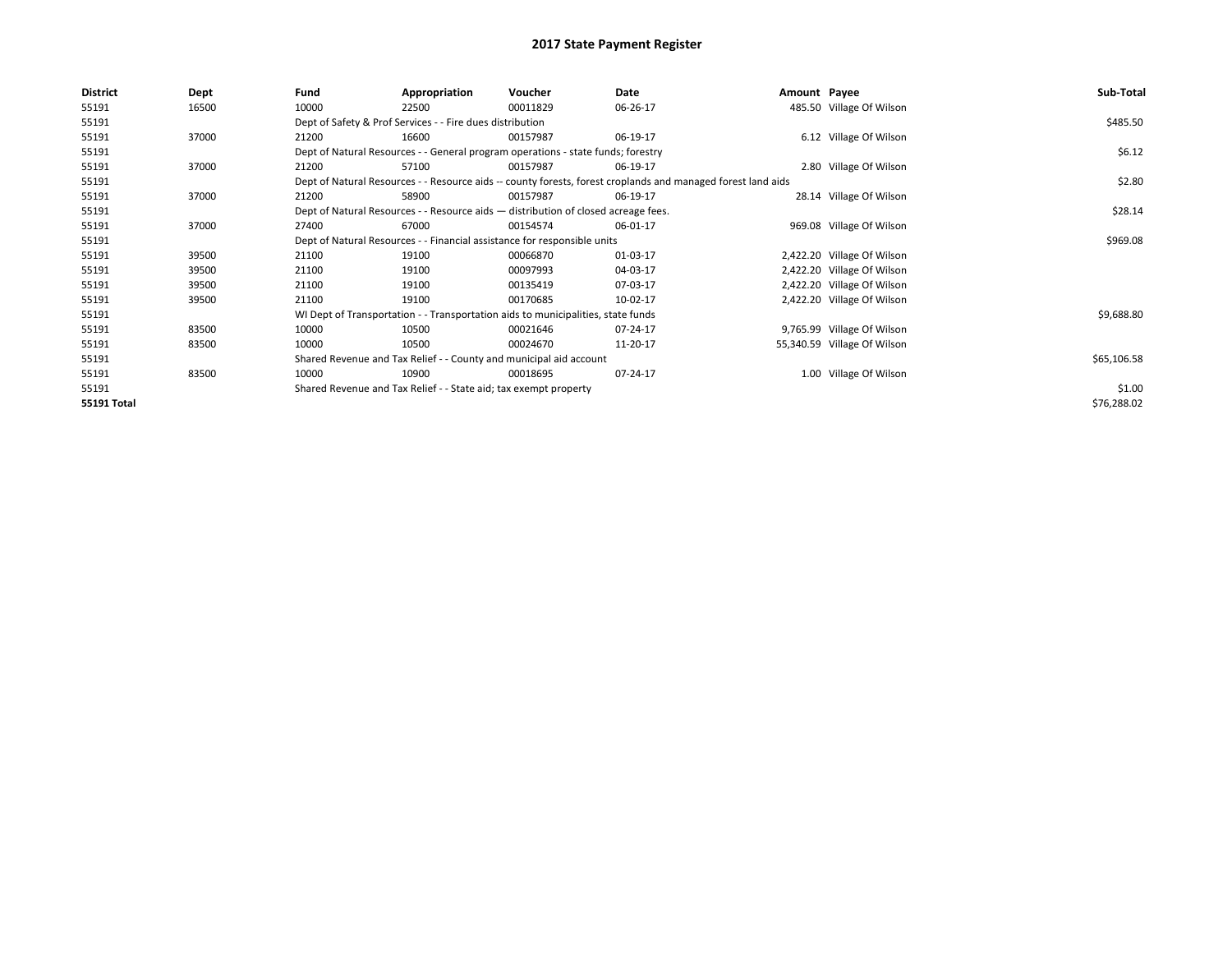# 2017 State Payment Register

| District | Dept | Fund | Appropriation | Voucher | Date | Amount | Payee | Sub-Total |
|---|---|---|---|---|---|---|---|---|
| 55191 | 16500 | 10000 | 22500 | 00011829 | 06-26-17 | 485.50 | Village Of Wilson | |
| 55191 | | Dept of Safety & Prof Services - - Fire dues distribution | | | | | | $485.50 |
| 55191 | 37000 | 21200 | 16600 | 00157987 | 06-19-17 | 6.12 | Village Of Wilson | |
| 55191 | | Dept of Natural Resources - - General program operations - state funds; forestry | | | | | | $6.12 |
| 55191 | 37000 | 21200 | 57100 | 00157987 | 06-19-17 | 2.80 | Village Of Wilson | |
| 55191 | | Dept of Natural Resources - - Resource aids -- county forests, forest croplands and managed forest land aids | | | | | | $2.80 |
| 55191 | 37000 | 21200 | 58900 | 00157987 | 06-19-17 | 28.14 | Village Of Wilson | |
| 55191 | | Dept of Natural Resources - - Resource aids — distribution of closed acreage fees. | | | | | | $28.14 |
| 55191 | 37000 | 27400 | 67000 | 00154574 | 06-01-17 | 969.08 | Village Of Wilson | |
| 55191 | | Dept of Natural Resources - - Financial assistance for responsible units | | | | | | $969.08 |
| 55191 | 39500 | 21100 | 19100 | 00066870 | 01-03-17 | 2,422.20 | Village Of Wilson | |
| 55191 | 39500 | 21100 | 19100 | 00097993 | 04-03-17 | 2,422.20 | Village Of Wilson | |
| 55191 | 39500 | 21100 | 19100 | 00135419 | 07-03-17 | 2,422.20 | Village Of Wilson | |
| 55191 | 39500 | 21100 | 19100 | 00170685 | 10-02-17 | 2,422.20 | Village Of Wilson | |
| 55191 | | WI Dept of Transportation - - Transportation aids to municipalities, state funds | | | | | | $9,688.80 |
| 55191 | 83500 | 10000 | 10500 | 00021646 | 07-24-17 | 9,765.99 | Village Of Wilson | |
| 55191 | 83500 | 10000 | 10500 | 00024670 | 11-20-17 | 55,340.59 | Village Of Wilson | |
| 55191 | | Shared Revenue and Tax Relief - - County and municipal aid account | | | | | | $65,106.58 |
| 55191 | 83500 | 10000 | 10900 | 00018695 | 07-24-17 | 1.00 | Village Of Wilson | |
| 55191 | | Shared Revenue and Tax Relief - - State aid; tax exempt property | | | | | | $1.00 |
| 55191 Total | | | | | | | | $76,288.02 |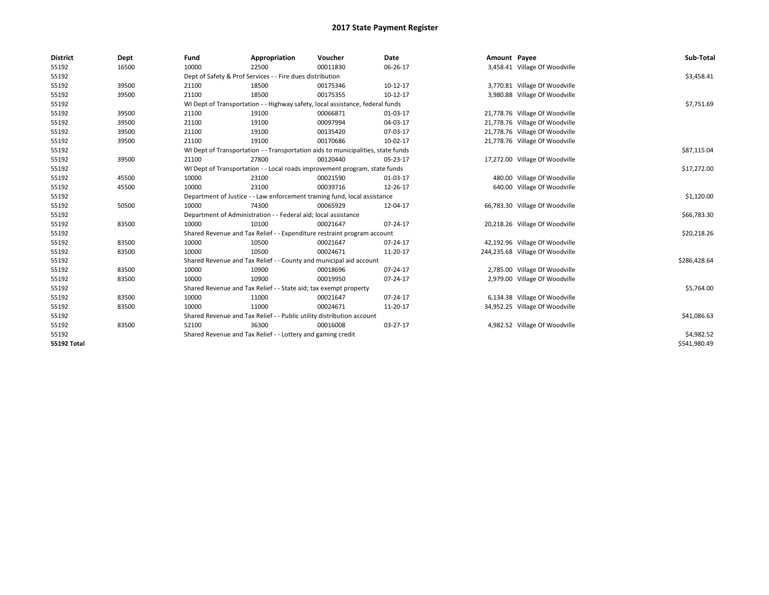# 2017 State Payment Register

| District | Dept | Fund | Appropriation | Voucher | Date | Amount | Payee | Sub-Total |
|---|---|---|---|---|---|---|---|---|
| 55192 | 16500 | 10000 | 22500 | 00011830 | 06-26-17 | 3,458.41 | Village Of Woodville | |
| 55192 | | Dept of Safety & Prof Services - - Fire dues distribution | | | | | | $3,458.41 |
| 55192 | 39500 | 21100 | 18500 | 00175346 | 10-12-17 | 3,770.81 | Village Of Woodville | |
| 55192 | 39500 | 21100 | 18500 | 00175355 | 10-12-17 | 3,980.88 | Village Of Woodville | |
| 55192 | | WI Dept of Transportation - - Highway safety, local assistance, federal funds | | | | | | $7,751.69 |
| 55192 | 39500 | 21100 | 19100 | 00066871 | 01-03-17 | 21,778.76 | Village Of Woodville | |
| 55192 | 39500 | 21100 | 19100 | 00097994 | 04-03-17 | 21,778.76 | Village Of Woodville | |
| 55192 | 39500 | 21100 | 19100 | 00135420 | 07-03-17 | 21,778.76 | Village Of Woodville | |
| 55192 | 39500 | 21100 | 19100 | 00170686 | 10-02-17 | 21,778.76 | Village Of Woodville | |
| 55192 | | WI Dept of Transportation - - Transportation aids to municipalities, state funds | | | | | | $87,115.04 |
| 55192 | 39500 | 21100 | 27800 | 00120440 | 05-23-17 | 17,272.00 | Village Of Woodville | |
| 55192 | | WI Dept of Transportation - - Local roads improvement program, state funds | | | | | | $17,272.00 |
| 55192 | 45500 | 10000 | 23100 | 00021590 | 01-03-17 | 480.00 | Village Of Woodville | |
| 55192 | 45500 | 10000 | 23100 | 00039716 | 12-26-17 | 640.00 | Village Of Woodville | |
| 55192 | | Department of Justice - - Law enforcement training fund, local assistance | | | | | | $1,120.00 |
| 55192 | 50500 | 10000 | 74300 | 00065929 | 12-04-17 | 66,783.30 | Village Of Woodville | |
| 55192 | | Department of Administration - - Federal aid; local assistance | | | | | | $66,783.30 |
| 55192 | 83500 | 10000 | 10100 | 00021647 | 07-24-17 | 20,218.26 | Village Of Woodville | |
| 55192 | | Shared Revenue and Tax Relief - - Expenditure restraint program account | | | | | | $20,218.26 |
| 55192 | 83500 | 10000 | 10500 | 00021647 | 07-24-17 | 42,192.96 | Village Of Woodville | |
| 55192 | 83500 | 10000 | 10500 | 00024671 | 11-20-17 | 244,235.68 | Village Of Woodville | |
| 55192 | | Shared Revenue and Tax Relief - - County and municipal aid account | | | | | | $286,428.64 |
| 55192 | 83500 | 10000 | 10900 | 00018696 | 07-24-17 | 2,785.00 | Village Of Woodville | |
| 55192 | 83500 | 10000 | 10900 | 00019950 | 07-24-17 | 2,979.00 | Village Of Woodville | |
| 55192 | | Shared Revenue and Tax Relief - - State aid; tax exempt property | | | | | | $5,764.00 |
| 55192 | 83500 | 10000 | 11000 | 00021647 | 07-24-17 | 6,134.38 | Village Of Woodville | |
| 55192 | 83500 | 10000 | 11000 | 00024671 | 11-20-17 | 34,952.25 | Village Of Woodville | |
| 55192 | | Shared Revenue and Tax Relief - - Public utility distribution account | | | | | | $41,086.63 |
| 55192 | 83500 | 52100 | 36300 | 00016008 | 03-27-17 | 4,982.52 | Village Of Woodville | |
| 55192 | | Shared Revenue and Tax Relief - - Lottery and gaming credit | | | | | | $4,982.52 |
| **55192 Total** | | | | | | | | $541,980.49 |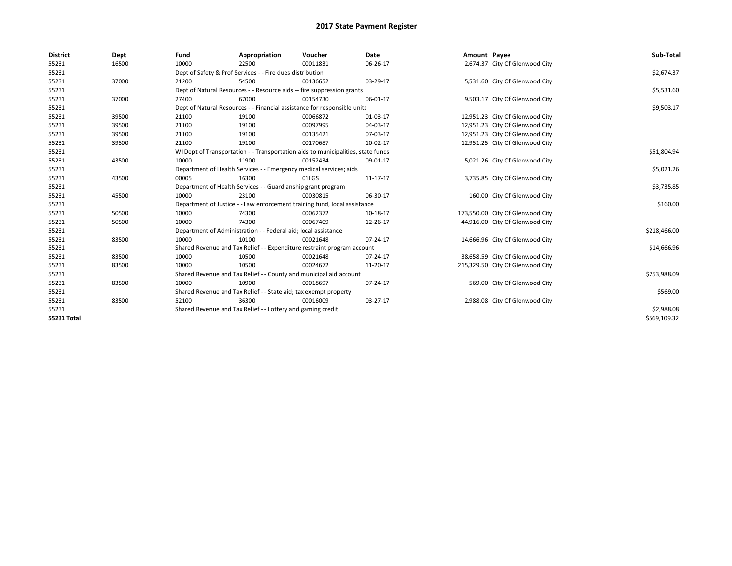# 2017 State Payment Register

| District | Dept | Fund | Appropriation | Voucher | Date | Amount | Payee | Sub-Total |
|---|---|---|---|---|---|---|---|---|
| 55231 | 16500 | 10000 | 22500 | 00011831 | 06-26-17 | 2,674.37 | City Of Glenwood City | |
| 55231 | | Dept of Safety & Prof Services - - Fire dues distribution | | | | | | $2,674.37 |
| 55231 | 37000 | 21200 | 54500 | 00136652 | 03-29-17 | 5,531.60 | City Of Glenwood City | |
| 55231 | | Dept of Natural Resources - - Resource aids -- fire suppression grants | | | | | | $5,531.60 |
| 55231 | 37000 | 27400 | 67000 | 00154730 | 06-01-17 | 9,503.17 | City Of Glenwood City | |
| 55231 | | Dept of Natural Resources - - Financial assistance for responsible units | | | | | | $9,503.17 |
| 55231 | 39500 | 21100 | 19100 | 00066872 | 01-03-17 | 12,951.23 | City Of Glenwood City | |
| 55231 | 39500 | 21100 | 19100 | 00097995 | 04-03-17 | 12,951.23 | City Of Glenwood City | |
| 55231 | 39500 | 21100 | 19100 | 00135421 | 07-03-17 | 12,951.23 | City Of Glenwood City | |
| 55231 | 39500 | 21100 | 19100 | 00170687 | 10-02-17 | 12,951.25 | City Of Glenwood City | |
| 55231 | | WI Dept of Transportation - - Transportation aids to municipalities, state funds | | | | | | $51,804.94 |
| 55231 | 43500 | 10000 | 11900 | 00152434 | 09-01-17 | 5,021.26 | City Of Glenwood City | |
| 55231 | | Department of Health Services - - Emergency medical services; aids | | | | | | $5,021.26 |
| 55231 | 43500 | 00005 | 16300 | 01LGS | 11-17-17 | 3,735.85 | City Of Glenwood City | |
| 55231 | | Department of Health Services - - Guardianship grant program | | | | | | $3,735.85 |
| 55231 | 45500 | 10000 | 23100 | 00030815 | 06-30-17 | 160.00 | City Of Glenwood City | |
| 55231 | | Department of Justice - - Law enforcement training fund, local assistance | | | | | | $160.00 |
| 55231 | 50500 | 10000 | 74300 | 00062372 | 10-18-17 | 173,550.00 | City Of Glenwood City | |
| 55231 | 50500 | 10000 | 74300 | 00067409 | 12-26-17 | 44,916.00 | City Of Glenwood City | |
| 55231 | | Department of Administration - - Federal aid; local assistance | | | | | | $218,466.00 |
| 55231 | 83500 | 10000 | 10100 | 00021648 | 07-24-17 | 14,666.96 | City Of Glenwood City | |
| 55231 | | Shared Revenue and Tax Relief - - Expenditure restraint program account | | | | | | $14,666.96 |
| 55231 | 83500 | 10000 | 10500 | 00021648 | 07-24-17 | 38,658.59 | City Of Glenwood City | |
| 55231 | 83500 | 10000 | 10500 | 00024672 | 11-20-17 | 215,329.50 | City Of Glenwood City | |
| 55231 | | Shared Revenue and Tax Relief - - County and municipal aid account | | | | | | $253,988.09 |
| 55231 | 83500 | 10000 | 10900 | 00018697 | 07-24-17 | 569.00 | City Of Glenwood City | |
| 55231 | | Shared Revenue and Tax Relief - - State aid; tax exempt property | | | | | | $569.00 |
| 55231 | 83500 | 52100 | 36300 | 00016009 | 03-27-17 | 2,988.08 | City Of Glenwood City | |
| 55231 | | Shared Revenue and Tax Relief - - Lottery and gaming credit | | | | | | $2,988.08 |
| **55231 Total** | | | | | | | | $569,109.32 |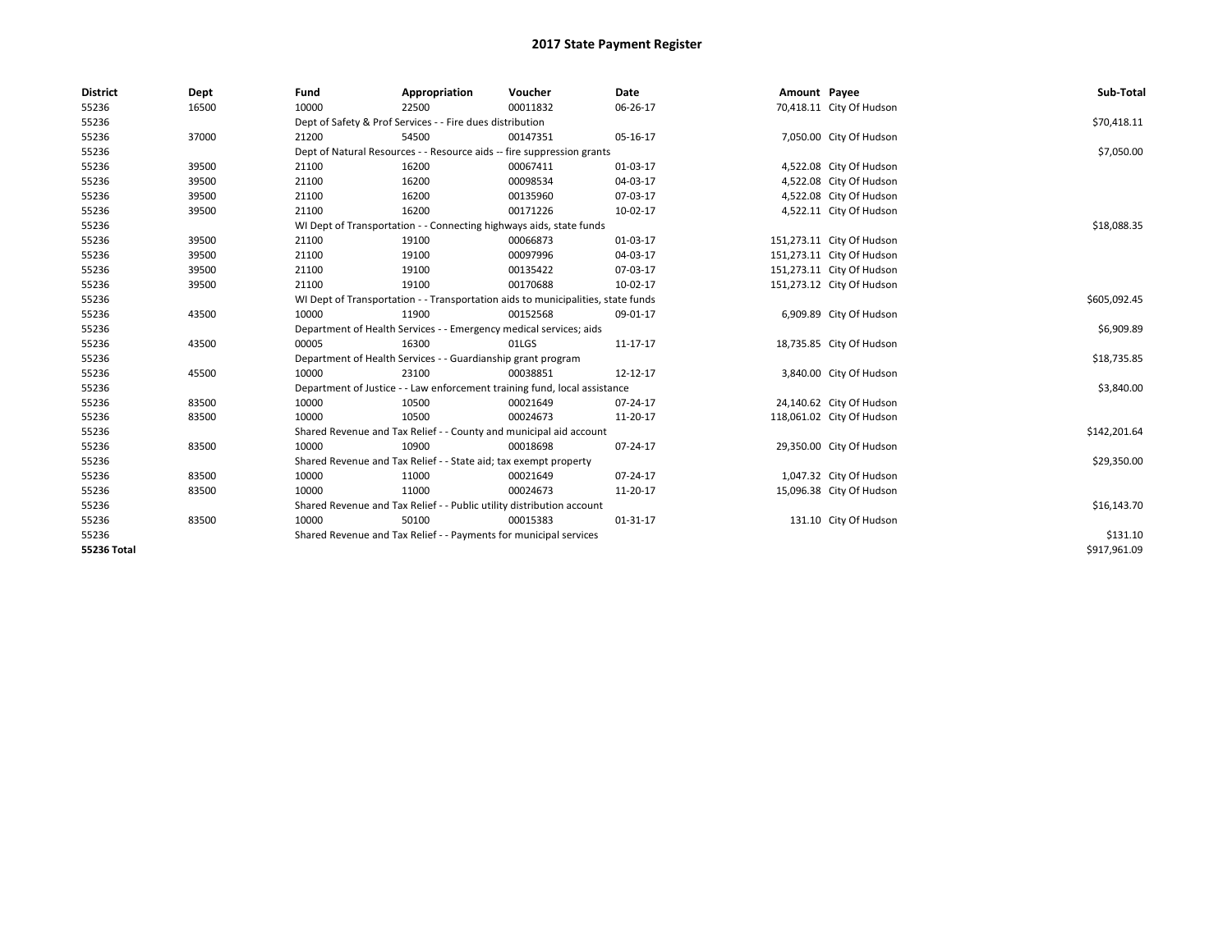# 2017 State Payment Register

| District | Dept | Fund | Appropriation | Voucher | Date | Amount | Payee | Sub-Total |
|---|---|---|---|---|---|---|---|---|
| 55236 | 16500 | 10000 | 22500 | 00011832 | 06-26-17 | 70,418.11 | City Of Hudson | |
| 55236 | | Dept of Safety & Prof Services - - Fire dues distribution | | | | | | $70,418.11 |
| 55236 | 37000 | 21200 | 54500 | 00147351 | 05-16-17 | 7,050.00 | City Of Hudson | |
| 55236 | | Dept of Natural Resources - - Resource aids -- fire suppression grants | | | | | | $7,050.00 |
| 55236 | 39500 | 21100 | 16200 | 00067411 | 01-03-17 | 4,522.08 | City Of Hudson | |
| 55236 | 39500 | 21100 | 16200 | 00098534 | 04-03-17 | 4,522.08 | City Of Hudson | |
| 55236 | 39500 | 21100 | 16200 | 00135960 | 07-03-17 | 4,522.08 | City Of Hudson | |
| 55236 | 39500 | 21100 | 16200 | 00171226 | 10-02-17 | 4,522.11 | City Of Hudson | |
| 55236 | | WI Dept of Transportation - - Connecting highways aids, state funds | | | | | | $18,088.35 |
| 55236 | 39500 | 21100 | 19100 | 00066873 | 01-03-17 | 151,273.11 | City Of Hudson | |
| 55236 | 39500 | 21100 | 19100 | 00097996 | 04-03-17 | 151,273.11 | City Of Hudson | |
| 55236 | 39500 | 21100 | 19100 | 00135422 | 07-03-17 | 151,273.11 | City Of Hudson | |
| 55236 | 39500 | 21100 | 19100 | 00170688 | 10-02-17 | 151,273.12 | City Of Hudson | |
| 55236 | | WI Dept of Transportation - - Transportation aids to municipalities, state funds | | | | | | $605,092.45 |
| 55236 | 43500 | 10000 | 11900 | 00152568 | 09-01-17 | 6,909.89 | City Of Hudson | |
| 55236 | | Department of Health Services - - Emergency medical services; aids | | | | | | $6,909.89 |
| 55236 | 43500 | 00005 | 16300 | 01LGS | 11-17-17 | 18,735.85 | City Of Hudson | |
| 55236 | | Department of Health Services - - Guardianship grant program | | | | | | $18,735.85 |
| 55236 | 45500 | 10000 | 23100 | 00038851 | 12-12-17 | 3,840.00 | City Of Hudson | |
| 55236 | | Department of Justice - - Law enforcement training fund, local assistance | | | | | | $3,840.00 |
| 55236 | 83500 | 10000 | 10500 | 00021649 | 07-24-17 | 24,140.62 | City Of Hudson | |
| 55236 | 83500 | 10000 | 10500 | 00024673 | 11-20-17 | 118,061.02 | City Of Hudson | |
| 55236 | | Shared Revenue and Tax Relief - - County and municipal aid account | | | | | | $142,201.64 |
| 55236 | 83500 | 10000 | 10900 | 00018698 | 07-24-17 | 29,350.00 | City Of Hudson | |
| 55236 | | Shared Revenue and Tax Relief - - State aid; tax exempt property | | | | | | $29,350.00 |
| 55236 | 83500 | 10000 | 11000 | 00021649 | 07-24-17 | 1,047.32 | City Of Hudson | |
| 55236 | 83500 | 10000 | 11000 | 00024673 | 11-20-17 | 15,096.38 | City Of Hudson | |
| 55236 | | Shared Revenue and Tax Relief - - Public utility distribution account | | | | | | $16,143.70 |
| 55236 | 83500 | 10000 | 50100 | 00015383 | 01-31-17 | 131.10 | City Of Hudson | |
| 55236 | | Shared Revenue and Tax Relief - - Payments for municipal services | | | | | | $131.10 |
| **55236 Total** | | | | | | | | $917,961.09 |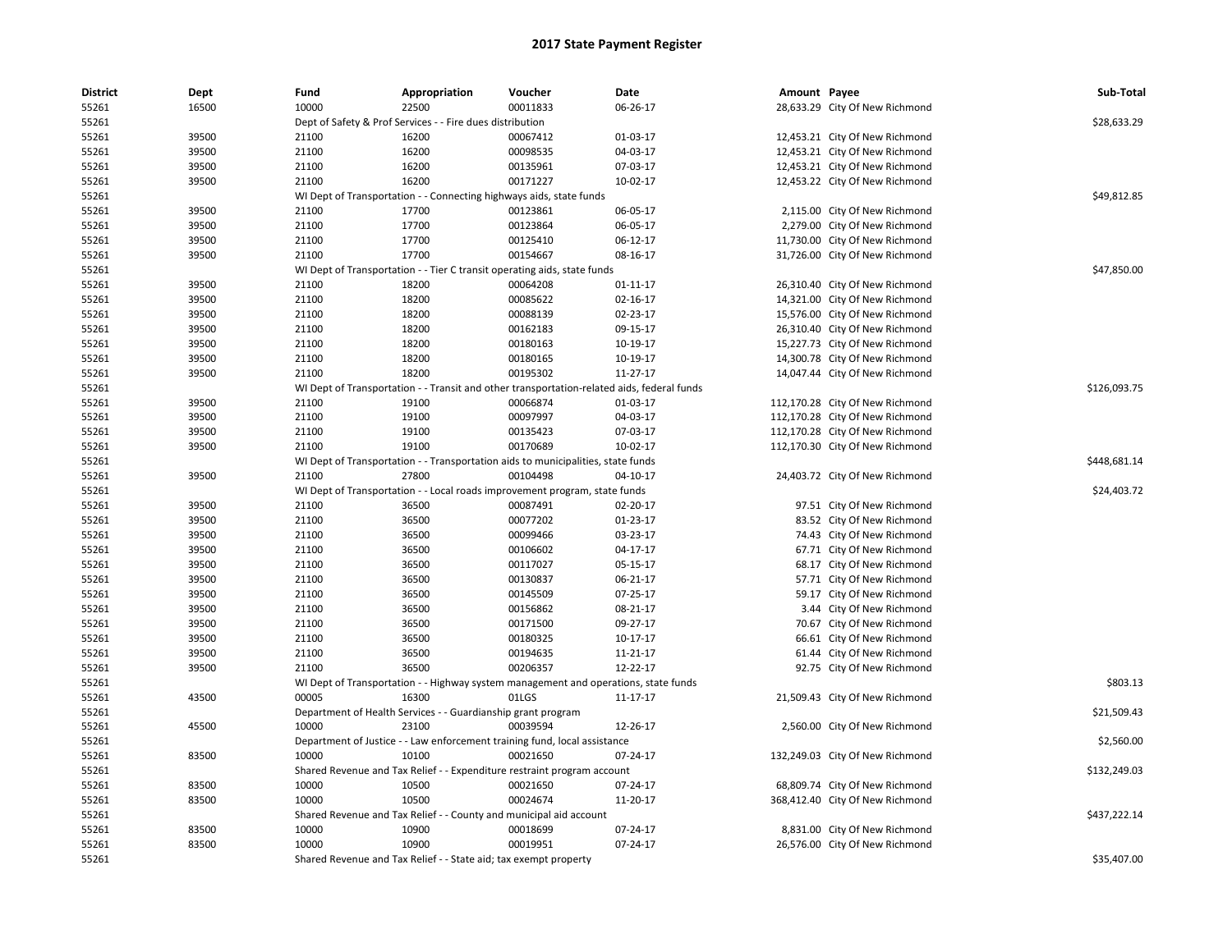# 2017 State Payment Register

| District | Dept | Fund | Appropriation | Voucher | Date | Amount | Payee | Sub-Total |
|---|---|---|---|---|---|---|---|---|
| 55261 | 16500 | 10000 | 22500 | 00011833 | 06-26-17 | 28,633.29 | City Of New Richmond | |
| 55261 | | Dept of Safety & Prof Services - - Fire dues distribution | | | | | | $28,633.29 |
| 55261 | 39500 | 21100 | 16200 | 00067412 | 01-03-17 | 12,453.21 | City Of New Richmond | |
| 55261 | 39500 | 21100 | 16200 | 00098535 | 04-03-17 | 12,453.21 | City Of New Richmond | |
| 55261 | 39500 | 21100 | 16200 | 00135961 | 07-03-17 | 12,453.21 | City Of New Richmond | |
| 55261 | 39500 | 21100 | 16200 | 00171227 | 10-02-17 | 12,453.22 | City Of New Richmond | |
| 55261 | | WI Dept of Transportation - - Connecting highways aids, state funds | | | | | | $49,812.85 |
| 55261 | 39500 | 21100 | 17700 | 00123861 | 06-05-17 | 2,115.00 | City Of New Richmond | |
| 55261 | 39500 | 21100 | 17700 | 00123864 | 06-05-17 | 2,279.00 | City Of New Richmond | |
| 55261 | 39500 | 21100 | 17700 | 00125410 | 06-12-17 | 11,730.00 | City Of New Richmond | |
| 55261 | 39500 | 21100 | 17700 | 00154667 | 08-16-17 | 31,726.00 | City Of New Richmond | |
| 55261 | | WI Dept of Transportation - - Tier C transit operating aids, state funds | | | | | | $47,850.00 |
| 55261 | 39500 | 21100 | 18200 | 00064208 | 01-11-17 | 26,310.40 | City Of New Richmond | |
| 55261 | 39500 | 21100 | 18200 | 00085622 | 02-16-17 | 14,321.00 | City Of New Richmond | |
| 55261 | 39500 | 21100 | 18200 | 00088139 | 02-23-17 | 15,576.00 | City Of New Richmond | |
| 55261 | 39500 | 21100 | 18200 | 00162183 | 09-15-17 | 26,310.40 | City Of New Richmond | |
| 55261 | 39500 | 21100 | 18200 | 00180163 | 10-19-17 | 15,227.73 | City Of New Richmond | |
| 55261 | 39500 | 21100 | 18200 | 00180165 | 10-19-17 | 14,300.78 | City Of New Richmond | |
| 55261 | 39500 | 21100 | 18200 | 00195302 | 11-27-17 | 14,047.44 | City Of New Richmond | |
| 55261 | | WI Dept of Transportation - - Transit and other transportation-related aids, federal funds | | | | | | $126,093.75 |
| 55261 | 39500 | 21100 | 19100 | 00066874 | 01-03-17 | 112,170.28 | City Of New Richmond | |
| 55261 | 39500 | 21100 | 19100 | 00097997 | 04-03-17 | 112,170.28 | City Of New Richmond | |
| 55261 | 39500 | 21100 | 19100 | 00135423 | 07-03-17 | 112,170.28 | City Of New Richmond | |
| 55261 | 39500 | 21100 | 19100 | 00170689 | 10-02-17 | 112,170.30 | City Of New Richmond | |
| 55261 | | WI Dept of Transportation - - Transportation aids to municipalities, state funds | | | | | | $448,681.14 |
| 55261 | 39500 | 21100 | 27800 | 00104498 | 04-10-17 | 24,403.72 | City Of New Richmond | |
| 55261 | | WI Dept of Transportation - - Local roads improvement program, state funds | | | | | | $24,403.72 |
| 55261 | 39500 | 21100 | 36500 | 00087491 | 02-20-17 | 97.51 | City Of New Richmond | |
| 55261 | 39500 | 21100 | 36500 | 00077202 | 01-23-17 | 83.52 | City Of New Richmond | |
| 55261 | 39500 | 21100 | 36500 | 00099466 | 03-23-17 | 74.43 | City Of New Richmond | |
| 55261 | 39500 | 21100 | 36500 | 00106602 | 04-17-17 | 67.71 | City Of New Richmond | |
| 55261 | 39500 | 21100 | 36500 | 00117027 | 05-15-17 | 68.17 | City Of New Richmond | |
| 55261 | 39500 | 21100 | 36500 | 00130837 | 06-21-17 | 57.71 | City Of New Richmond | |
| 55261 | 39500 | 21100 | 36500 | 00145509 | 07-25-17 | 59.17 | City Of New Richmond | |
| 55261 | 39500 | 21100 | 36500 | 00156862 | 08-21-17 | 3.44 | City Of New Richmond | |
| 55261 | 39500 | 21100 | 36500 | 00171500 | 09-27-17 | 70.67 | City Of New Richmond | |
| 55261 | 39500 | 21100 | 36500 | 00180325 | 10-17-17 | 66.61 | City Of New Richmond | |
| 55261 | 39500 | 21100 | 36500 | 00194635 | 11-21-17 | 61.44 | City Of New Richmond | |
| 55261 | 39500 | 21100 | 36500 | 00206357 | 12-22-17 | 92.75 | City Of New Richmond | |
| 55261 | | WI Dept of Transportation - - Highway system management and operations, state funds | | | | | | $803.13 |
| 55261 | 43500 | 00005 | 16300 | 01LGS | 11-17-17 | 21,509.43 | City Of New Richmond | |
| 55261 | | Department of Health Services - - Guardianship grant program | | | | | | $21,509.43 |
| 55261 | 45500 | 10000 | 23100 | 00039594 | 12-26-17 | 2,560.00 | City Of New Richmond | |
| 55261 | | Department of Justice - - Law enforcement training fund, local assistance | | | | | | $2,560.00 |
| 55261 | 83500 | 10000 | 10100 | 00021650 | 07-24-17 | 132,249.03 | City Of New Richmond | |
| 55261 | | Shared Revenue and Tax Relief - - Expenditure restraint program account | | | | | | $132,249.03 |
| 55261 | 83500 | 10000 | 10500 | 00021650 | 07-24-17 | 68,809.74 | City Of New Richmond | |
| 55261 | 83500 | 10000 | 10500 | 00024674 | 11-20-17 | 368,412.40 | City Of New Richmond | |
| 55261 | | Shared Revenue and Tax Relief - - County and municipal aid account | | | | | | $437,222.14 |
| 55261 | 83500 | 10000 | 10900 | 00018699 | 07-24-17 | 8,831.00 | City Of New Richmond | |
| 55261 | 83500 | 10000 | 10900 | 00019951 | 07-24-17 | 26,576.00 | City Of New Richmond | |
| 55261 | | Shared Revenue and Tax Relief - - State aid; tax exempt property | | | | | | $35,407.00 |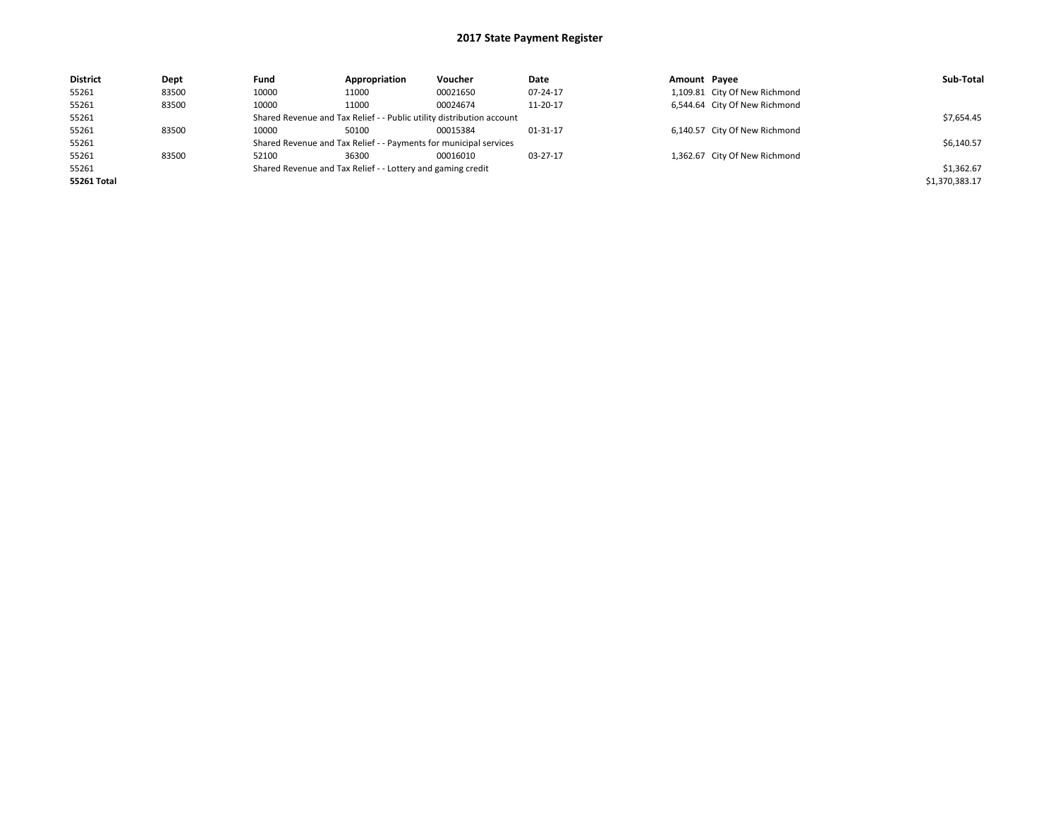# 2017 State Payment Register

| District | Dept | Fund | Appropriation | Voucher | Date | Amount | Payee | Sub-Total |
|---|---|---|---|---|---|---|---|---|
| 55261 | 83500 | 10000 | 11000 | 00021650 | 07-24-17 | 1,109.81 | City Of New Richmond | |
| 55261 | 83500 | 10000 | 11000 | 00024674 | 11-20-17 | 6,544.64 | City Of New Richmond | |
| 55261 | | Shared Revenue and Tax Relief - - Public utility distribution account | | | | | | $7,654.45 |
| 55261 | 83500 | 10000 | 50100 | 00015384 | 01-31-17 | 6,140.57 | City Of New Richmond | |
| 55261 | | Shared Revenue and Tax Relief - - Payments for municipal services | | | | | | $6,140.57 |
| 55261 | 83500 | 52100 | 36300 | 00016010 | 03-27-17 | 1,362.67 | City Of New Richmond | |
| 55261 | | Shared Revenue and Tax Relief - - Lottery and gaming credit | | | | | | $1,362.67 |
| **55261 Total** | | | | | | | | $1,370,383.17 |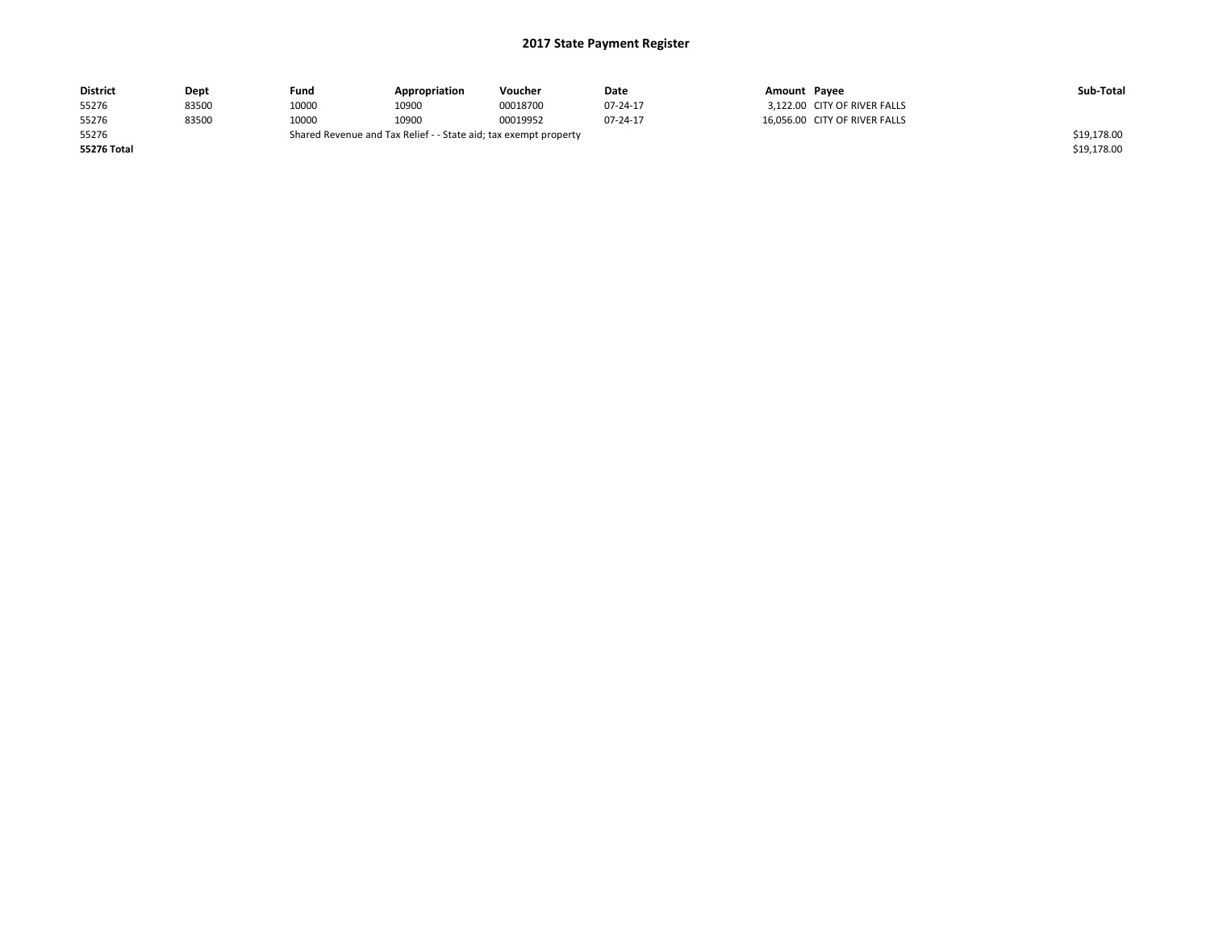## 2017 State Payment Register

| District | Dept | Fund | Appropriation | Voucher | Date | Amount | Payee | Sub-Total |
|---|---|---|---|---|---|---|---|---|
| 55276 | 83500 | 10000 | 10900 | 00018700 | 07-24-17 | 3,122.00 | CITY OF RIVER FALLS | |
| 55276 | 83500 | 10000 | 10900 | 00019952 | 07-24-17 | 16,056.00 | CITY OF RIVER FALLS | |
| 55276 | | Shared Revenue and Tax Relief - - State aid; tax exempt property | | | | | | $19,178.00 |
| **55276 Total** | | | | | | | | $19,178.00 |